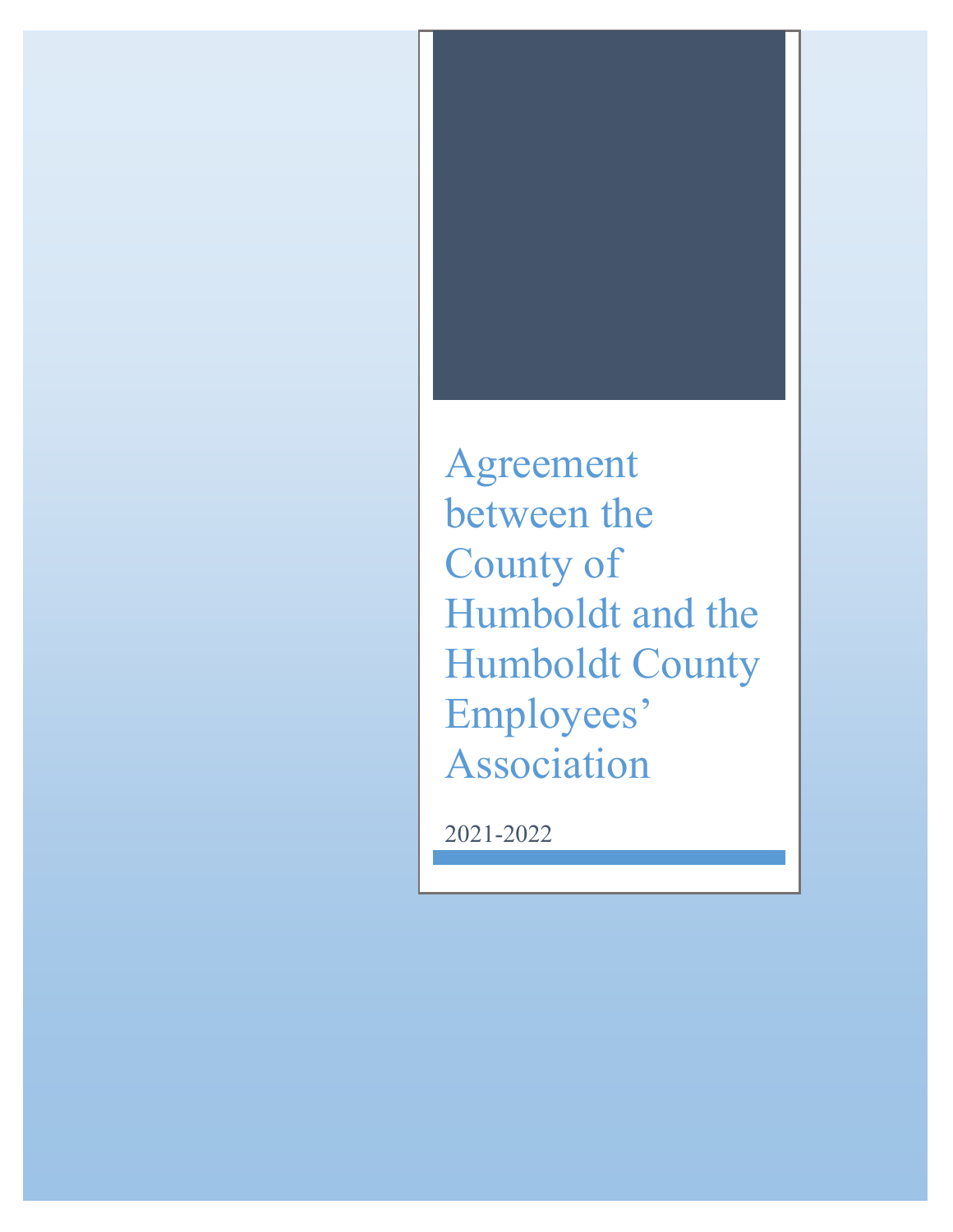# Agreement between the County of Humboldt and the Humboldt County Employees' Association

2021-2022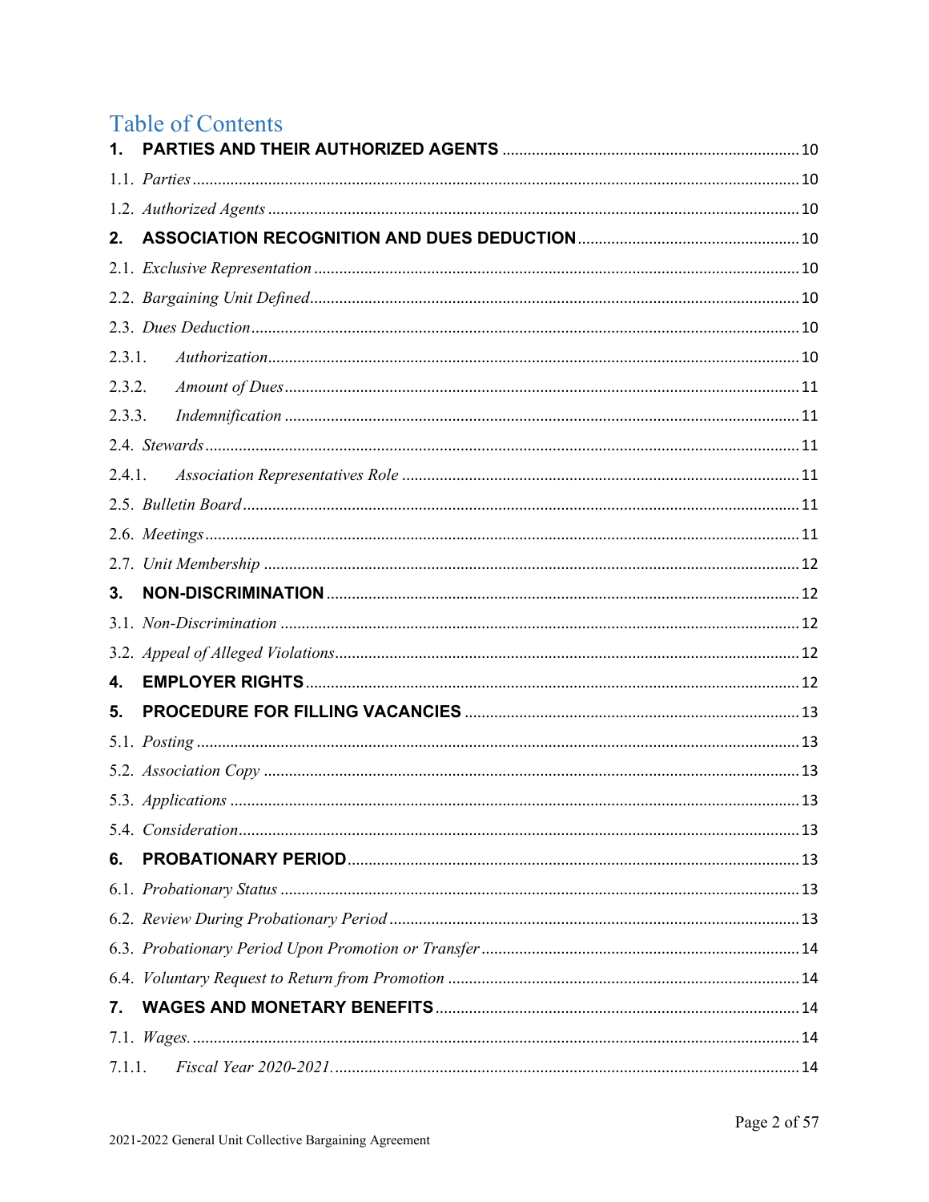# Table of Contents

**1. PARTIES AND THEIR AUTHORIZED AGENTS** ..... 10

1.1. *Parties* ..... 10

1.2. *Authorized Agents* ..... 10

**2. ASSOCIATION RECOGNITION AND DUES DEDUCTION** ..... 10

2.1. *Exclusive Representation* ..... 10

2.2. *Bargaining Unit Defined* ..... 10

2.3. *Dues Deduction* ..... 10

2.3.1. *Authorization* ..... 10

2.3.2. *Amount of Dues* ..... 11

2.3.3. *Indemnification* ..... 11

2.4. *Stewards* ..... 11

2.4.1. *Association Representatives Role* ..... 11

2.5. *Bulletin Board* ..... 11

2.6. *Meetings* ..... 11

2.7. *Unit Membership* ..... 12

**3. NON-DISCRIMINATION** ..... 12

3.1. *Non-Discrimination* ..... 12

3.2. *Appeal of Alleged Violations* ..... 12

**4. EMPLOYER RIGHTS** ..... 12

**5. PROCEDURE FOR FILLING VACANCIES** ..... 13

5.1. *Posting* ..... 13

5.2. *Association Copy* ..... 13

5.3. *Applications* ..... 13

5.4. *Consideration* ..... 13

**6. PROBATIONARY PERIOD** ..... 13

6.1. *Probationary Status* ..... 13

6.2. *Review During Probationary Period* ..... 13

6.3. *Probationary Period Upon Promotion or Transfer* ..... 14

6.4. *Voluntary Request to Return from Promotion* ..... 14

**7. WAGES AND MONETARY BENEFITS** ..... 14

7.1. *Wages.* ..... 14

7.1.1. *Fiscal Year 2020-2021.* ..... 14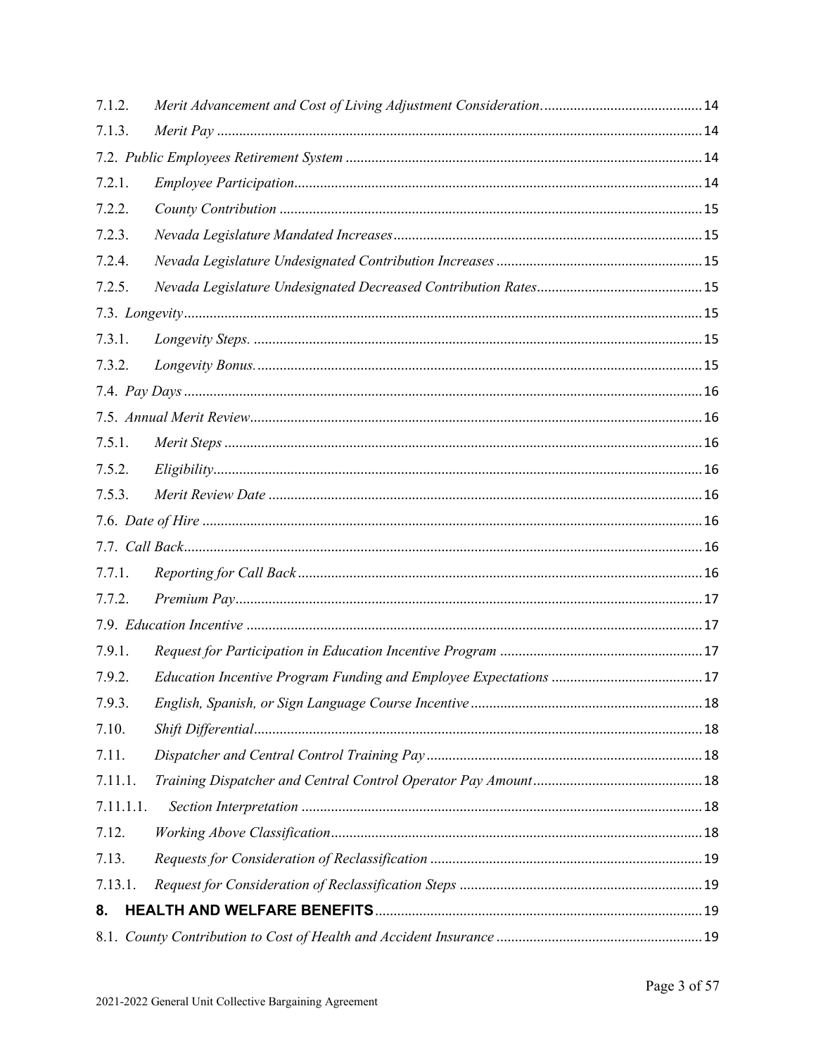7.1.2. *Merit Advancement and Cost of Living Adjustment Consideration*............................................14

7.1.3. *Merit Pay*...................................................................................................................14

7.2. *Public Employees Retirement System*.................................................................................14

7.2.1. *Employee Participation*..............................................................................................14

7.2.2. *County Contribution*..................................................................................................15

7.2.3. *Nevada Legislature Mandated Increases*...................................................................15

7.2.4. *Nevada Legislature Undesignated Contribution Increases*........................................15

7.2.5. *Nevada Legislature Undesignated Decreased Contribution Rates*.............................15

7.3. *Longevity*..........................................................................................................................15

7.3.1. *Longevity Steps.*.........................................................................................................15

7.3.2. *Longevity Bonus.*.......................................................................................................15

7.4. *Pay Days*...........................................................................................................................16

7.5. *Annual Merit Review*........................................................................................................16

7.5.1. *Merit Steps*.................................................................................................................16

7.5.2. *Eligibility*....................................................................................................................16

7.5.3. *Merit Review Date*.....................................................................................................16

7.6. *Date of Hire*......................................................................................................................16

7.7. *Call Back*..........................................................................................................................16

7.7.1. *Reporting for Call Back*.............................................................................................16

7.7.2. *Premium Pay*..............................................................................................................17

7.9. *Education Incentive*...........................................................................................................17

7.9.1. *Request for Participation in Education Incentive Program*.......................................17

7.9.2. *Education Incentive Program Funding and Employee Expectations*.........................17

7.9.3. *English, Spanish, or Sign Language Course Incentive*...............................................18

7.10. *Shift Differential*.........................................................................................................18

7.11. *Dispatcher and Central Control Training Pay*..............................................................18

7.11.1. *Training Dispatcher and Central Control Operator Pay Amount*...............................18

7.11.1.1. *Section Interpretation*............................................................................................18

7.12. *Working Above Classification*....................................................................................18

7.13. *Requests for Consideration of Reclassification*...........................................................19

7.13.1. *Request for Consideration of Reclassification Steps*..................................................19

**8. HEALTH AND WELFARE BENEFITS**........................................................................19

8.1. *County Contribution to Cost of Health and Accident Insurance*........................................19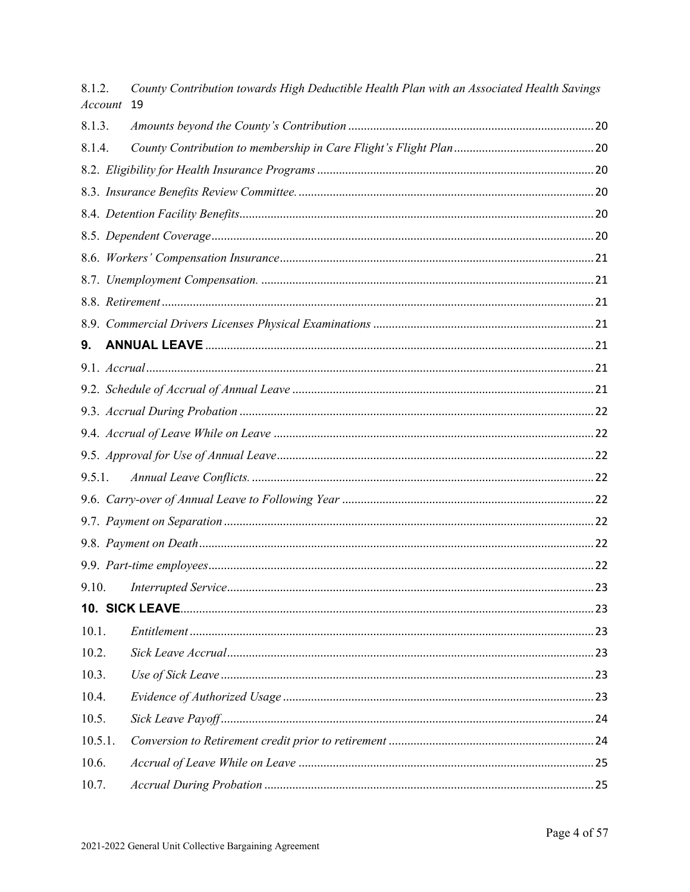8.1.2. *County Contribution towards High Deductible Health Plan with an Associated Health Savings Account* 19

8.1.3. *Amounts beyond the County's Contribution* .......... 20

8.1.4. *County Contribution to membership in Care Flight's Flight Plan* .......... 20

8.2. *Eligibility for Health Insurance Programs* .......... 20

8.3. *Insurance Benefits Review Committee.* .......... 20

8.4. *Detention Facility Benefits* .......... 20

8.5. *Dependent Coverage* .......... 20

8.6. *Workers' Compensation Insurance* .......... 21

8.7. *Unemployment Compensation.* .......... 21

8.8. *Retirement* .......... 21

8.9. *Commercial Drivers Licenses Physical Examinations* .......... 21

**9. ANNUAL LEAVE** .......... 21

9.1. *Accrual* .......... 21

9.2. *Schedule of Accrual of Annual Leave* .......... 21

9.3. *Accrual During Probation* .......... 22

9.4. *Accrual of Leave While on Leave* .......... 22

9.5. *Approval for Use of Annual Leave* .......... 22

9.5.1. *Annual Leave Conflicts.* .......... 22

9.6. *Carry-over of Annual Leave to Following Year* .......... 22

9.7. *Payment on Separation* .......... 22

9.8. *Payment on Death* .......... 22

9.9. *Part-time employees* .......... 22

9.10. *Interrupted Service* .......... 23

**10. SICK LEAVE** .......... 23

10.1. *Entitlement* .......... 23

10.2. *Sick Leave Accrual* .......... 23

10.3. *Use of Sick Leave* .......... 23

10.4. *Evidence of Authorized Usage* .......... 23

10.5. *Sick Leave Payoff* .......... 24

10.5.1. *Conversion to Retirement credit prior to retirement* .......... 24

10.6. *Accrual of Leave While on Leave* .......... 25

10.7. *Accrual During Probation* .......... 25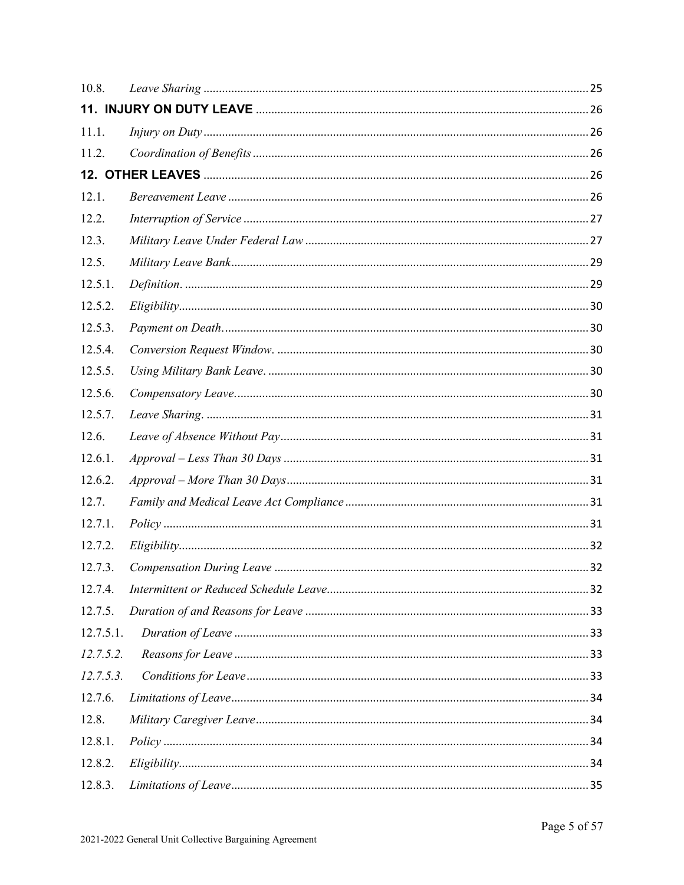| | | |
|---|---|---|
| 10.8. | *Leave Sharing* | 25 |
| **11.** | **INJURY ON DUTY LEAVE** | 26 |
| 11.1. | *Injury on Duty* | 26 |
| 11.2. | *Coordination of Benefits* | 26 |
| **12.** | **OTHER LEAVES** | 26 |
| 12.1. | *Bereavement Leave* | 26 |
| 12.2. | *Interruption of Service* | 27 |
| 12.3. | *Military Leave Under Federal Law* | 27 |
| 12.5. | *Military Leave Bank* | 29 |
| 12.5.1. | *Definition.* | 29 |
| 12.5.2. | *Eligibility* | 30 |
| 12.5.3. | *Payment on Death.* | 30 |
| 12.5.4. | *Conversion Request Window.* | 30 |
| 12.5.5. | *Using Military Bank Leave.* | 30 |
| 12.5.6. | *Compensatory Leave.* | 30 |
| 12.5.7. | *Leave Sharing.* | 31 |
| 12.6. | *Leave of Absence Without Pay* | 31 |
| 12.6.1. | *Approval – Less Than 30 Days* | 31 |
| 12.6.2. | *Approval – More Than 30 Days* | 31 |
| 12.7. | *Family and Medical Leave Act Compliance* | 31 |
| 12.7.1. | *Policy* | 31 |
| 12.7.2. | *Eligibility* | 32 |
| 12.7.3. | *Compensation During Leave* | 32 |
| 12.7.4. | *Intermittent or Reduced Schedule Leave* | 32 |
| 12.7.5. | *Duration of and Reasons for Leave* | 33 |
| 12.7.5.1. | *Duration of Leave* | 33 |
| *12.7.5.2.* | *Reasons for Leave* | 33 |
| *12.7.5.3.* | *Conditions for Leave* | 33 |
| 12.7.6. | *Limitations of Leave* | 34 |
| 12.8. | *Military Caregiver Leave* | 34 |
| 12.8.1. | *Policy* | 34 |
| 12.8.2. | *Eligibility* | 34 |
| 12.8.3. | *Limitations of Leave* | 35 |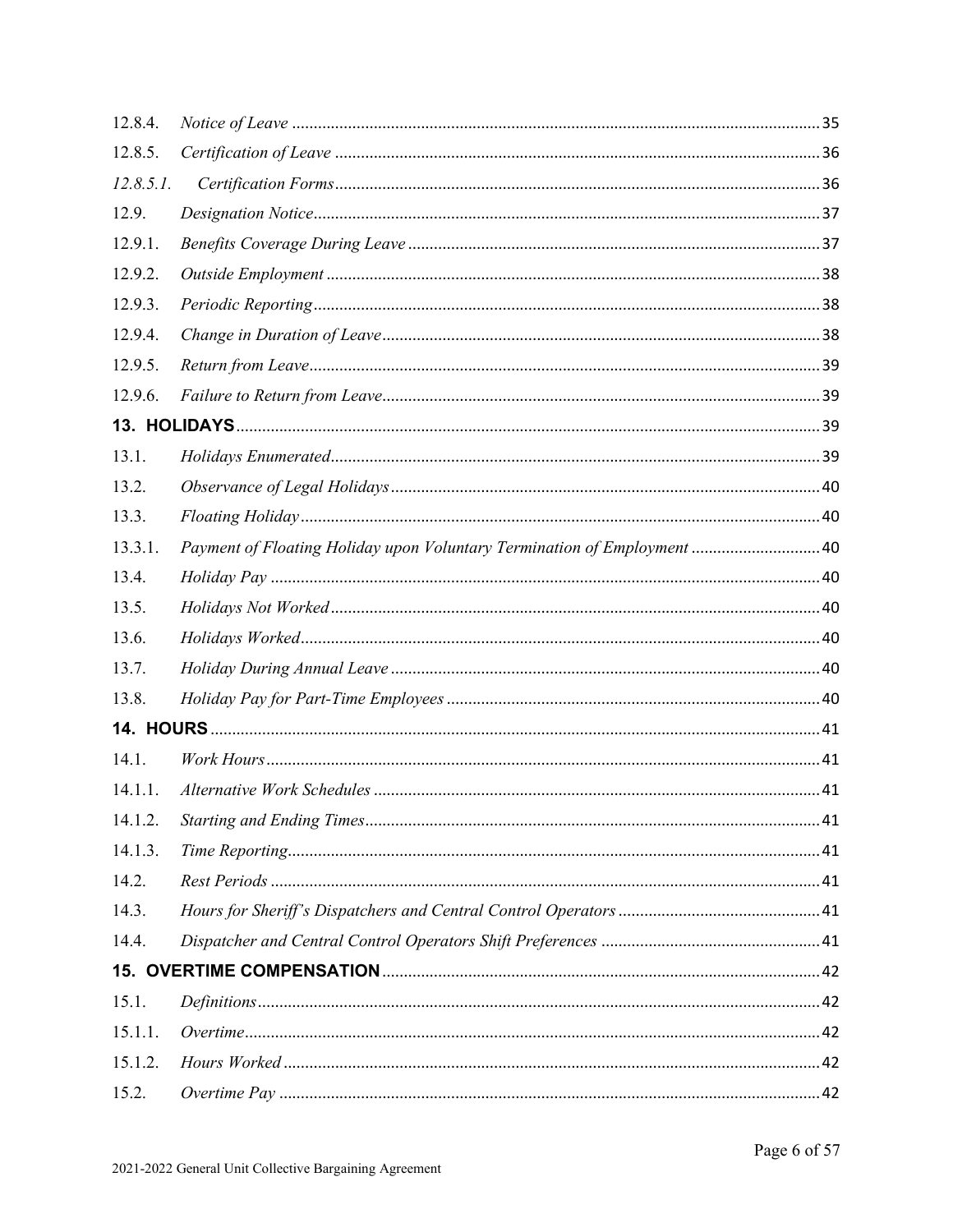| | | |
|---|---|---|
| 12.8.4. | *Notice of Leave* | 35 |
| 12.8.5. | *Certification of Leave* | 36 |
| *12.8.5.1.* | *Certification Forms* | 36 |
| 12.9. | *Designation Notice* | 37 |
| 12.9.1. | *Benefits Coverage During Leave* | 37 |
| 12.9.2. | *Outside Employment* | 38 |
| 12.9.3. | *Periodic Reporting* | 38 |
| 12.9.4. | *Change in Duration of Leave* | 38 |
| 12.9.5. | *Return from Leave* | 39 |
| 12.9.6. | *Failure to Return from Leave* | 39 |
| **13. HOLIDAYS** | | 39 |
| 13.1. | *Holidays Enumerated* | 39 |
| 13.2. | *Observance of Legal Holidays* | 40 |
| 13.3. | *Floating Holiday* | 40 |
| 13.3.1. | *Payment of Floating Holiday upon Voluntary Termination of Employment* | 40 |
| 13.4. | *Holiday Pay* | 40 |
| 13.5. | *Holidays Not Worked* | 40 |
| 13.6. | *Holidays Worked* | 40 |
| 13.7. | *Holiday During Annual Leave* | 40 |
| 13.8. | *Holiday Pay for Part-Time Employees* | 40 |
| **14. HOURS** | | 41 |
| 14.1. | *Work Hours* | 41 |
| 14.1.1. | *Alternative Work Schedules* | 41 |
| 14.1.2. | *Starting and Ending Times* | 41 |
| 14.1.3. | *Time Reporting* | 41 |
| 14.2. | *Rest Periods* | 41 |
| 14.3. | *Hours for Sheriff's Dispatchers and Central Control Operators* | 41 |
| 14.4. | *Dispatcher and Central Control Operators Shift Preferences* | 41 |
| **15. OVERTIME COMPENSATION** | | 42 |
| 15.1. | *Definitions* | 42 |
| 15.1.1. | *Overtime* | 42 |
| 15.1.2. | *Hours Worked* | 42 |
| 15.2. | *Overtime Pay* | 42 |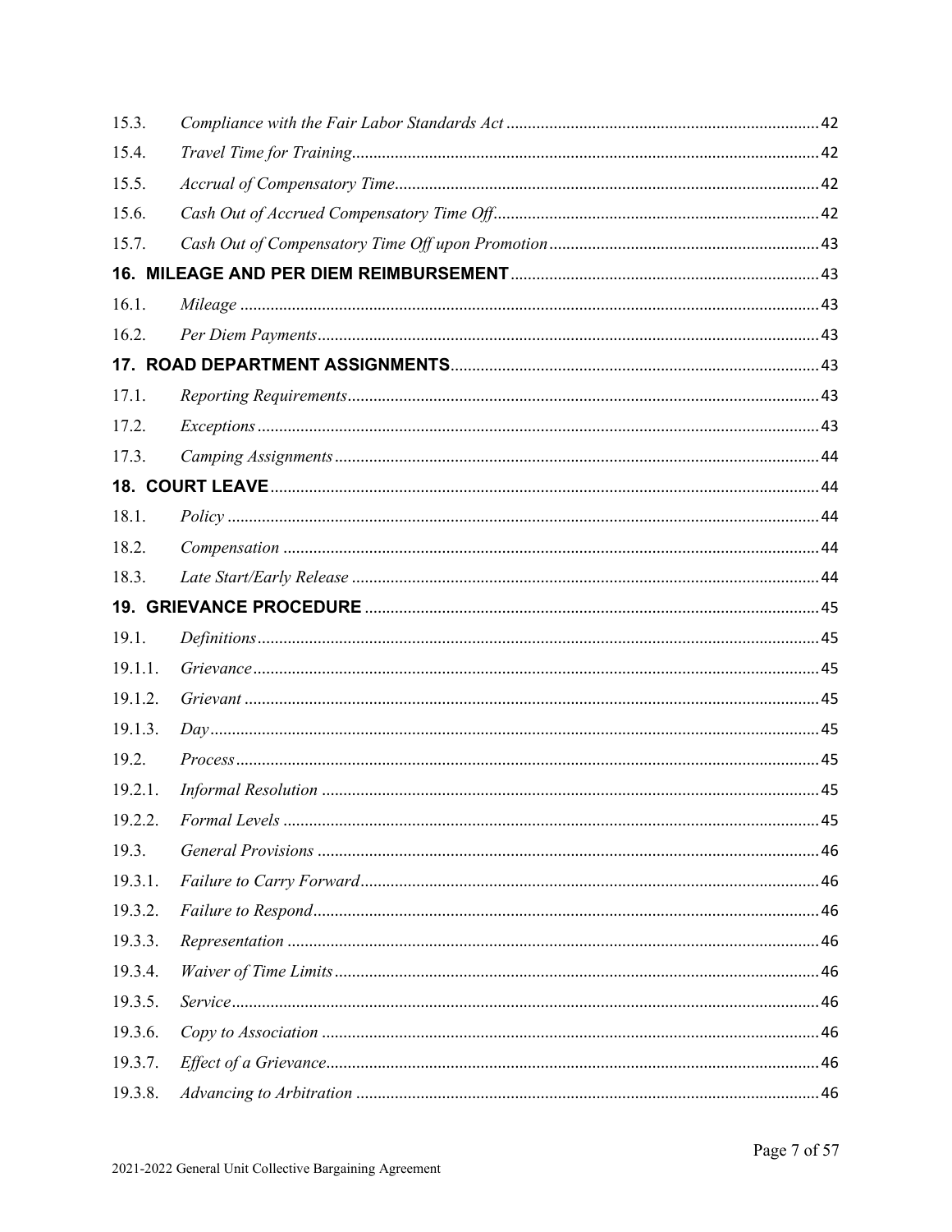| | | |
|---|---|---|
| 15.3. | *Compliance with the Fair Labor Standards Act* | 42 |
| 15.4. | *Travel Time for Training* | 42 |
| 15.5. | *Accrual of Compensatory Time* | 42 |
| 15.6. | *Cash Out of Accrued Compensatory Time Off* | 42 |
| 15.7. | *Cash Out of Compensatory Time Off upon Promotion* | 43 |
| **16.** | **MILEAGE AND PER DIEM REIMBURSEMENT** | 43 |
| 16.1. | *Mileage* | 43 |
| 16.2. | *Per Diem Payments* | 43 |
| **17.** | **ROAD DEPARTMENT ASSIGNMENTS** | 43 |
| 17.1. | *Reporting Requirements* | 43 |
| 17.2. | *Exceptions* | 43 |
| 17.3. | *Camping Assignments* | 44 |
| **18.** | **COURT LEAVE** | 44 |
| 18.1. | *Policy* | 44 |
| 18.2. | *Compensation* | 44 |
| 18.3. | *Late Start/Early Release* | 44 |
| **19.** | **GRIEVANCE PROCEDURE** | 45 |
| 19.1. | *Definitions* | 45 |
| 19.1.1. | *Grievance* | 45 |
| 19.1.2. | *Grievant* | 45 |
| 19.1.3. | *Day* | 45 |
| 19.2. | *Process* | 45 |
| 19.2.1. | *Informal Resolution* | 45 |
| 19.2.2. | *Formal Levels* | 45 |
| 19.3. | *General Provisions* | 46 |
| 19.3.1. | *Failure to Carry Forward* | 46 |
| 19.3.2. | *Failure to Respond* | 46 |
| 19.3.3. | *Representation* | 46 |
| 19.3.4. | *Waiver of Time Limits* | 46 |
| 19.3.5. | *Service* | 46 |
| 19.3.6. | *Copy to Association* | 46 |
| 19.3.7. | *Effect of a Grievance* | 46 |
| 19.3.8. | *Advancing to Arbitration* | 46 |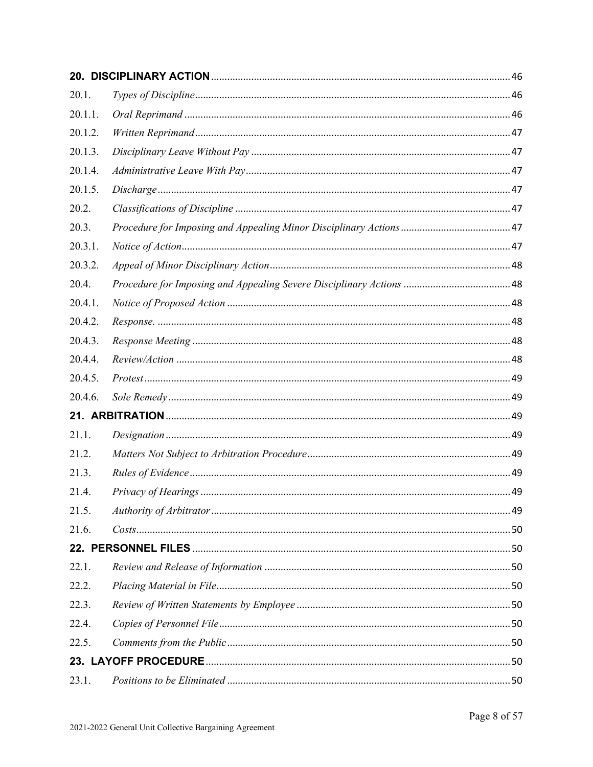| | | |
|---|---|---|
| **20. DISCIPLINARY ACTION** | | 46 |
| 20.1. | *Types of Discipline* | 46 |
| 20.1.1. | *Oral Reprimand* | 46 |
| 20.1.2. | *Written Reprimand* | 47 |
| 20.1.3. | *Disciplinary Leave Without Pay* | 47 |
| 20.1.4. | *Administrative Leave With Pay* | 47 |
| 20.1.5. | *Discharge* | 47 |
| 20.2. | *Classifications of Discipline* | 47 |
| 20.3. | *Procedure for Imposing and Appealing Minor Disciplinary Actions* | 47 |
| 20.3.1. | *Notice of Action* | 47 |
| 20.3.2. | *Appeal of Minor Disciplinary Action* | 48 |
| 20.4. | *Procedure for Imposing and Appealing Severe Disciplinary Actions* | 48 |
| 20.4.1. | *Notice of Proposed Action* | 48 |
| 20.4.2. | *Response.* | 48 |
| 20.4.3. | *Response Meeting* | 48 |
| 20.4.4. | *Review/Action* | 48 |
| 20.4.5. | *Protest* | 49 |
| 20.4.6. | *Sole Remedy* | 49 |
| **21. ARBITRATION** | | 49 |
| 21.1. | *Designation* | 49 |
| 21.2. | *Matters Not Subject to Arbitration Procedure* | 49 |
| 21.3. | *Rules of Evidence* | 49 |
| 21.4. | *Privacy of Hearings* | 49 |
| 21.5. | *Authority of Arbitrator* | 49 |
| 21.6. | *Costs* | 50 |
| **22. PERSONNEL FILES** | | 50 |
| 22.1. | *Review and Release of Information* | 50 |
| 22.2. | *Placing Material in File* | 50 |
| 22.3. | *Review of Written Statements by Employee* | 50 |
| 22.4. | *Copies of Personnel File* | 50 |
| 22.5. | *Comments from the Public* | 50 |
| **23. LAYOFF PROCEDURE** | | 50 |
| 23.1. | *Positions to be Eliminated* | 50 |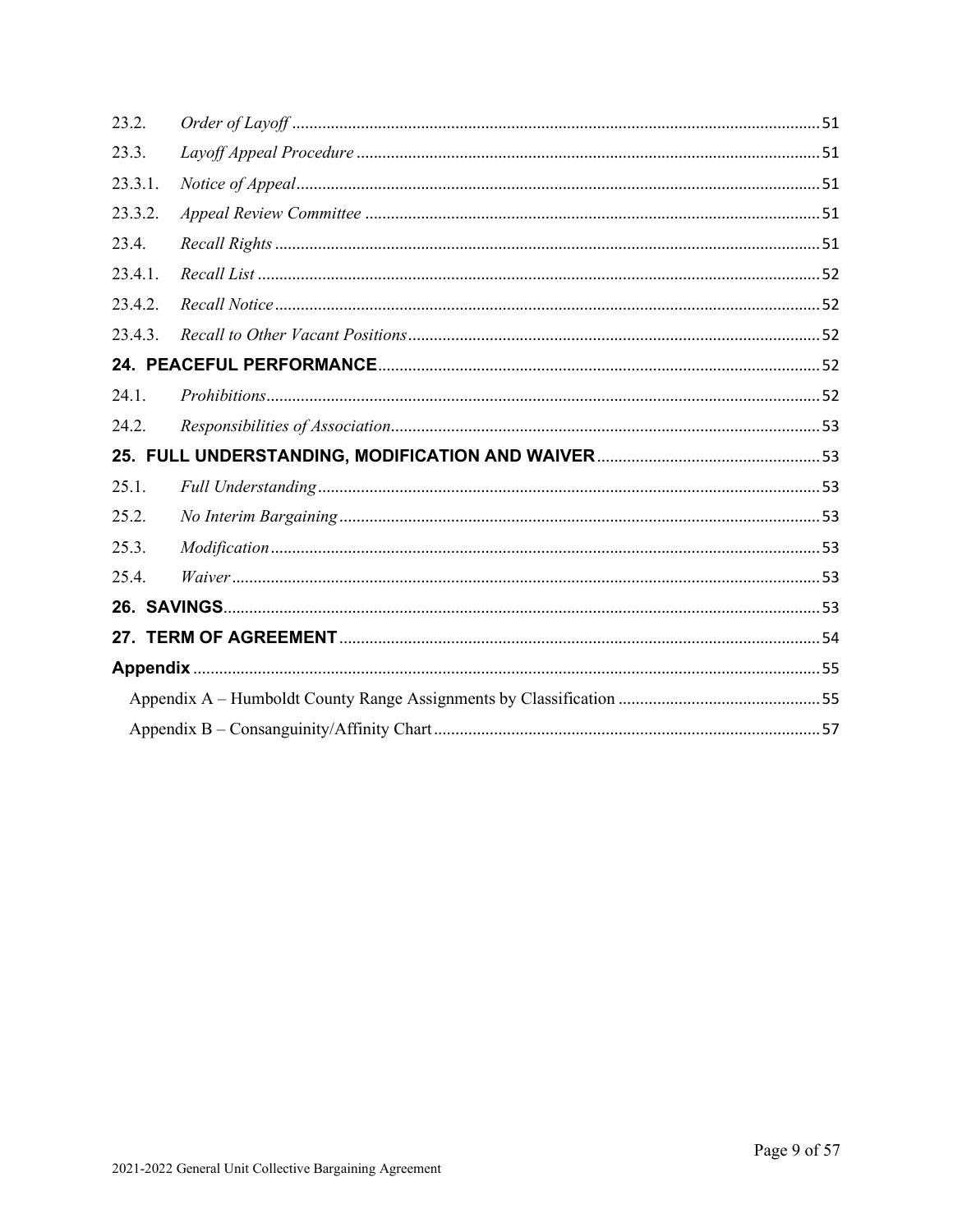| | | |
|---|---|---|
| 23.2. | *Order of Layoff* | 51 |
| 23.3. | *Layoff Appeal Procedure* | 51 |
| 23.3.1. | *Notice of Appeal* | 51 |
| 23.3.2. | *Appeal Review Committee* | 51 |
| 23.4. | *Recall Rights* | 51 |
| 23.4.1. | *Recall List* | 52 |
| 23.4.2. | *Recall Notice* | 52 |
| 23.4.3. | *Recall to Other Vacant Positions* | 52 |
| **24. PEACEFUL PERFORMANCE** | | 52 |
| 24.1. | *Prohibitions* | 52 |
| 24.2. | *Responsibilities of Association* | 53 |
| **25. FULL UNDERSTANDING, MODIFICATION AND WAIVER** | | 53 |
| 25.1. | *Full Understanding* | 53 |
| 25.2. | *No Interim Bargaining* | 53 |
| 25.3. | *Modification* | 53 |
| 25.4. | *Waiver* | 53 |
| **26. SAVINGS** | | 53 |
| **27. TERM OF AGREEMENT** | | 54 |
| **Appendix** | | 55 |
| Appendix A – Humboldt County Range Assignments by Classification | | 55 |
| Appendix B – Consanguinity/Affinity Chart | | 57 |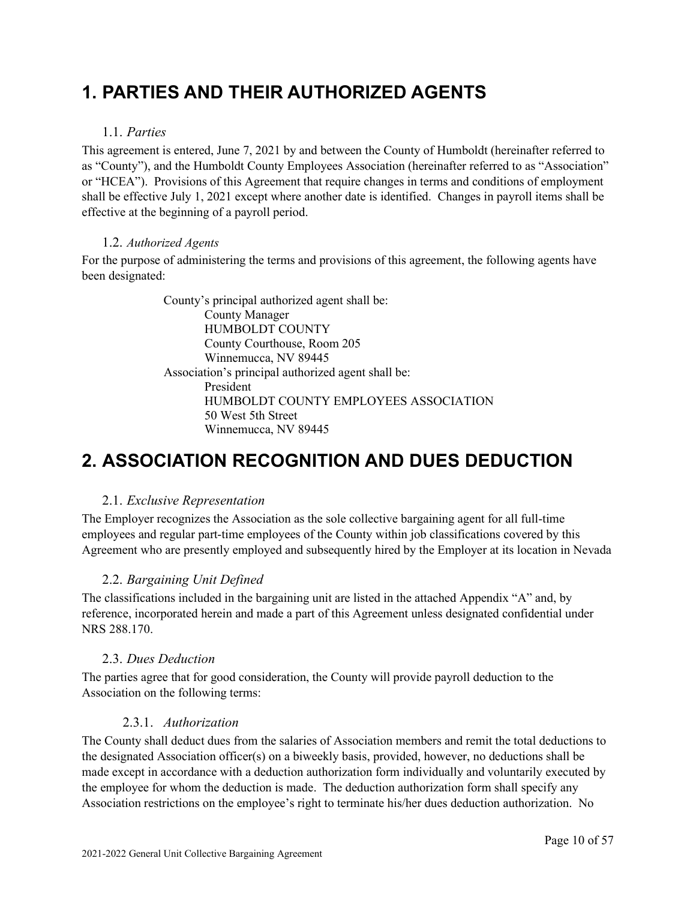# 1. PARTIES AND THEIR AUTHORIZED AGENTS

## 1.1. *Parties*

This agreement is entered, June 7, 2021 by and between the County of Humboldt (hereinafter referred to as "County"), and the Humboldt County Employees Association (hereinafter referred to as "Association" or "HCEA"). Provisions of this Agreement that require changes in terms and conditions of employment shall be effective July 1, 2021 except where another date is identified. Changes in payroll items shall be effective at the beginning of a payroll period.

## 1.2. *Authorized Agents*

For the purpose of administering the terms and provisions of this agreement, the following agents have been designated:

County's principal authorized agent shall be:
County Manager
HUMBOLDT COUNTY
County Courthouse, Room 205
Winnemucca, NV 89445

Association's principal authorized agent shall be:
President
HUMBOLDT COUNTY EMPLOYEES ASSOCIATION
50 West 5th Street
Winnemucca, NV 89445

# 2. ASSOCIATION RECOGNITION AND DUES DEDUCTION

## 2.1. *Exclusive Representation*

The Employer recognizes the Association as the sole collective bargaining agent for all full-time employees and regular part-time employees of the County within job classifications covered by this Agreement who are presently employed and subsequently hired by the Employer at its location in Nevada

## 2.2. *Bargaining Unit Defined*

The classifications included in the bargaining unit are listed in the attached Appendix "A" and, by reference, incorporated herein and made a part of this Agreement unless designated confidential under NRS 288.170.

## 2.3. *Dues Deduction*

The parties agree that for good consideration, the County will provide payroll deduction to the Association on the following terms:

### 2.3.1. *Authorization*

The County shall deduct dues from the salaries of Association members and remit the total deductions to the designated Association officer(s) on a biweekly basis, provided, however, no deductions shall be made except in accordance with a deduction authorization form individually and voluntarily executed by the employee for whom the deduction is made. The deduction authorization form shall specify any Association restrictions on the employee's right to terminate his/her dues deduction authorization. No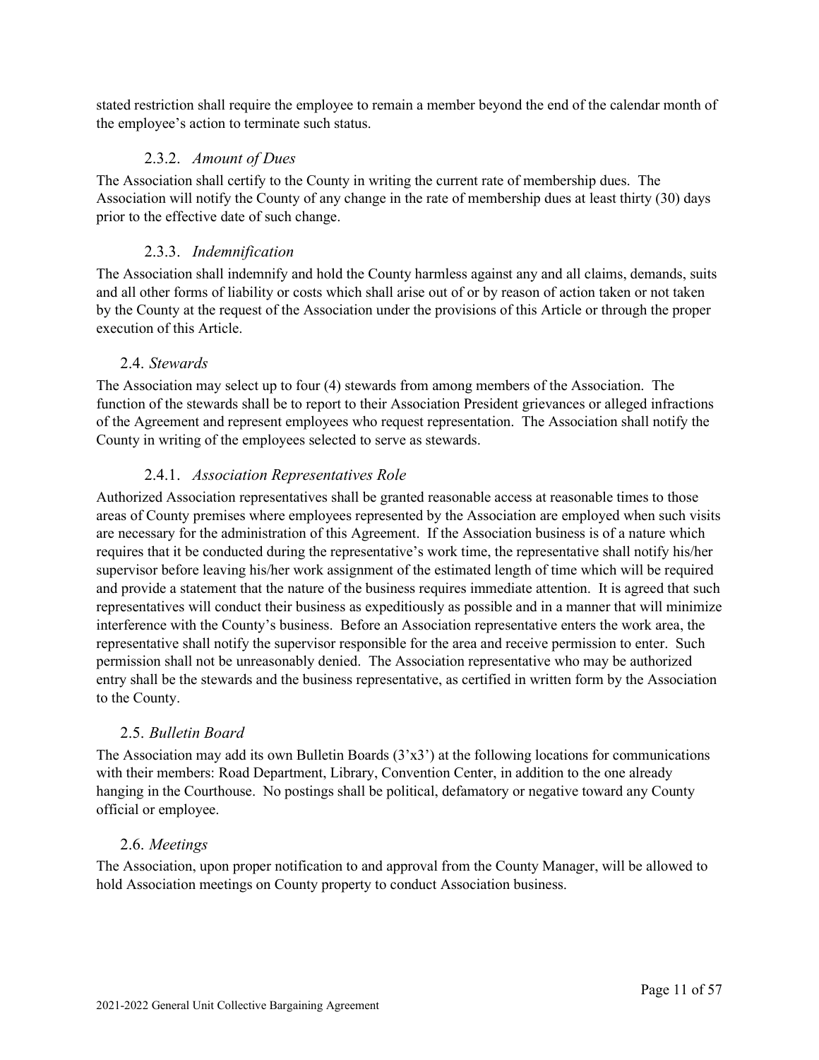stated restriction shall require the employee to remain a member beyond the end of the calendar month of the employee's action to terminate such status.

#### 2.3.2. *Amount of Dues*

The Association shall certify to the County in writing the current rate of membership dues. The Association will notify the County of any change in the rate of membership dues at least thirty (30) days prior to the effective date of such change.

#### 2.3.3. *Indemnification*

The Association shall indemnify and hold the County harmless against any and all claims, demands, suits and all other forms of liability or costs which shall arise out of or by reason of action taken or not taken by the County at the request of the Association under the provisions of this Article or through the proper execution of this Article.

### 2.4. *Stewards*

The Association may select up to four (4) stewards from among members of the Association. The function of the stewards shall be to report to their Association President grievances or alleged infractions of the Agreement and represent employees who request representation. The Association shall notify the County in writing of the employees selected to serve as stewards.

#### 2.4.1. *Association Representatives Role*

Authorized Association representatives shall be granted reasonable access at reasonable times to those areas of County premises where employees represented by the Association are employed when such visits are necessary for the administration of this Agreement. If the Association business is of a nature which requires that it be conducted during the representative's work time, the representative shall notify his/her supervisor before leaving his/her work assignment of the estimated length of time which will be required and provide a statement that the nature of the business requires immediate attention. It is agreed that such representatives will conduct their business as expeditiously as possible and in a manner that will minimize interference with the County's business. Before an Association representative enters the work area, the representative shall notify the supervisor responsible for the area and receive permission to enter. Such permission shall not be unreasonably denied. The Association representative who may be authorized entry shall be the stewards and the business representative, as certified in written form by the Association to the County.

### 2.5. *Bulletin Board*

The Association may add its own Bulletin Boards (3'x3') at the following locations for communications with their members: Road Department, Library, Convention Center, in addition to the one already hanging in the Courthouse. No postings shall be political, defamatory or negative toward any County official or employee.

### 2.6. *Meetings*

The Association, upon proper notification to and approval from the County Manager, will be allowed to hold Association meetings on County property to conduct Association business.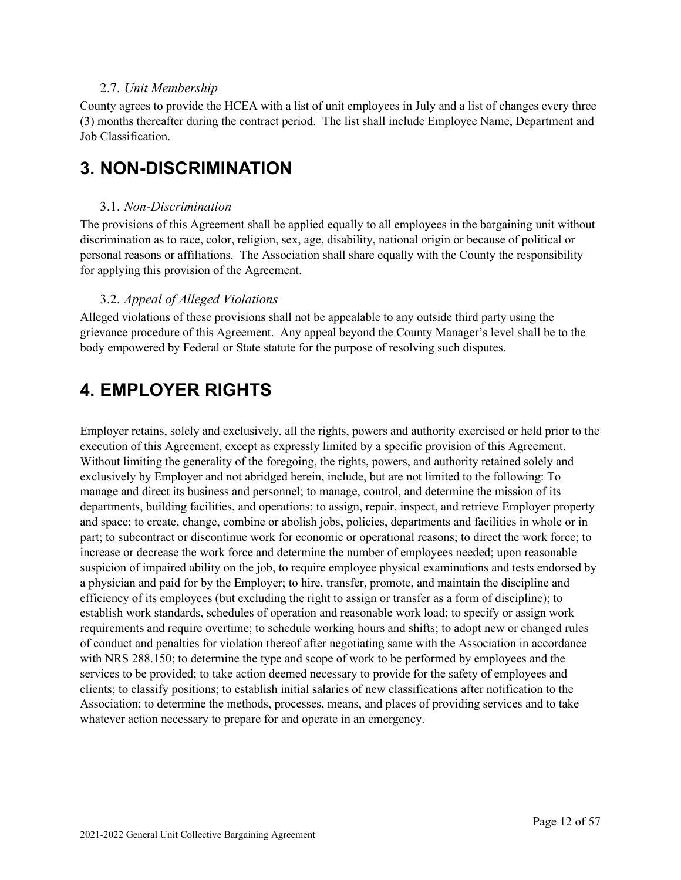### 2.7. *Unit Membership*

County agrees to provide the HCEA with a list of unit employees in July and a list of changes every three (3) months thereafter during the contract period. The list shall include Employee Name, Department and Job Classification.

# 3. NON-DISCRIMINATION

### 3.1. *Non-Discrimination*

The provisions of this Agreement shall be applied equally to all employees in the bargaining unit without discrimination as to race, color, religion, sex, age, disability, national origin or because of political or personal reasons or affiliations. The Association shall share equally with the County the responsibility for applying this provision of the Agreement.

### 3.2. *Appeal of Alleged Violations*

Alleged violations of these provisions shall not be appealable to any outside third party using the grievance procedure of this Agreement. Any appeal beyond the County Manager's level shall be to the body empowered by Federal or State statute for the purpose of resolving such disputes.

# 4. EMPLOYER RIGHTS

Employer retains, solely and exclusively, all the rights, powers and authority exercised or held prior to the execution of this Agreement, except as expressly limited by a specific provision of this Agreement. Without limiting the generality of the foregoing, the rights, powers, and authority retained solely and exclusively by Employer and not abridged herein, include, but are not limited to the following: To manage and direct its business and personnel; to manage, control, and determine the mission of its departments, building facilities, and operations; to assign, repair, inspect, and retrieve Employer property and space; to create, change, combine or abolish jobs, policies, departments and facilities in whole or in part; to subcontract or discontinue work for economic or operational reasons; to direct the work force; to increase or decrease the work force and determine the number of employees needed; upon reasonable suspicion of impaired ability on the job, to require employee physical examinations and tests endorsed by a physician and paid for by the Employer; to hire, transfer, promote, and maintain the discipline and efficiency of its employees (but excluding the right to assign or transfer as a form of discipline); to establish work standards, schedules of operation and reasonable work load; to specify or assign work requirements and require overtime; to schedule working hours and shifts; to adopt new or changed rules of conduct and penalties for violation thereof after negotiating same with the Association in accordance with NRS 288.150; to determine the type and scope of work to be performed by employees and the services to be provided; to take action deemed necessary to provide for the safety of employees and clients; to classify positions; to establish initial salaries of new classifications after notification to the Association; to determine the methods, processes, means, and places of providing services and to take whatever action necessary to prepare for and operate in an emergency.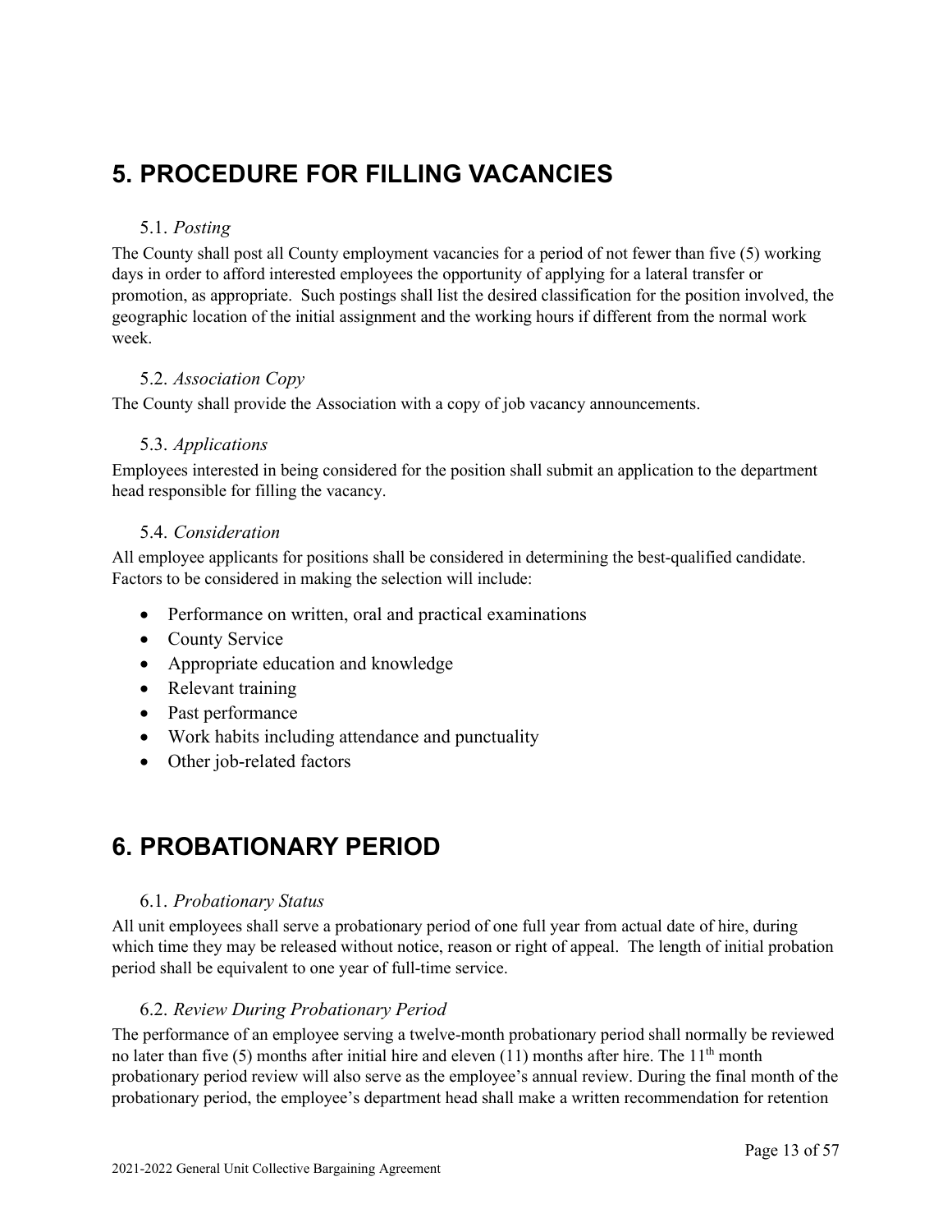# 5. PROCEDURE FOR FILLING VACANCIES

### 5.1. *Posting*

The County shall post all County employment vacancies for a period of not fewer than five (5) working days in order to afford interested employees the opportunity of applying for a lateral transfer or promotion, as appropriate. Such postings shall list the desired classification for the position involved, the geographic location of the initial assignment and the working hours if different from the normal work week.

### 5.2. *Association Copy*

The County shall provide the Association with a copy of job vacancy announcements.

### 5.3. *Applications*

Employees interested in being considered for the position shall submit an application to the department head responsible for filling the vacancy.

### 5.4. *Consideration*

All employee applicants for positions shall be considered in determining the best-qualified candidate. Factors to be considered in making the selection will include:

- Performance on written, oral and practical examinations
- County Service
- Appropriate education and knowledge
- Relevant training
- Past performance
- Work habits including attendance and punctuality
- Other job-related factors

# 6. PROBATIONARY PERIOD

### 6.1. *Probationary Status*

All unit employees shall serve a probationary period of one full year from actual date of hire, during which time they may be released without notice, reason or right of appeal. The length of initial probation period shall be equivalent to one year of full-time service.

### 6.2. *Review During Probationary Period*

The performance of an employee serving a twelve-month probationary period shall normally be reviewed no later than five (5) months after initial hire and eleven (11) months after hire. The 11th month probationary period review will also serve as the employee's annual review. During the final month of the probationary period, the employee's department head shall make a written recommendation for retention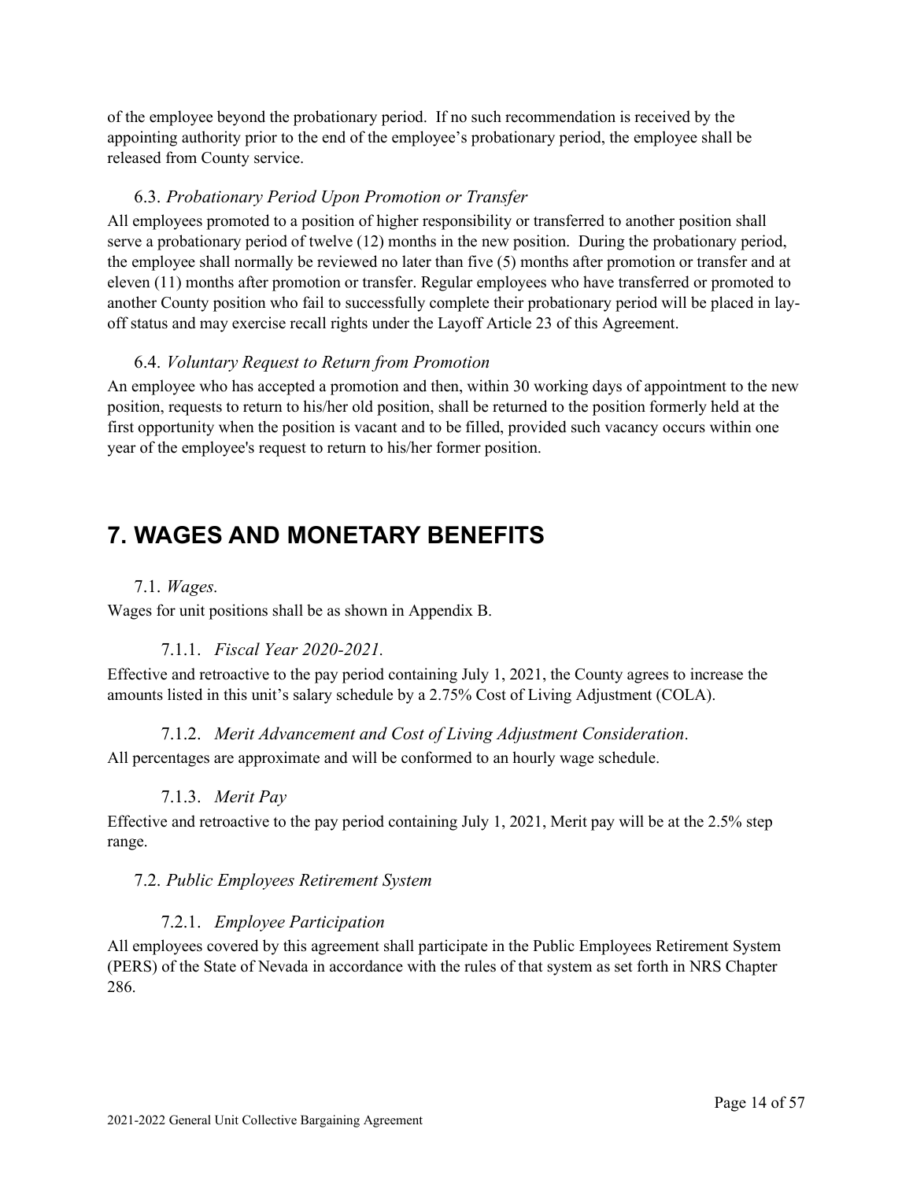of the employee beyond the probationary period. If no such recommendation is received by the appointing authority prior to the end of the employee's probationary period, the employee shall be released from County service.

### 6.3. *Probationary Period Upon Promotion or Transfer*

All employees promoted to a position of higher responsibility or transferred to another position shall serve a probationary period of twelve (12) months in the new position. During the probationary period, the employee shall normally be reviewed no later than five (5) months after promotion or transfer and at eleven (11) months after promotion or transfer. Regular employees who have transferred or promoted to another County position who fail to successfully complete their probationary period will be placed in lay-off status and may exercise recall rights under the Layoff Article 23 of this Agreement.

### 6.4. *Voluntary Request to Return from Promotion*

An employee who has accepted a promotion and then, within 30 working days of appointment to the new position, requests to return to his/her old position, shall be returned to the position formerly held at the first opportunity when the position is vacant and to be filled, provided such vacancy occurs within one year of the employee's request to return to his/her former position.

# 7. WAGES AND MONETARY BENEFITS

### 7.1. *Wages.*

Wages for unit positions shall be as shown in Appendix B.

#### 7.1.1. *Fiscal Year 2020-2021.*

Effective and retroactive to the pay period containing July 1, 2021, the County agrees to increase the amounts listed in this unit's salary schedule by a 2.75% Cost of Living Adjustment (COLA).

#### 7.1.2. *Merit Advancement and Cost of Living Adjustment Consideration*.

All percentages are approximate and will be conformed to an hourly wage schedule.

#### 7.1.3. *Merit Pay*

Effective and retroactive to the pay period containing July 1, 2021, Merit pay will be at the 2.5% step range.

### 7.2. *Public Employees Retirement System*

#### 7.2.1. *Employee Participation*

All employees covered by this agreement shall participate in the Public Employees Retirement System (PERS) of the State of Nevada in accordance with the rules of that system as set forth in NRS Chapter 286.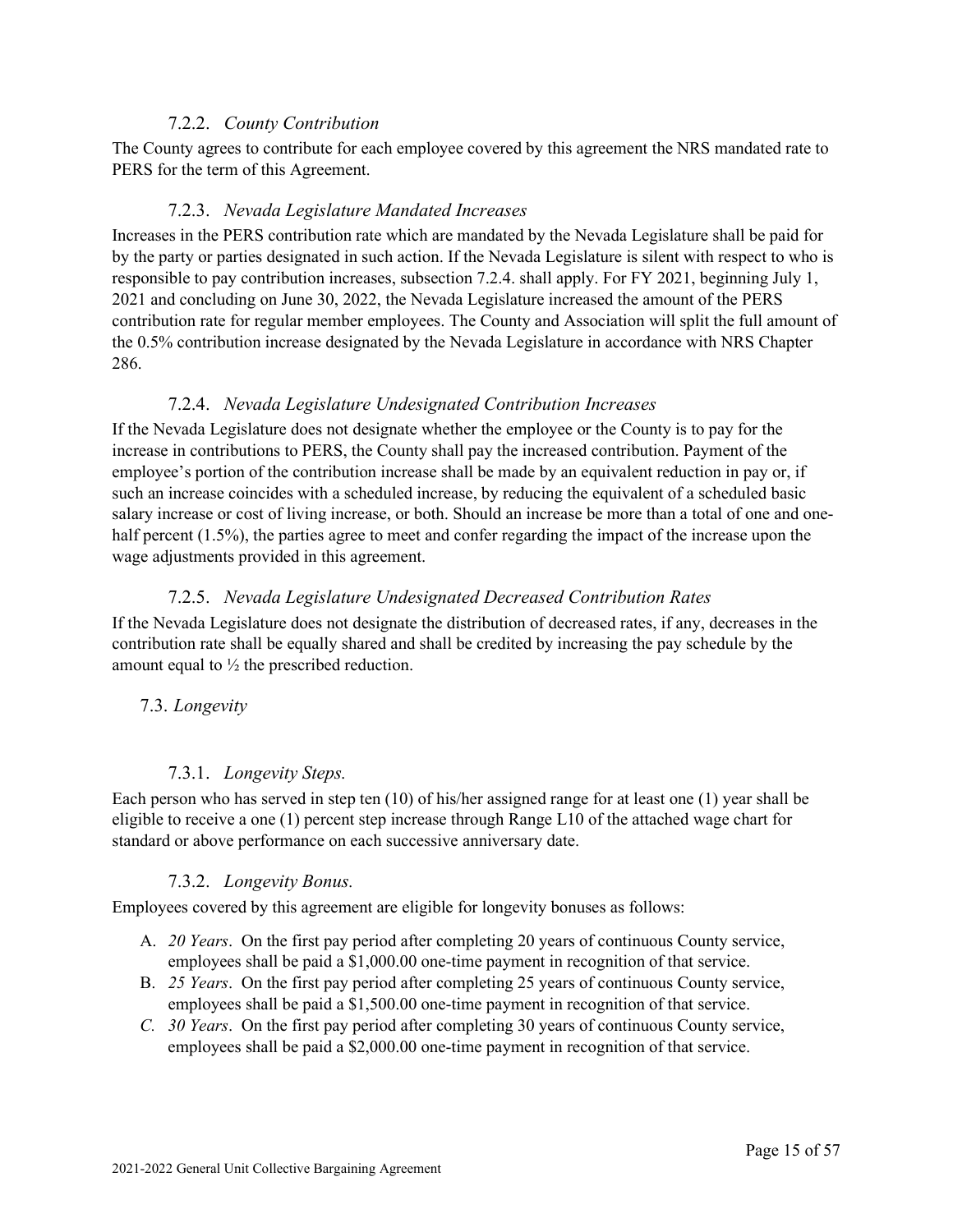#### 7.2.2. *County Contribution*

The County agrees to contribute for each employee covered by this agreement the NRS mandated rate to PERS for the term of this Agreement.

#### 7.2.3. *Nevada Legislature Mandated Increases*

Increases in the PERS contribution rate which are mandated by the Nevada Legislature shall be paid for by the party or parties designated in such action. If the Nevada Legislature is silent with respect to who is responsible to pay contribution increases, subsection 7.2.4. shall apply. For FY 2021, beginning July 1, 2021 and concluding on June 30, 2022, the Nevada Legislature increased the amount of the PERS contribution rate for regular member employees. The County and Association will split the full amount of the 0.5% contribution increase designated by the Nevada Legislature in accordance with NRS Chapter 286.

#### 7.2.4. *Nevada Legislature Undesignated Contribution Increases*

If the Nevada Legislature does not designate whether the employee or the County is to pay for the increase in contributions to PERS, the County shall pay the increased contribution. Payment of the employee's portion of the contribution increase shall be made by an equivalent reduction in pay or, if such an increase coincides with a scheduled increase, by reducing the equivalent of a scheduled basic salary increase or cost of living increase, or both. Should an increase be more than a total of one and one-half percent (1.5%), the parties agree to meet and confer regarding the impact of the increase upon the wage adjustments provided in this agreement.

#### 7.2.5. *Nevada Legislature Undesignated Decreased Contribution Rates*

If the Nevada Legislature does not designate the distribution of decreased rates, if any, decreases in the contribution rate shall be equally shared and shall be credited by increasing the pay schedule by the amount equal to ½ the prescribed reduction.

### 7.3. *Longevity*

#### 7.3.1. *Longevity Steps.*

Each person who has served in step ten (10) of his/her assigned range for at least one (1) year shall be eligible to receive a one (1) percent step increase through Range L10 of the attached wage chart for standard or above performance on each successive anniversary date.

#### 7.3.2. *Longevity Bonus.*

Employees covered by this agreement are eligible for longevity bonuses as follows:

A. *20 Years*. On the first pay period after completing 20 years of continuous County service, employees shall be paid a $1,000.00 one-time payment in recognition of that service.
B. *25 Years*. On the first pay period after completing 25 years of continuous County service, employees shall be paid a $1,500.00 one-time payment in recognition of that service.
C. *30 Years*. On the first pay period after completing 30 years of continuous County service, employees shall be paid a $2,000.00 one-time payment in recognition of that service.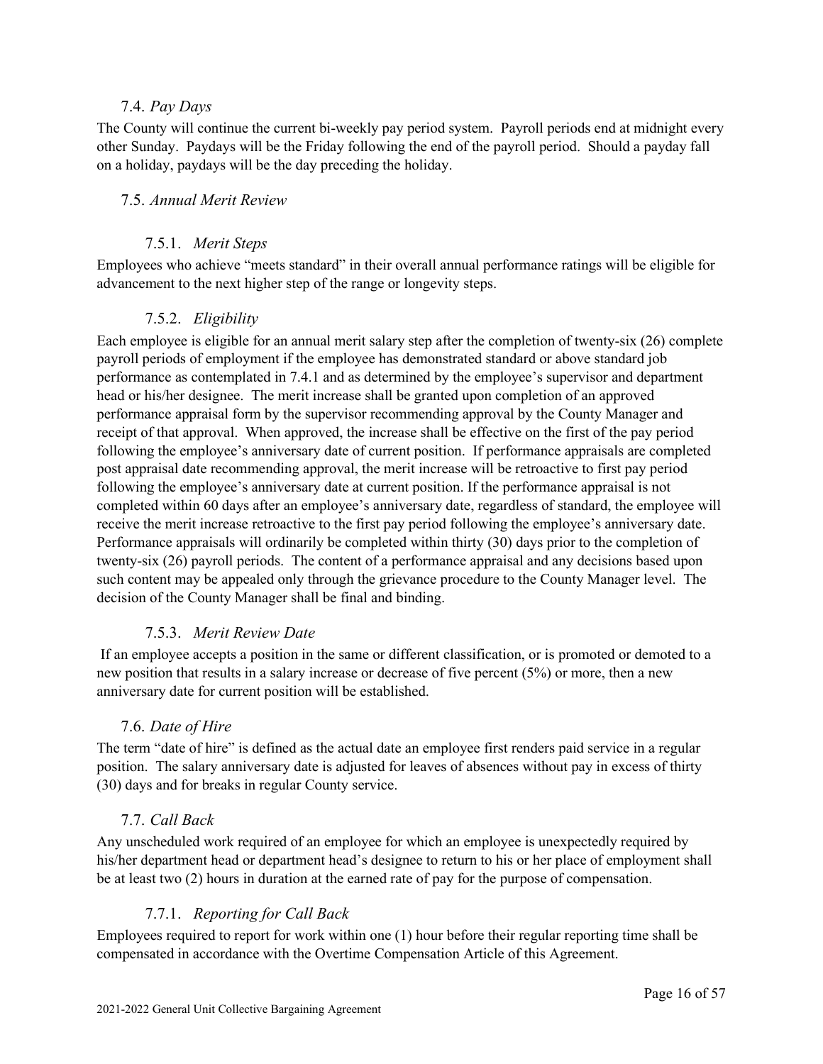### 7.4. *Pay Days*

The County will continue the current bi-weekly pay period system. Payroll periods end at midnight every other Sunday. Paydays will be the Friday following the end of the payroll period. Should a payday fall on a holiday, paydays will be the day preceding the holiday.

### 7.5. *Annual Merit Review*

#### 7.5.1. *Merit Steps*

Employees who achieve "meets standard" in their overall annual performance ratings will be eligible for advancement to the next higher step of the range or longevity steps.

#### 7.5.2. *Eligibility*

Each employee is eligible for an annual merit salary step after the completion of twenty-six (26) complete payroll periods of employment if the employee has demonstrated standard or above standard job performance as contemplated in 7.4.1 and as determined by the employee's supervisor and department head or his/her designee. The merit increase shall be granted upon completion of an approved performance appraisal form by the supervisor recommending approval by the County Manager and receipt of that approval. When approved, the increase shall be effective on the first of the pay period following the employee's anniversary date of current position. If performance appraisals are completed post appraisal date recommending approval, the merit increase will be retroactive to first pay period following the employee's anniversary date at current position. If the performance appraisal is not completed within 60 days after an employee's anniversary date, regardless of standard, the employee will receive the merit increase retroactive to the first pay period following the employee's anniversary date. Performance appraisals will ordinarily be completed within thirty (30) days prior to the completion of twenty-six (26) payroll periods. The content of a performance appraisal and any decisions based upon such content may be appealed only through the grievance procedure to the County Manager level. The decision of the County Manager shall be final and binding.

#### 7.5.3. *Merit Review Date*

If an employee accepts a position in the same or different classification, or is promoted or demoted to a new position that results in a salary increase or decrease of five percent (5%) or more, then a new anniversary date for current position will be established.

### 7.6. *Date of Hire*

The term "date of hire" is defined as the actual date an employee first renders paid service in a regular position. The salary anniversary date is adjusted for leaves of absences without pay in excess of thirty (30) days and for breaks in regular County service.

### 7.7. *Call Back*

Any unscheduled work required of an employee for which an employee is unexpectedly required by his/her department head or department head's designee to return to his or her place of employment shall be at least two (2) hours in duration at the earned rate of pay for the purpose of compensation.

#### 7.7.1. *Reporting for Call Back*

Employees required to report for work within one (1) hour before their regular reporting time shall be compensated in accordance with the Overtime Compensation Article of this Agreement.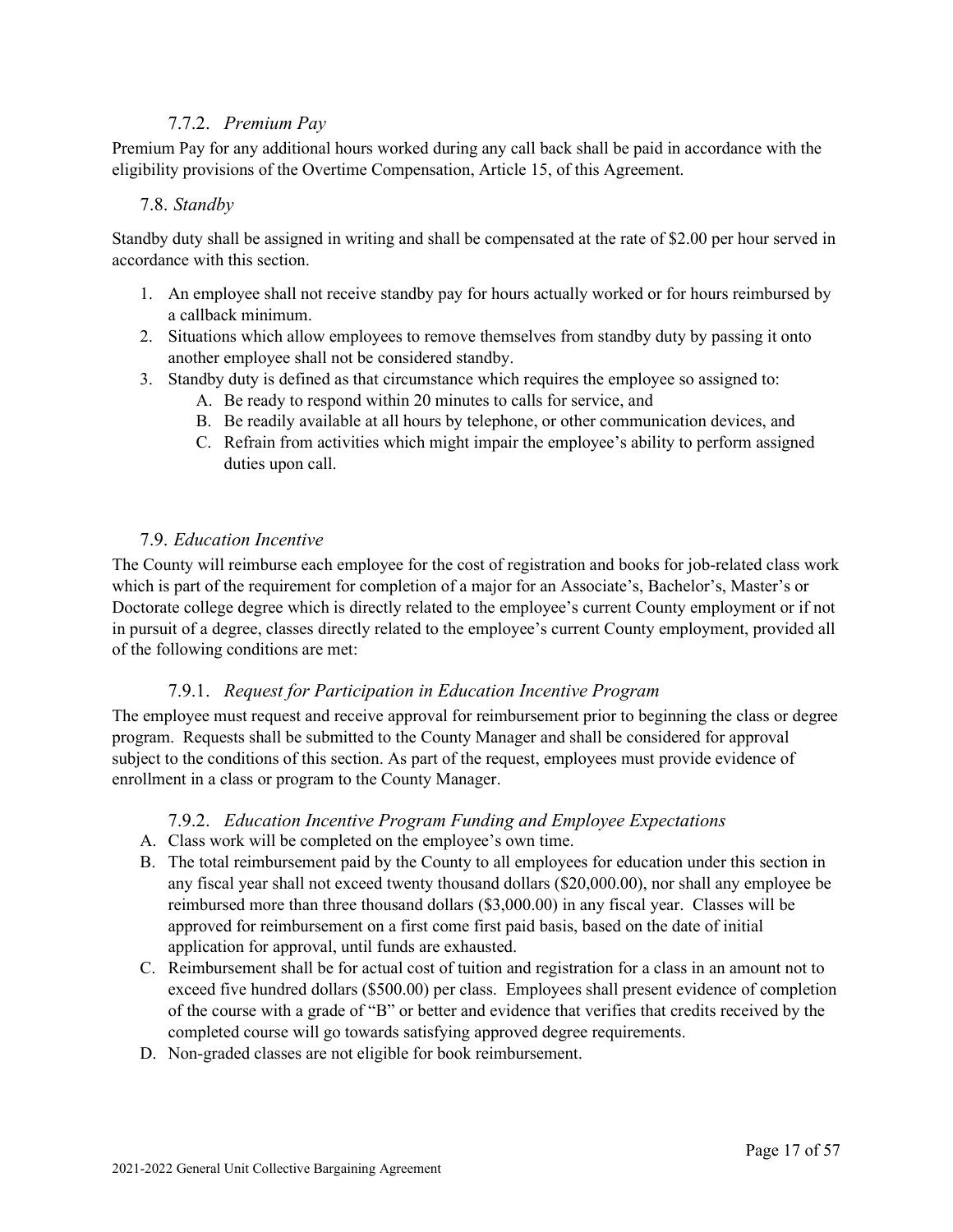#### 7.7.2. *Premium Pay*

Premium Pay for any additional hours worked during any call back shall be paid in accordance with the eligibility provisions of the Overtime Compensation, Article 15, of this Agreement.

### 7.8. *Standby*

Standby duty shall be assigned in writing and shall be compensated at the rate of $2.00 per hour served in accordance with this section.

1. An employee shall not receive standby pay for hours actually worked or for hours reimbursed by a callback minimum.
2. Situations which allow employees to remove themselves from standby duty by passing it onto another employee shall not be considered standby.
3. Standby duty is defined as that circumstance which requires the employee so assigned to:
   - A. Be ready to respond within 20 minutes to calls for service, and
   - B. Be readily available at all hours by telephone, or other communication devices, and
   - C. Refrain from activities which might impair the employee's ability to perform assigned duties upon call.

### 7.9. *Education Incentive*

The County will reimburse each employee for the cost of registration and books for job-related class work which is part of the requirement for completion of a major for an Associate's, Bachelor's, Master's or Doctorate college degree which is directly related to the employee's current County employment or if not in pursuit of a degree, classes directly related to the employee's current County employment, provided all of the following conditions are met:

#### 7.9.1. *Request for Participation in Education Incentive Program*

The employee must request and receive approval for reimbursement prior to beginning the class or degree program. Requests shall be submitted to the County Manager and shall be considered for approval subject to the conditions of this section. As part of the request, employees must provide evidence of enrollment in a class or program to the County Manager.

#### 7.9.2. *Education Incentive Program Funding and Employee Expectations*

- A. Class work will be completed on the employee's own time.
- B. The total reimbursement paid by the County to all employees for education under this section in any fiscal year shall not exceed twenty thousand dollars ($20,000.00), nor shall any employee be reimbursed more than three thousand dollars ($3,000.00) in any fiscal year. Classes will be approved for reimbursement on a first come first paid basis, based on the date of initial application for approval, until funds are exhausted.
- C. Reimbursement shall be for actual cost of tuition and registration for a class in an amount not to exceed five hundred dollars ($500.00) per class. Employees shall present evidence of completion of the course with a grade of "B" or better and evidence that verifies that credits received by the completed course will go towards satisfying approved degree requirements.
- D. Non-graded classes are not eligible for book reimbursement.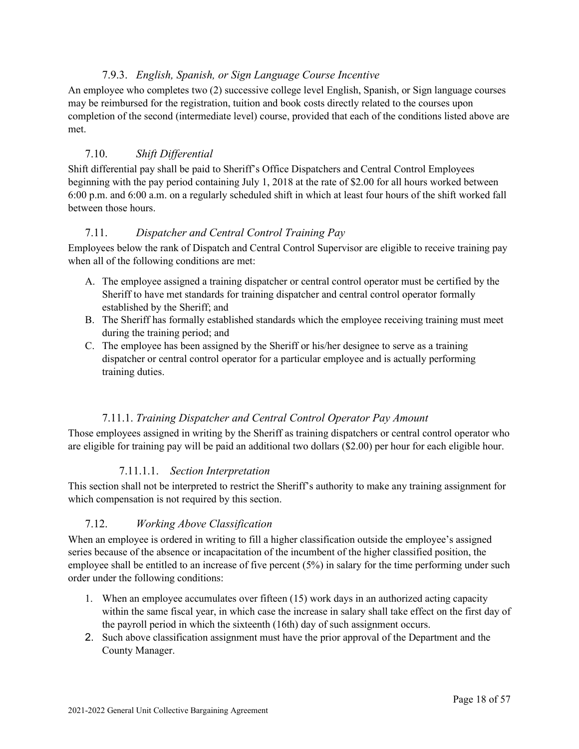#### 7.9.3. *English, Spanish, or Sign Language Course Incentive*

An employee who completes two (2) successive college level English, Spanish, or Sign language courses may be reimbursed for the registration, tuition and book costs directly related to the courses upon completion of the second (intermediate level) course, provided that each of the conditions listed above are met.

### 7.10. *Shift Differential*

Shift differential pay shall be paid to Sheriff's Office Dispatchers and Central Control Employees beginning with the pay period containing July 1, 2018 at the rate of $2.00 for all hours worked between 6:00 p.m. and 6:00 a.m. on a regularly scheduled shift in which at least four hours of the shift worked fall between those hours.

### 7.11. *Dispatcher and Central Control Training Pay*

Employees below the rank of Dispatch and Central Control Supervisor are eligible to receive training pay when all of the following conditions are met:

A. The employee assigned a training dispatcher or central control operator must be certified by the Sheriff to have met standards for training dispatcher and central control operator formally established by the Sheriff; and
B. The Sheriff has formally established standards which the employee receiving training must meet during the training period; and
C. The employee has been assigned by the Sheriff or his/her designee to serve as a training dispatcher or central control operator for a particular employee and is actually performing training duties.

#### 7.11.1. *Training Dispatcher and Central Control Operator Pay Amount*

Those employees assigned in writing by the Sheriff as training dispatchers or central control operator who are eligible for training pay will be paid an additional two dollars ($2.00) per hour for each eligible hour.

##### 7.11.1.1. *Section Interpretation*

This section shall not be interpreted to restrict the Sheriff's authority to make any training assignment for which compensation is not required by this section.

### 7.12. *Working Above Classification*

When an employee is ordered in writing to fill a higher classification outside the employee's assigned series because of the absence or incapacitation of the incumbent of the higher classified position, the employee shall be entitled to an increase of five percent (5%) in salary for the time performing under such order under the following conditions:

1. When an employee accumulates over fifteen (15) work days in an authorized acting capacity within the same fiscal year, in which case the increase in salary shall take effect on the first day of the payroll period in which the sixteenth (16th) day of such assignment occurs.
2. Such above classification assignment must have the prior approval of the Department and the County Manager.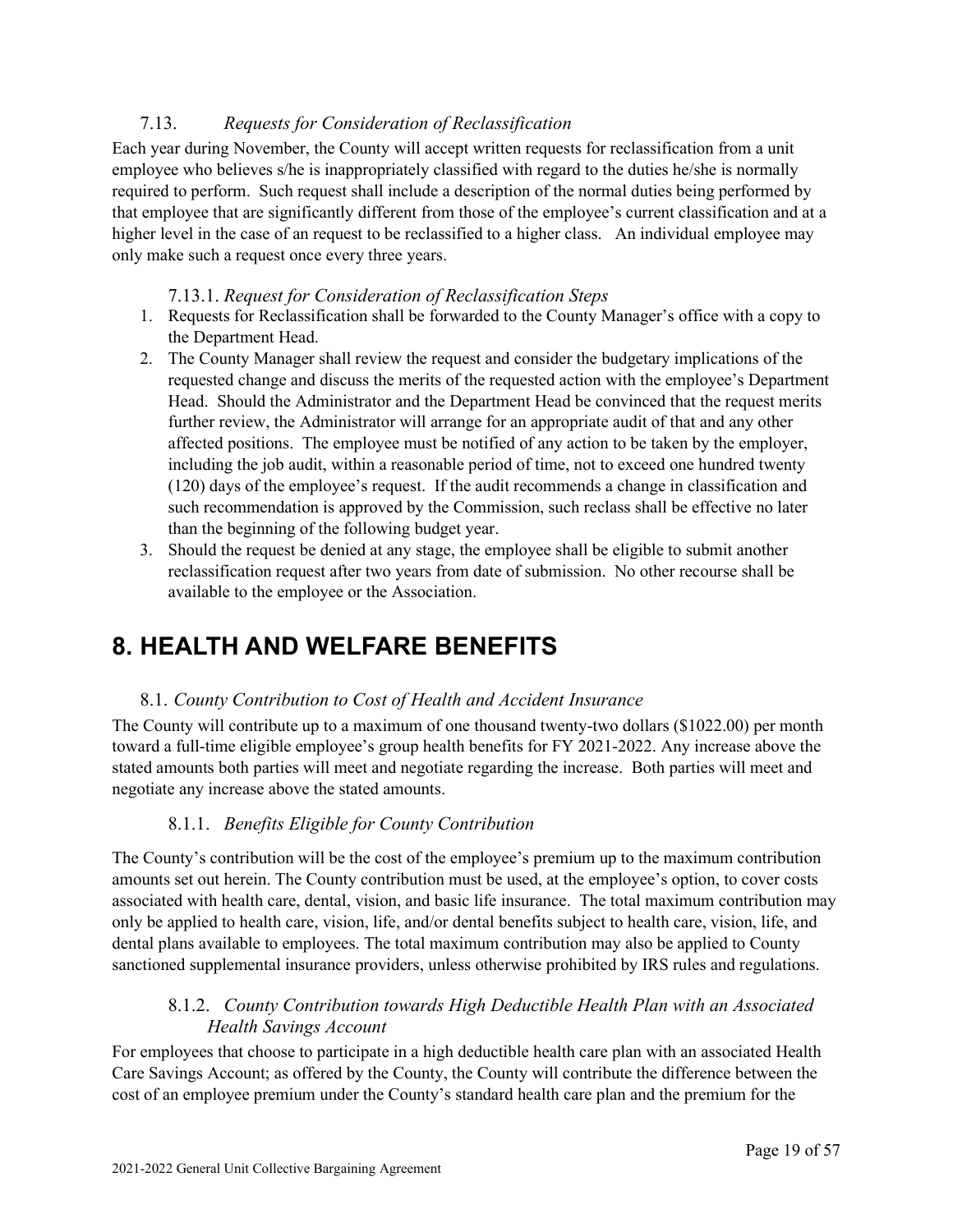### 7.13. *Requests for Consideration of Reclassification*

Each year during November, the County will accept written requests for reclassification from a unit employee who believes s/he is inappropriately classified with regard to the duties he/she is normally required to perform. Such request shall include a description of the normal duties being performed by that employee that are significantly different from those of the employee's current classification and at a higher level in the case of an request to be reclassified to a higher class. An individual employee may only make such a request once every three years.

#### 7.13.1. *Request for Consideration of Reclassification Steps*

1. Requests for Reclassification shall be forwarded to the County Manager's office with a copy to the Department Head.
2. The County Manager shall review the request and consider the budgetary implications of the requested change and discuss the merits of the requested action with the employee's Department Head. Should the Administrator and the Department Head be convinced that the request merits further review, the Administrator will arrange for an appropriate audit of that and any other affected positions. The employee must be notified of any action to be taken by the employer, including the job audit, within a reasonable period of time, not to exceed one hundred twenty (120) days of the employee's request. If the audit recommends a change in classification and such recommendation is approved by the Commission, such reclass shall be effective no later than the beginning of the following budget year.
3. Should the request be denied at any stage, the employee shall be eligible to submit another reclassification request after two years from date of submission. No other recourse shall be available to the employee or the Association.

# 8. HEALTH AND WELFARE BENEFITS

### 8.1. *County Contribution to Cost of Health and Accident Insurance*

The County will contribute up to a maximum of one thousand twenty-two dollars ($1022.00) per month toward a full-time eligible employee's group health benefits for FY 2021-2022. Any increase above the stated amounts both parties will meet and negotiate regarding the increase. Both parties will meet and negotiate any increase above the stated amounts.

#### 8.1.1. *Benefits Eligible for County Contribution*

The County's contribution will be the cost of the employee's premium up to the maximum contribution amounts set out herein. The County contribution must be used, at the employee's option, to cover costs associated with health care, dental, vision, and basic life insurance. The total maximum contribution may only be applied to health care, vision, life, and/or dental benefits subject to health care, vision, life, and dental plans available to employees. The total maximum contribution may also be applied to County sanctioned supplemental insurance providers, unless otherwise prohibited by IRS rules and regulations.

#### 8.1.2. *County Contribution towards High Deductible Health Plan with an Associated Health Savings Account*

For employees that choose to participate in a high deductible health care plan with an associated Health Care Savings Account; as offered by the County, the County will contribute the difference between the cost of an employee premium under the County's standard health care plan and the premium for the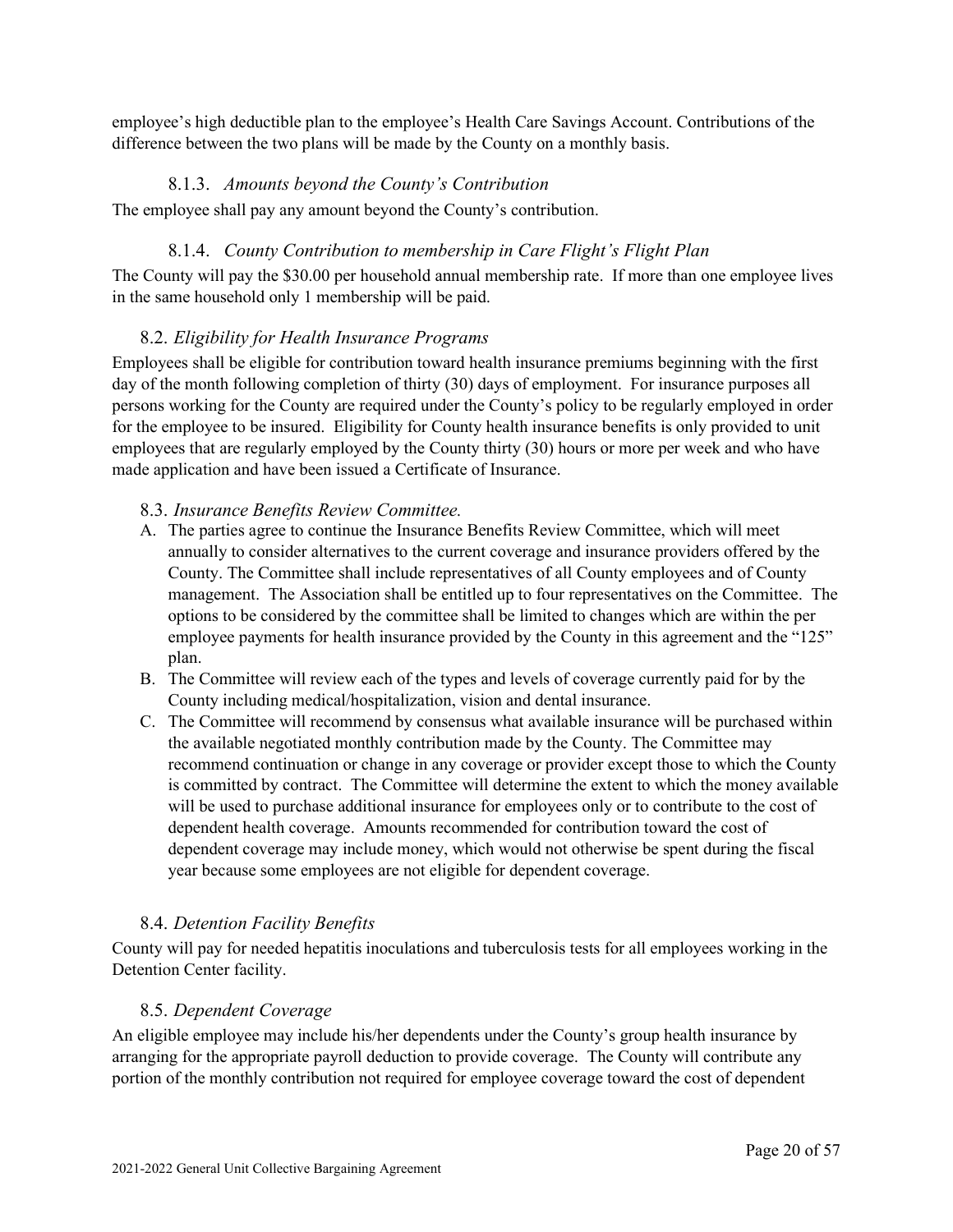employee's high deductible plan to the employee's Health Care Savings Account. Contributions of the difference between the two plans will be made by the County on a monthly basis.

#### 8.1.3. *Amounts beyond the County's Contribution*

The employee shall pay any amount beyond the County's contribution.

#### 8.1.4. *County Contribution to membership in Care Flight's Flight Plan*

The County will pay the $30.00 per household annual membership rate. If more than one employee lives in the same household only 1 membership will be paid.

### 8.2. *Eligibility for Health Insurance Programs*

Employees shall be eligible for contribution toward health insurance premiums beginning with the first day of the month following completion of thirty (30) days of employment. For insurance purposes all persons working for the County are required under the County's policy to be regularly employed in order for the employee to be insured. Eligibility for County health insurance benefits is only provided to unit employees that are regularly employed by the County thirty (30) hours or more per week and who have made application and have been issued a Certificate of Insurance.

### 8.3. *Insurance Benefits Review Committee.*

A. The parties agree to continue the Insurance Benefits Review Committee, which will meet annually to consider alternatives to the current coverage and insurance providers offered by the County. The Committee shall include representatives of all County employees and of County management. The Association shall be entitled up to four representatives on the Committee. The options to be considered by the committee shall be limited to changes which are within the per employee payments for health insurance provided by the County in this agreement and the "125" plan.

B. The Committee will review each of the types and levels of coverage currently paid for by the County including medical/hospitalization, vision and dental insurance.

C. The Committee will recommend by consensus what available insurance will be purchased within the available negotiated monthly contribution made by the County. The Committee may recommend continuation or change in any coverage or provider except those to which the County is committed by contract. The Committee will determine the extent to which the money available will be used to purchase additional insurance for employees only or to contribute to the cost of dependent health coverage. Amounts recommended for contribution toward the cost of dependent coverage may include money, which would not otherwise be spent during the fiscal year because some employees are not eligible for dependent coverage.

### 8.4. *Detention Facility Benefits*

County will pay for needed hepatitis inoculations and tuberculosis tests for all employees working in the Detention Center facility.

### 8.5. *Dependent Coverage*

An eligible employee may include his/her dependents under the County's group health insurance by arranging for the appropriate payroll deduction to provide coverage. The County will contribute any portion of the monthly contribution not required for employee coverage toward the cost of dependent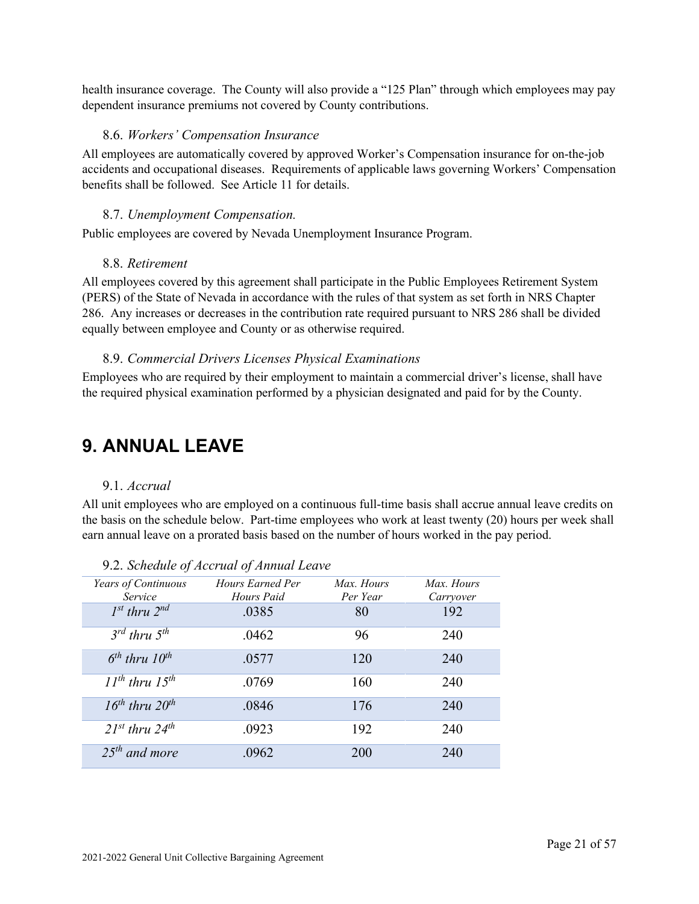health insurance coverage. The County will also provide a "125 Plan" through which employees may pay dependent insurance premiums not covered by County contributions.

### 8.6. *Workers' Compensation Insurance*

All employees are automatically covered by approved Worker's Compensation insurance for on-the-job accidents and occupational diseases. Requirements of applicable laws governing Workers' Compensation benefits shall be followed. See Article 11 for details.

### 8.7. *Unemployment Compensation.*

Public employees are covered by Nevada Unemployment Insurance Program.

### 8.8. *Retirement*

All employees covered by this agreement shall participate in the Public Employees Retirement System (PERS) of the State of Nevada in accordance with the rules of that system as set forth in NRS Chapter 286. Any increases or decreases in the contribution rate required pursuant to NRS 286 shall be divided equally between employee and County or as otherwise required.

### 8.9. *Commercial Drivers Licenses Physical Examinations*

Employees who are required by their employment to maintain a commercial driver's license, shall have the required physical examination performed by a physician designated and paid for by the County.

# 9. ANNUAL LEAVE

### 9.1. *Accrual*

All unit employees who are employed on a continuous full-time basis shall accrue annual leave credits on the basis on the schedule below. Part-time employees who work at least twenty (20) hours per week shall earn annual leave on a prorated basis based on the number of hours worked in the pay period.

### 9.2. *Schedule of Accrual of Annual Leave*

| *Years of Continuous Service* | *Hours Earned Per Hours Paid* | *Max. Hours Per Year* | *Max. Hours Carryover* |
|---|---|---|---|
| *1st thru 2nd* | .0385 | 80 | 192 |
| *3rd thru 5th* | .0462 | 96 | 240 |
| *6th thru 10th* | .0577 | 120 | 240 |
| *11th thru 15th* | .0769 | 160 | 240 |
| *16th thru 20th* | .0846 | 176 | 240 |
| *21st thru 24th* | .0923 | 192 | 240 |
| *25th and more* | .0962 | 200 | 240 |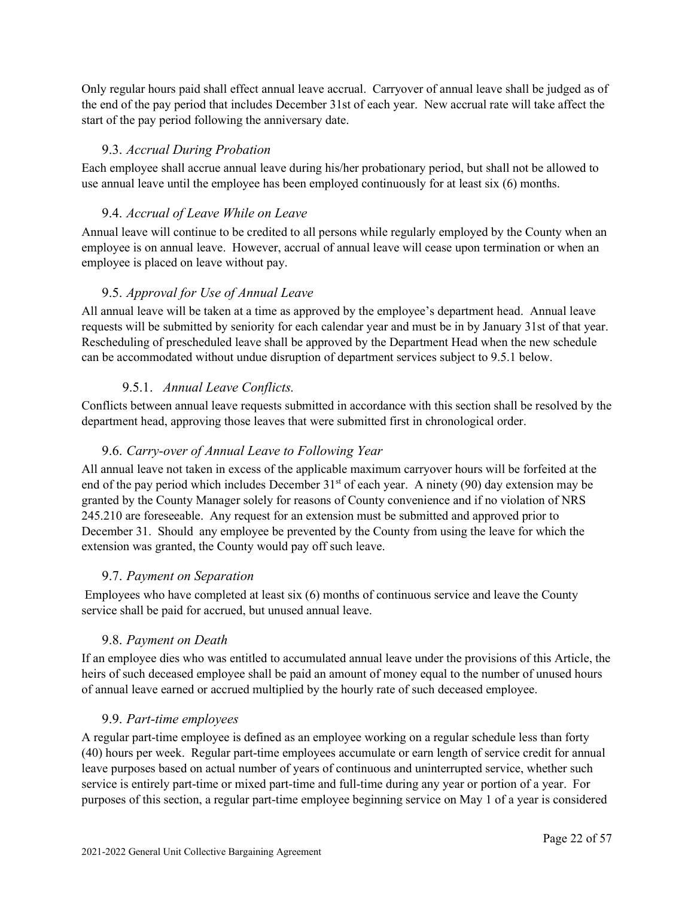Only regular hours paid shall effect annual leave accrual. Carryover of annual leave shall be judged as of the end of the pay period that includes December 31st of each year. New accrual rate will take affect the start of the pay period following the anniversary date.

### 9.3. *Accrual During Probation*

Each employee shall accrue annual leave during his/her probationary period, but shall not be allowed to use annual leave until the employee has been employed continuously for at least six (6) months.

### 9.4. *Accrual of Leave While on Leave*

Annual leave will continue to be credited to all persons while regularly employed by the County when an employee is on annual leave. However, accrual of annual leave will cease upon termination or when an employee is placed on leave without pay.

### 9.5. *Approval for Use of Annual Leave*

All annual leave will be taken at a time as approved by the employee's department head. Annual leave requests will be submitted by seniority for each calendar year and must be in by January 31st of that year. Rescheduling of prescheduled leave shall be approved by the Department Head when the new schedule can be accommodated without undue disruption of department services subject to 9.5.1 below.

#### 9.5.1. *Annual Leave Conflicts.*

Conflicts between annual leave requests submitted in accordance with this section shall be resolved by the department head, approving those leaves that were submitted first in chronological order.

### 9.6. *Carry-over of Annual Leave to Following Year*

All annual leave not taken in excess of the applicable maximum carryover hours will be forfeited at the end of the pay period which includes December 31st of each year. A ninety (90) day extension may be granted by the County Manager solely for reasons of County convenience and if no violation of NRS 245.210 are foreseeable. Any request for an extension must be submitted and approved prior to December 31. Should any employee be prevented by the County from using the leave for which the extension was granted, the County would pay off such leave.

### 9.7. *Payment on Separation*

Employees who have completed at least six (6) months of continuous service and leave the County service shall be paid for accrued, but unused annual leave.

### 9.8. *Payment on Death*

If an employee dies who was entitled to accumulated annual leave under the provisions of this Article, the heirs of such deceased employee shall be paid an amount of money equal to the number of unused hours of annual leave earned or accrued multiplied by the hourly rate of such deceased employee.

### 9.9. *Part-time employees*

A regular part-time employee is defined as an employee working on a regular schedule less than forty (40) hours per week. Regular part-time employees accumulate or earn length of service credit for annual leave purposes based on actual number of years of continuous and uninterrupted service, whether such service is entirely part-time or mixed part-time and full-time during any year or portion of a year. For purposes of this section, a regular part-time employee beginning service on May 1 of a year is considered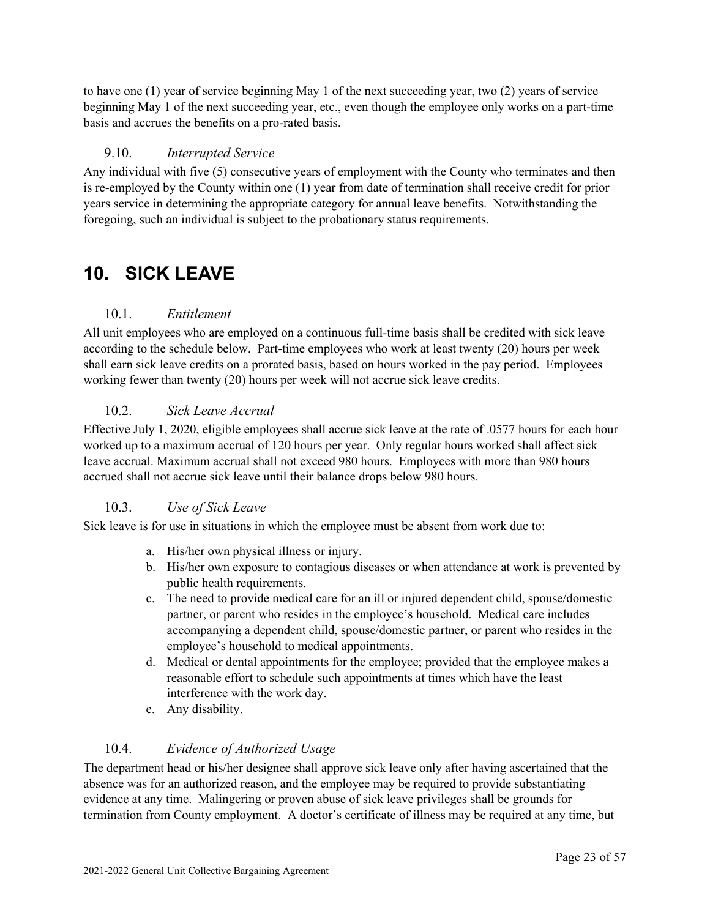to have one (1) year of service beginning May 1 of the next succeeding year, two (2) years of service beginning May 1 of the next succeeding year, etc., even though the employee only works on a part-time basis and accrues the benefits on a pro-rated basis.

### 9.10. *Interrupted Service*

Any individual with five (5) consecutive years of employment with the County who terminates and then is re-employed by the County within one (1) year from date of termination shall receive credit for prior years service in determining the appropriate category for annual leave benefits. Notwithstanding the foregoing, such an individual is subject to the probationary status requirements.

# 10. SICK LEAVE

### 10.1. *Entitlement*

All unit employees who are employed on a continuous full-time basis shall be credited with sick leave according to the schedule below. Part-time employees who work at least twenty (20) hours per week shall earn sick leave credits on a prorated basis, based on hours worked in the pay period. Employees working fewer than twenty (20) hours per week will not accrue sick leave credits.

### 10.2. *Sick Leave Accrual*

Effective July 1, 2020, eligible employees shall accrue sick leave at the rate of .0577 hours for each hour worked up to a maximum accrual of 120 hours per year. Only regular hours worked shall affect sick leave accrual. Maximum accrual shall not exceed 980 hours. Employees with more than 980 hours accrued shall not accrue sick leave until their balance drops below 980 hours.

### 10.3. *Use of Sick Leave*

Sick leave is for use in situations in which the employee must be absent from work due to:

a. His/her own physical illness or injury.
b. His/her own exposure to contagious diseases or when attendance at work is prevented by public health requirements.
c. The need to provide medical care for an ill or injured dependent child, spouse/domestic partner, or parent who resides in the employee's household. Medical care includes accompanying a dependent child, spouse/domestic partner, or parent who resides in the employee's household to medical appointments.
d. Medical or dental appointments for the employee; provided that the employee makes a reasonable effort to schedule such appointments at times which have the least interference with the work day.
e. Any disability.

### 10.4. *Evidence of Authorized Usage*

The department head or his/her designee shall approve sick leave only after having ascertained that the absence was for an authorized reason, and the employee may be required to provide substantiating evidence at any time. Malingering or proven abuse of sick leave privileges shall be grounds for termination from County employment. A doctor's certificate of illness may be required at any time, but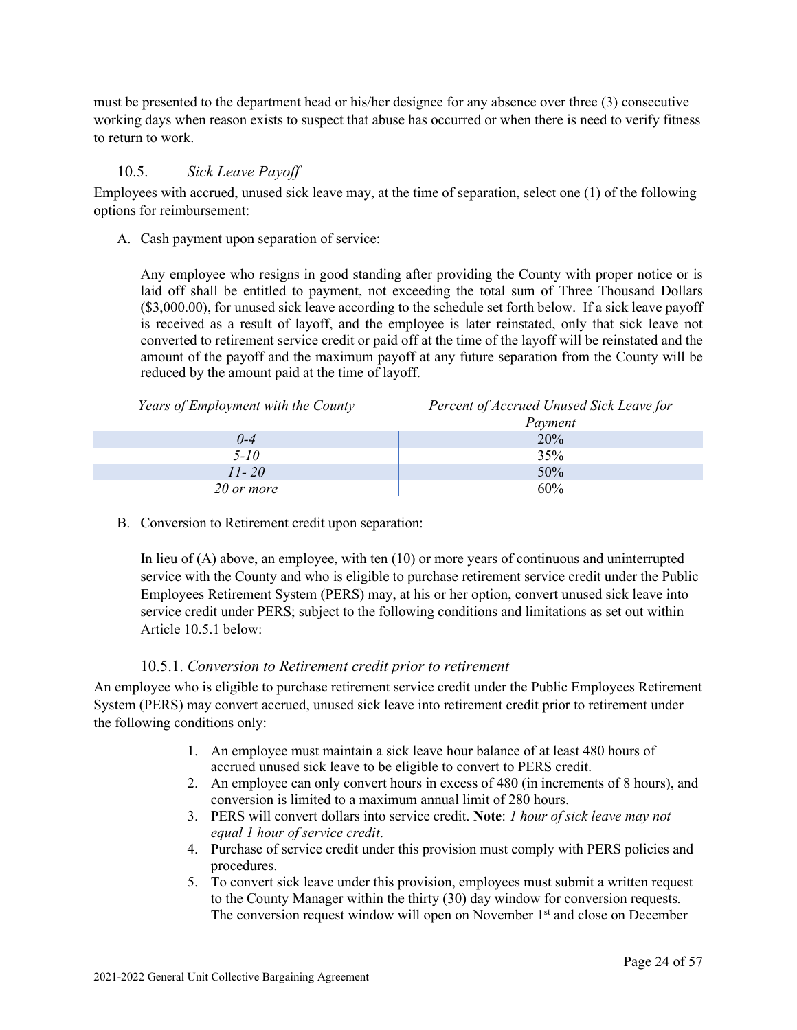must be presented to the department head or his/her designee for any absence over three (3) consecutive working days when reason exists to suspect that abuse has occurred or when there is need to verify fitness to return to work.

### 10.5. *Sick Leave Payoff*

Employees with accrued, unused sick leave may, at the time of separation, select one (1) of the following options for reimbursement:

A. Cash payment upon separation of service:

Any employee who resigns in good standing after providing the County with proper notice or is laid off shall be entitled to payment, not exceeding the total sum of Three Thousand Dollars ($3,000.00), for unused sick leave according to the schedule set forth below. If a sick leave payoff is received as a result of layoff, and the employee is later reinstated, only that sick leave not converted to retirement service credit or paid off at the time of the layoff will be reinstated and the amount of the payoff and the maximum payoff at any future separation from the County will be reduced by the amount paid at the time of layoff.

| *Years of Employment with the County* | *Percent of Accrued Unused Sick Leave for Payment* |
|---|---|
| *0-4* | 20% |
| *5-10* | 35% |
| *11- 20* | 50% |
| *20 or more* | 60% |

B. Conversion to Retirement credit upon separation:

In lieu of (A) above, an employee, with ten (10) or more years of continuous and uninterrupted service with the County and who is eligible to purchase retirement service credit under the Public Employees Retirement System (PERS) may, at his or her option, convert unused sick leave into service credit under PERS; subject to the following conditions and limitations as set out within Article 10.5.1 below:

#### 10.5.1. *Conversion to Retirement credit prior to retirement*

An employee who is eligible to purchase retirement service credit under the Public Employees Retirement System (PERS) may convert accrued, unused sick leave into retirement credit prior to retirement under the following conditions only:

1. An employee must maintain a sick leave hour balance of at least 480 hours of accrued unused sick leave to be eligible to convert to PERS credit.
2. An employee can only convert hours in excess of 480 (in increments of 8 hours), and conversion is limited to a maximum annual limit of 280 hours.
3. PERS will convert dollars into service credit. **Note**: *1 hour of sick leave may not equal 1 hour of service credit*.
4. Purchase of service credit under this provision must comply with PERS policies and procedures.
5. To convert sick leave under this provision, employees must submit a written request to the County Manager within the thirty (30) day window for conversion requests. The conversion request window will open on November 1st and close on December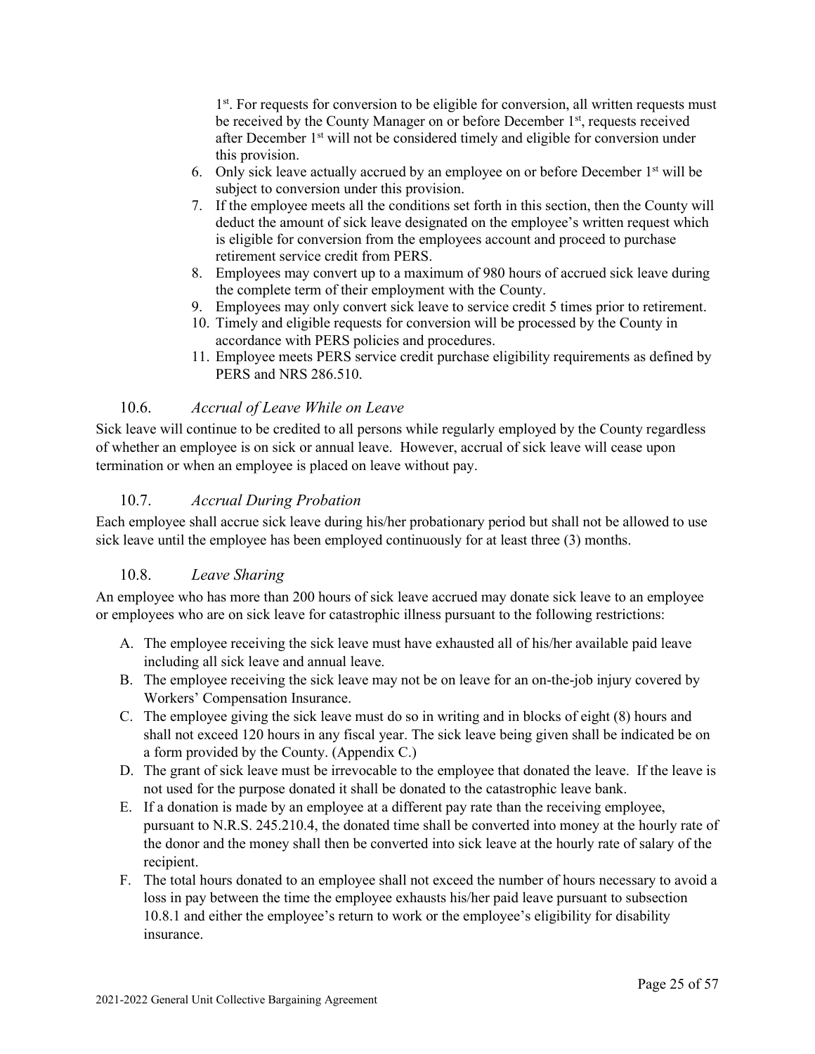1st. For requests for conversion to be eligible for conversion, all written requests must be received by the County Manager on or before December 1st, requests received after December 1st will not be considered timely and eligible for conversion under this provision.

6. Only sick leave actually accrued by an employee on or before December 1st will be subject to conversion under this provision.
7. If the employee meets all the conditions set forth in this section, then the County will deduct the amount of sick leave designated on the employee's written request which is eligible for conversion from the employees account and proceed to purchase retirement service credit from PERS.
8. Employees may convert up to a maximum of 980 hours of accrued sick leave during the complete term of their employment with the County.
9. Employees may only convert sick leave to service credit 5 times prior to retirement.
10. Timely and eligible requests for conversion will be processed by the County in accordance with PERS policies and procedures.
11. Employee meets PERS service credit purchase eligibility requirements as defined by PERS and NRS 286.510.

### 10.6. *Accrual of Leave While on Leave*

Sick leave will continue to be credited to all persons while regularly employed by the County regardless of whether an employee is on sick or annual leave. However, accrual of sick leave will cease upon termination or when an employee is placed on leave without pay.

### 10.7. *Accrual During Probation*

Each employee shall accrue sick leave during his/her probationary period but shall not be allowed to use sick leave until the employee has been employed continuously for at least three (3) months.

### 10.8. *Leave Sharing*

An employee who has more than 200 hours of sick leave accrued may donate sick leave to an employee or employees who are on sick leave for catastrophic illness pursuant to the following restrictions:

A. The employee receiving the sick leave must have exhausted all of his/her available paid leave including all sick leave and annual leave.
B. The employee receiving the sick leave may not be on leave for an on-the-job injury covered by Workers' Compensation Insurance.
C. The employee giving the sick leave must do so in writing and in blocks of eight (8) hours and shall not exceed 120 hours in any fiscal year. The sick leave being given shall be indicated be on a form provided by the County. (Appendix C.)
D. The grant of sick leave must be irrevocable to the employee that donated the leave. If the leave is not used for the purpose donated it shall be donated to the catastrophic leave bank.
E. If a donation is made by an employee at a different pay rate than the receiving employee, pursuant to N.R.S. 245.210.4, the donated time shall be converted into money at the hourly rate of the donor and the money shall then be converted into sick leave at the hourly rate of salary of the recipient.
F. The total hours donated to an employee shall not exceed the number of hours necessary to avoid a loss in pay between the time the employee exhausts his/her paid leave pursuant to subsection 10.8.1 and either the employee's return to work or the employee's eligibility for disability insurance.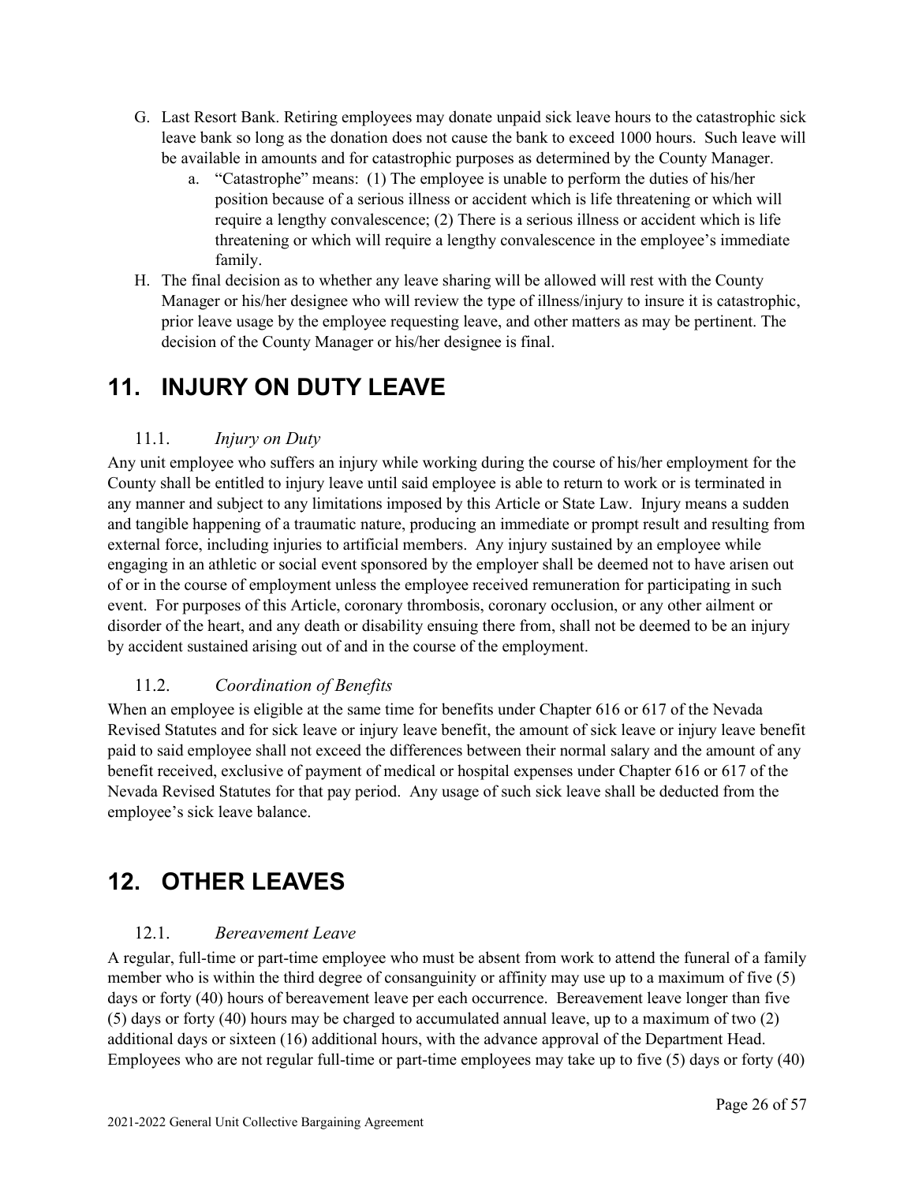G. Last Resort Bank. Retiring employees may donate unpaid sick leave hours to the catastrophic sick leave bank so long as the donation does not cause the bank to exceed 1000 hours. Such leave will be available in amounts and for catastrophic purposes as determined by the County Manager.
   a. "Catastrophe" means: (1) The employee is unable to perform the duties of his/her position because of a serious illness or accident which is life threatening or which will require a lengthy convalescence; (2) There is a serious illness or accident which is life threatening or which will require a lengthy convalescence in the employee's immediate family.

H. The final decision as to whether any leave sharing will be allowed will rest with the County Manager or his/her designee who will review the type of illness/injury to insure it is catastrophic, prior leave usage by the employee requesting leave, and other matters as may be pertinent. The decision of the County Manager or his/her designee is final.

# 11. INJURY ON DUTY LEAVE

### 11.1. *Injury on Duty*

Any unit employee who suffers an injury while working during the course of his/her employment for the County shall be entitled to injury leave until said employee is able to return to work or is terminated in any manner and subject to any limitations imposed by this Article or State Law. Injury means a sudden and tangible happening of a traumatic nature, producing an immediate or prompt result and resulting from external force, including injuries to artificial members. Any injury sustained by an employee while engaging in an athletic or social event sponsored by the employer shall be deemed not to have arisen out of or in the course of employment unless the employee received remuneration for participating in such event. For purposes of this Article, coronary thrombosis, coronary occlusion, or any other ailment or disorder of the heart, and any death or disability ensuing there from, shall not be deemed to be an injury by accident sustained arising out of and in the course of the employment.

### 11.2. *Coordination of Benefits*

When an employee is eligible at the same time for benefits under Chapter 616 or 617 of the Nevada Revised Statutes and for sick leave or injury leave benefit, the amount of sick leave or injury leave benefit paid to said employee shall not exceed the differences between their normal salary and the amount of any benefit received, exclusive of payment of medical or hospital expenses under Chapter 616 or 617 of the Nevada Revised Statutes for that pay period. Any usage of such sick leave shall be deducted from the employee's sick leave balance.

# 12. OTHER LEAVES

### 12.1. *Bereavement Leave*

A regular, full-time or part-time employee who must be absent from work to attend the funeral of a family member who is within the third degree of consanguinity or affinity may use up to a maximum of five (5) days or forty (40) hours of bereavement leave per each occurrence. Bereavement leave longer than five (5) days or forty (40) hours may be charged to accumulated annual leave, up to a maximum of two (2) additional days or sixteen (16) additional hours, with the advance approval of the Department Head. Employees who are not regular full-time or part-time employees may take up to five (5) days or forty (40)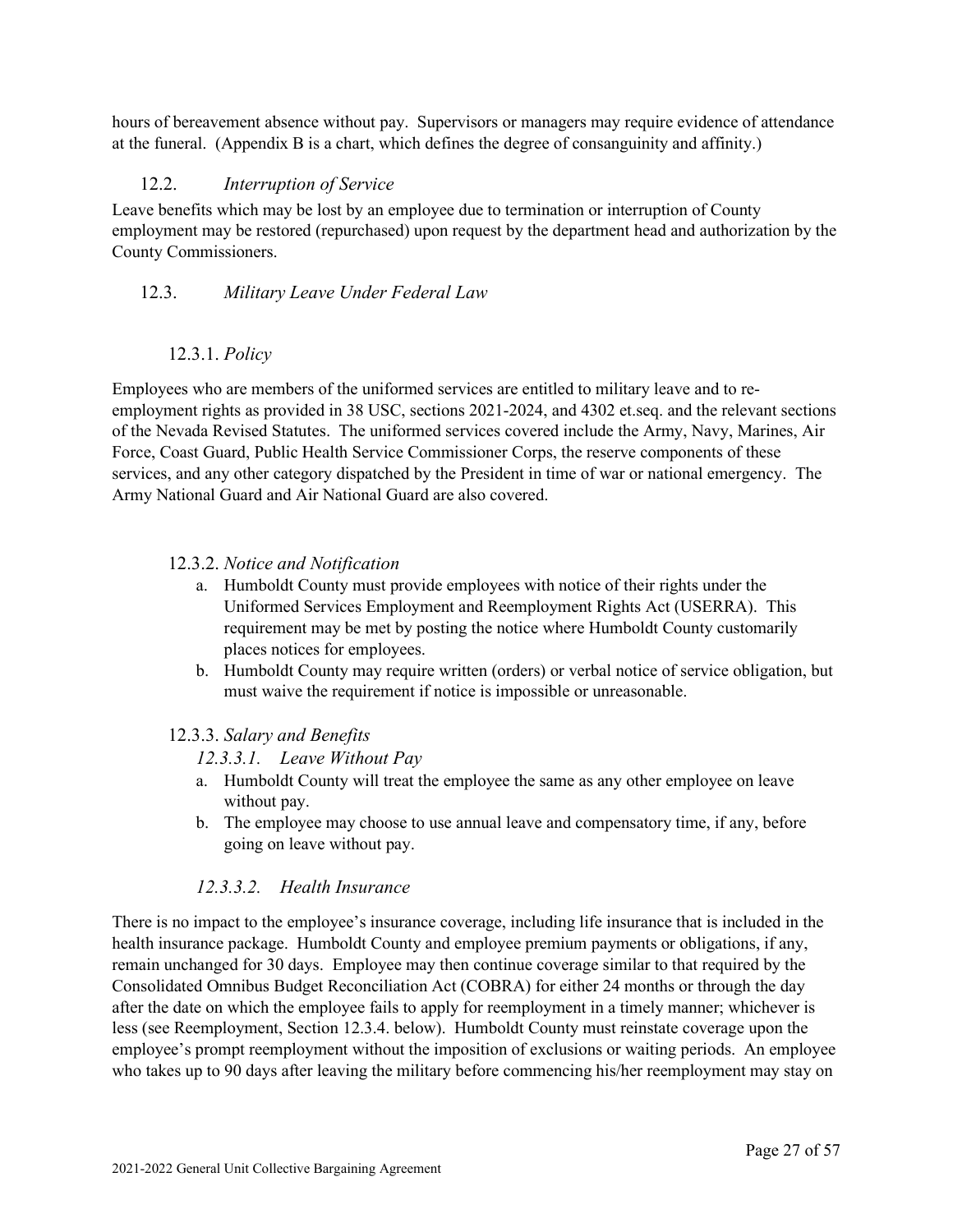hours of bereavement absence without pay. Supervisors or managers may require evidence of attendance at the funeral. (Appendix B is a chart, which defines the degree of consanguinity and affinity.)

## 12.2. *Interruption of Service*

Leave benefits which may be lost by an employee due to termination or interruption of County employment may be restored (repurchased) upon request by the department head and authorization by the County Commissioners.

## 12.3. *Military Leave Under Federal Law*

### 12.3.1. *Policy*

Employees who are members of the uniformed services are entitled to military leave and to re-employment rights as provided in 38 USC, sections 2021-2024, and 4302 et.seq. and the relevant sections of the Nevada Revised Statutes. The uniformed services covered include the Army, Navy, Marines, Air Force, Coast Guard, Public Health Service Commissioner Corps, the reserve components of these services, and any other category dispatched by the President in time of war or national emergency. The Army National Guard and Air National Guard are also covered.

### 12.3.2. *Notice and Notification*

a. Humboldt County must provide employees with notice of their rights under the Uniformed Services Employment and Reemployment Rights Act (USERRA). This requirement may be met by posting the notice where Humboldt County customarily places notices for employees.
b. Humboldt County may require written (orders) or verbal notice of service obligation, but must waive the requirement if notice is impossible or unreasonable.

### 12.3.3. *Salary and Benefits*

#### *12.3.3.1. Leave Without Pay*

a. Humboldt County will treat the employee the same as any other employee on leave without pay.
b. The employee may choose to use annual leave and compensatory time, if any, before going on leave without pay.

#### *12.3.3.2. Health Insurance*

There is no impact to the employee's insurance coverage, including life insurance that is included in the health insurance package. Humboldt County and employee premium payments or obligations, if any, remain unchanged for 30 days. Employee may then continue coverage similar to that required by the Consolidated Omnibus Budget Reconciliation Act (COBRA) for either 24 months or through the day after the date on which the employee fails to apply for reemployment in a timely manner; whichever is less (see Reemployment, Section 12.3.4. below). Humboldt County must reinstate coverage upon the employee's prompt reemployment without the imposition of exclusions or waiting periods. An employee who takes up to 90 days after leaving the military before commencing his/her reemployment may stay on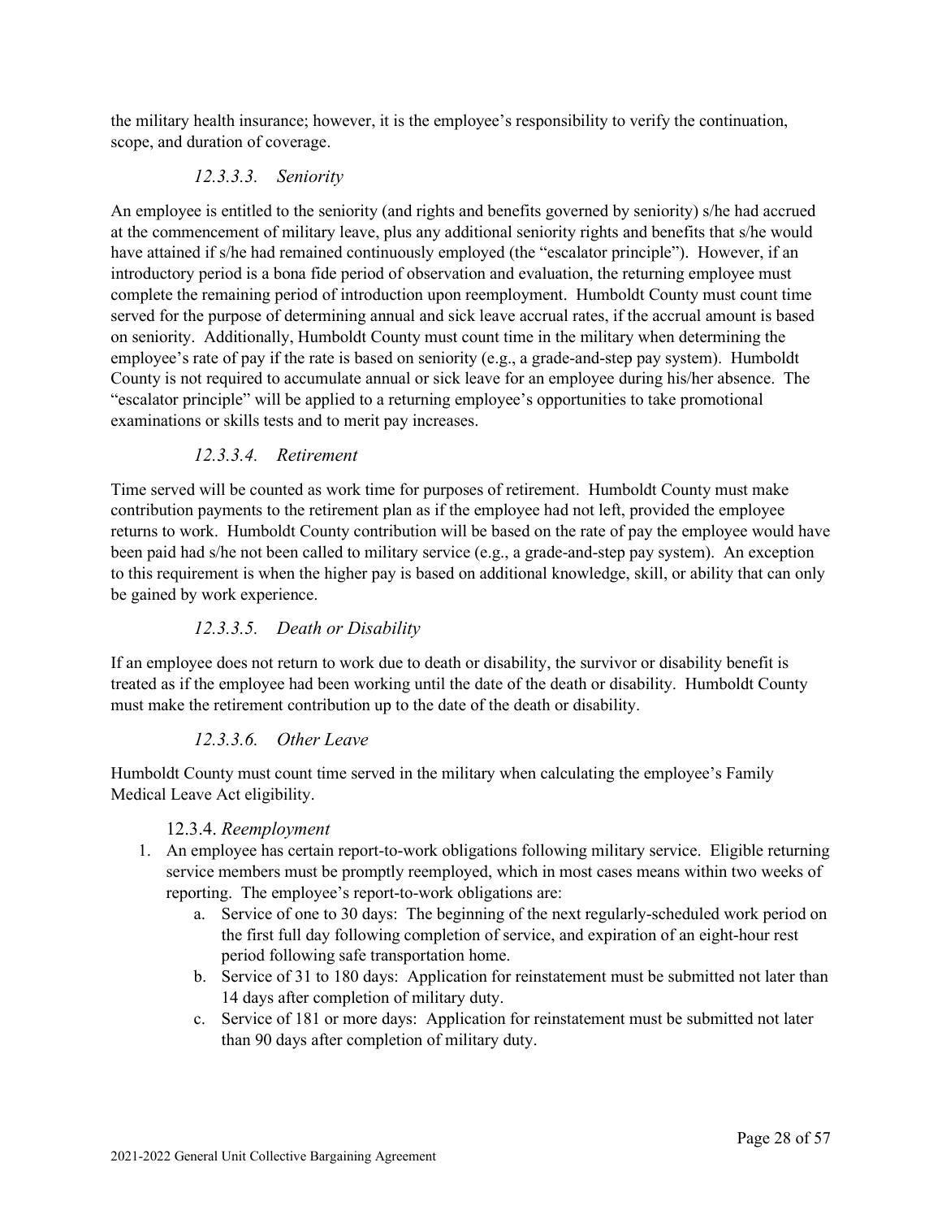the military health insurance; however, it is the employee's responsibility to verify the continuation, scope, and duration of coverage.

#### *12.3.3.3. Seniority*

An employee is entitled to the seniority (and rights and benefits governed by seniority) s/he had accrued at the commencement of military leave, plus any additional seniority rights and benefits that s/he would have attained if s/he had remained continuously employed (the "escalator principle"). However, if an introductory period is a bona fide period of observation and evaluation, the returning employee must complete the remaining period of introduction upon reemployment. Humboldt County must count time served for the purpose of determining annual and sick leave accrual rates, if the accrual amount is based on seniority. Additionally, Humboldt County must count time in the military when determining the employee's rate of pay if the rate is based on seniority (e.g., a grade-and-step pay system). Humboldt County is not required to accumulate annual or sick leave for an employee during his/her absence. The "escalator principle" will be applied to a returning employee's opportunities to take promotional examinations or skills tests and to merit pay increases.

#### *12.3.3.4. Retirement*

Time served will be counted as work time for purposes of retirement. Humboldt County must make contribution payments to the retirement plan as if the employee had not left, provided the employee returns to work. Humboldt County contribution will be based on the rate of pay the employee would have been paid had s/he not been called to military service (e.g., a grade-and-step pay system). An exception to this requirement is when the higher pay is based on additional knowledge, skill, or ability that can only be gained by work experience.

#### *12.3.3.5. Death or Disability*

If an employee does not return to work due to death or disability, the survivor or disability benefit is treated as if the employee had been working until the date of the death or disability. Humboldt County must make the retirement contribution up to the date of the death or disability.

#### *12.3.3.6. Other Leave*

Humboldt County must count time served in the military when calculating the employee's Family Medical Leave Act eligibility.

### 12.3.4. *Reemployment*

1. An employee has certain report-to-work obligations following military service. Eligible returning service members must be promptly reemployed, which in most cases means within two weeks of reporting. The employee's report-to-work obligations are:
   a. Service of one to 30 days: The beginning of the next regularly-scheduled work period on the first full day following completion of service, and expiration of an eight-hour rest period following safe transportation home.
   b. Service of 31 to 180 days: Application for reinstatement must be submitted not later than 14 days after completion of military duty.
   c. Service of 181 or more days: Application for reinstatement must be submitted not later than 90 days after completion of military duty.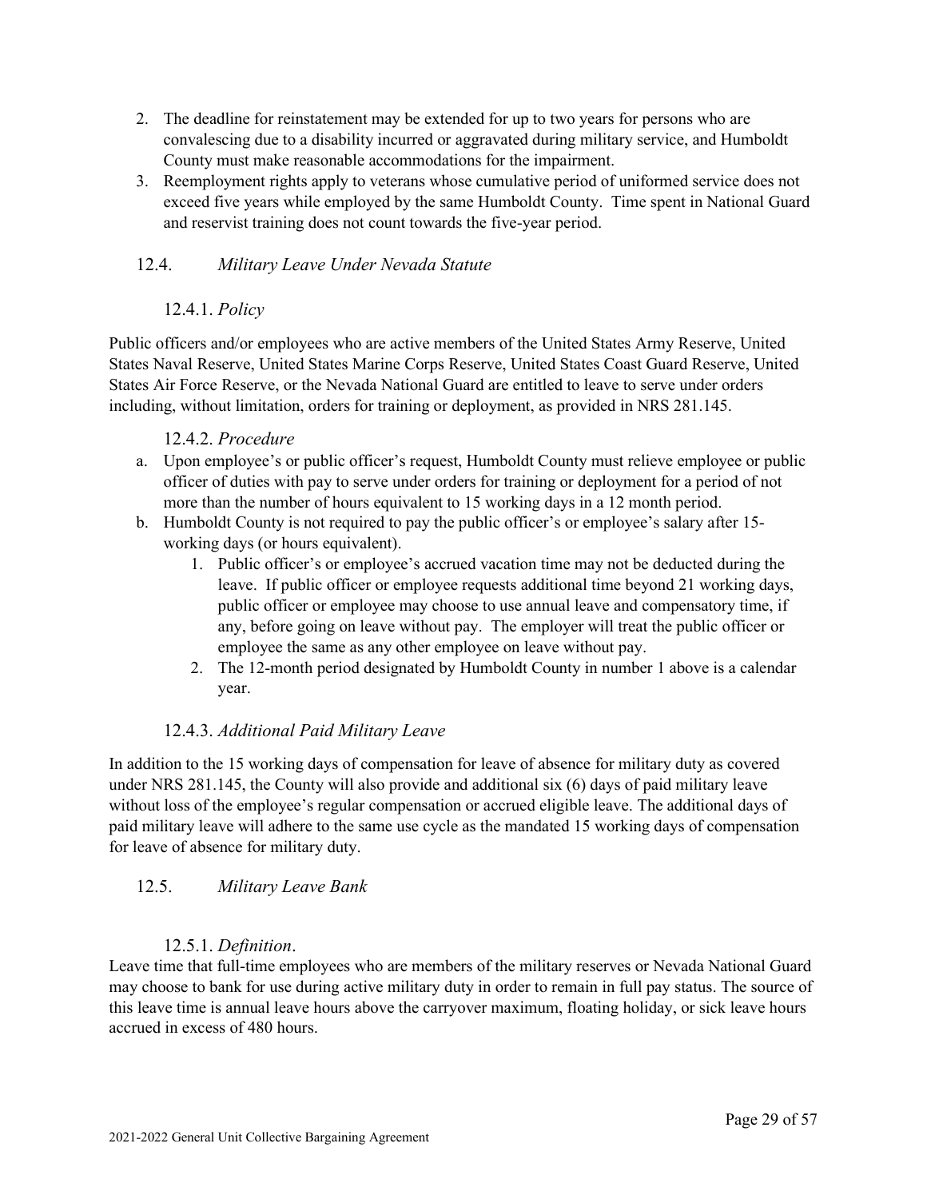2. The deadline for reinstatement may be extended for up to two years for persons who are convalescing due to a disability incurred or aggravated during military service, and Humboldt County must make reasonable accommodations for the impairment.
3. Reemployment rights apply to veterans whose cumulative period of uniformed service does not exceed five years while employed by the same Humboldt County. Time spent in National Guard and reservist training does not count towards the five-year period.

## 12.4. *Military Leave Under Nevada Statute*

### 12.4.1. *Policy*

Public officers and/or employees who are active members of the United States Army Reserve, United States Naval Reserve, United States Marine Corps Reserve, United States Coast Guard Reserve, United States Air Force Reserve, or the Nevada National Guard are entitled to leave to serve under orders including, without limitation, orders for training or deployment, as provided in NRS 281.145.

### 12.4.2. *Procedure*

a. Upon employee's or public officer's request, Humboldt County must relieve employee or public officer of duties with pay to serve under orders for training or deployment for a period of not more than the number of hours equivalent to 15 working days in a 12 month period.
b. Humboldt County is not required to pay the public officer's or employee's salary after 15-working days (or hours equivalent).
    1. Public officer's or employee's accrued vacation time may not be deducted during the leave. If public officer or employee requests additional time beyond 21 working days, public officer or employee may choose to use annual leave and compensatory time, if any, before going on leave without pay. The employer will treat the public officer or employee the same as any other employee on leave without pay.
    2. The 12-month period designated by Humboldt County in number 1 above is a calendar year.

### 12.4.3. *Additional Paid Military Leave*

In addition to the 15 working days of compensation for leave of absence for military duty as covered under NRS 281.145, the County will also provide and additional six (6) days of paid military leave without loss of the employee's regular compensation or accrued eligible leave. The additional days of paid military leave will adhere to the same use cycle as the mandated 15 working days of compensation for leave of absence for military duty.

## 12.5. *Military Leave Bank*

### 12.5.1. *Definition*.

Leave time that full-time employees who are members of the military reserves or Nevada National Guard may choose to bank for use during active military duty in order to remain in full pay status. The source of this leave time is annual leave hours above the carryover maximum, floating holiday, or sick leave hours accrued in excess of 480 hours.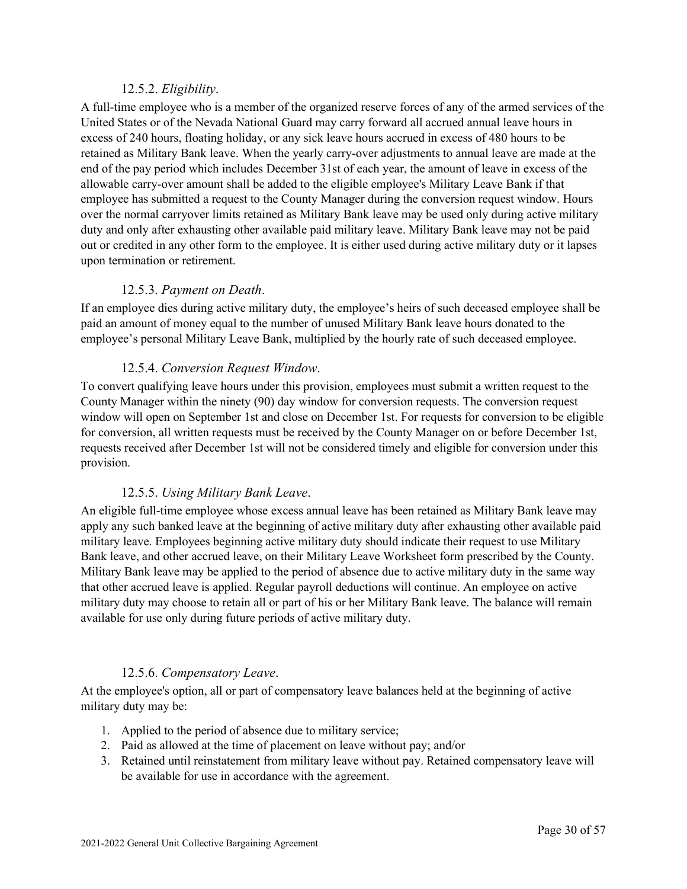### 12.5.2. *Eligibility*.

A full-time employee who is a member of the organized reserve forces of any of the armed services of the United States or of the Nevada National Guard may carry forward all accrued annual leave hours in excess of 240 hours, floating holiday, or any sick leave hours accrued in excess of 480 hours to be retained as Military Bank leave. When the yearly carry-over adjustments to annual leave are made at the end of the pay period which includes December 31st of each year, the amount of leave in excess of the allowable carry-over amount shall be added to the eligible employee's Military Leave Bank if that employee has submitted a request to the County Manager during the conversion request window. Hours over the normal carryover limits retained as Military Bank leave may be used only during active military duty and only after exhausting other available paid military leave. Military Bank leave may not be paid out or credited in any other form to the employee. It is either used during active military duty or it lapses upon termination or retirement.

### 12.5.3. *Payment on Death*.

If an employee dies during active military duty, the employee's heirs of such deceased employee shall be paid an amount of money equal to the number of unused Military Bank leave hours donated to the employee's personal Military Leave Bank, multiplied by the hourly rate of such deceased employee.

### 12.5.4. *Conversion Request Window*.

To convert qualifying leave hours under this provision, employees must submit a written request to the County Manager within the ninety (90) day window for conversion requests. The conversion request window will open on September 1st and close on December 1st. For requests for conversion to be eligible for conversion, all written requests must be received by the County Manager on or before December 1st, requests received after December 1st will not be considered timely and eligible for conversion under this provision.

### 12.5.5. *Using Military Bank Leave*.

An eligible full-time employee whose excess annual leave has been retained as Military Bank leave may apply any such banked leave at the beginning of active military duty after exhausting other available paid military leave. Employees beginning active military duty should indicate their request to use Military Bank leave, and other accrued leave, on their Military Leave Worksheet form prescribed by the County. Military Bank leave may be applied to the period of absence due to active military duty in the same way that other accrued leave is applied. Regular payroll deductions will continue. An employee on active military duty may choose to retain all or part of his or her Military Bank leave. The balance will remain available for use only during future periods of active military duty.

### 12.5.6. *Compensatory Leave*.

At the employee's option, all or part of compensatory leave balances held at the beginning of active military duty may be:

1. Applied to the period of absence due to military service;
2. Paid as allowed at the time of placement on leave without pay; and/or
3. Retained until reinstatement from military leave without pay. Retained compensatory leave will be available for use in accordance with the agreement.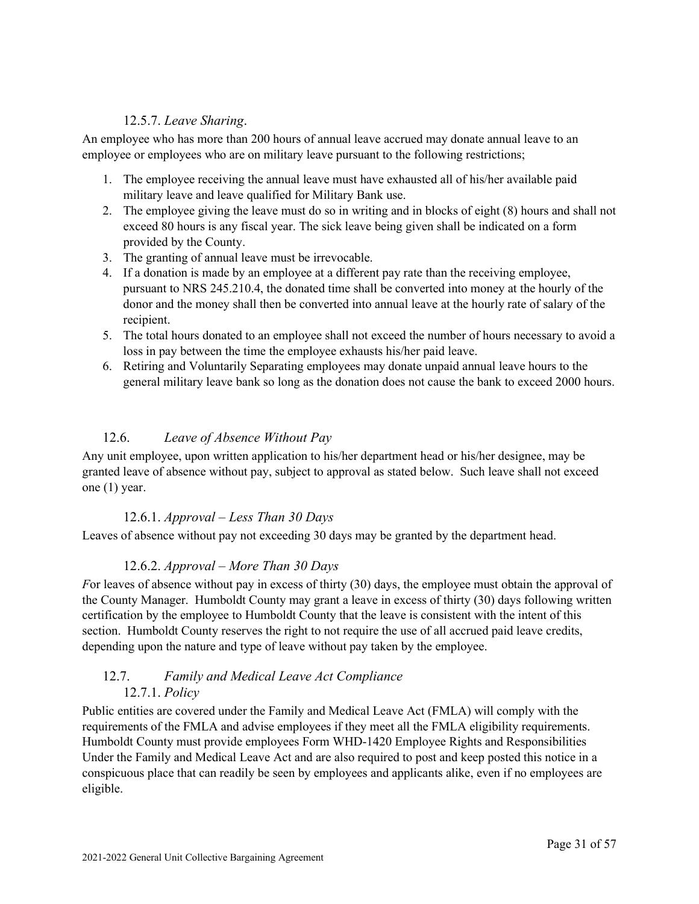#### 12.5.7. *Leave Sharing*.

An employee who has more than 200 hours of annual leave accrued may donate annual leave to an employee or employees who are on military leave pursuant to the following restrictions;

1. The employee receiving the annual leave must have exhausted all of his/her available paid military leave and leave qualified for Military Bank use.
2. The employee giving the leave must do so in writing and in blocks of eight (8) hours and shall not exceed 80 hours is any fiscal year. The sick leave being given shall be indicated on a form provided by the County.
3. The granting of annual leave must be irrevocable.
4. If a donation is made by an employee at a different pay rate than the receiving employee, pursuant to NRS 245.210.4, the donated time shall be converted into money at the hourly of the donor and the money shall then be converted into annual leave at the hourly rate of salary of the recipient.
5. The total hours donated to an employee shall not exceed the number of hours necessary to avoid a loss in pay between the time the employee exhausts his/her paid leave.
6. Retiring and Voluntarily Separating employees may donate unpaid annual leave hours to the general military leave bank so long as the donation does not cause the bank to exceed 2000 hours.

### 12.6. *Leave of Absence Without Pay*

Any unit employee, upon written application to his/her department head or his/her designee, may be granted leave of absence without pay, subject to approval as stated below. Such leave shall not exceed one (1) year.

#### 12.6.1. *Approval – Less Than 30 Days*

Leaves of absence without pay not exceeding 30 days may be granted by the department head.

#### 12.6.2. *Approval – More Than 30 Days*

*F*or leaves of absence without pay in excess of thirty (30) days, the employee must obtain the approval of the County Manager. Humboldt County may grant a leave in excess of thirty (30) days following written certification by the employee to Humboldt County that the leave is consistent with the intent of this section. Humboldt County reserves the right to not require the use of all accrued paid leave credits, depending upon the nature and type of leave without pay taken by the employee.

### 12.7. *Family and Medical Leave Act Compliance*

#### 12.7.1. *Policy*

Public entities are covered under the Family and Medical Leave Act (FMLA) will comply with the requirements of the FMLA and advise employees if they meet all the FMLA eligibility requirements. Humboldt County must provide employees Form WHD-1420 Employee Rights and Responsibilities Under the Family and Medical Leave Act and are also required to post and keep posted this notice in a conspicuous place that can readily be seen by employees and applicants alike, even if no employees are eligible.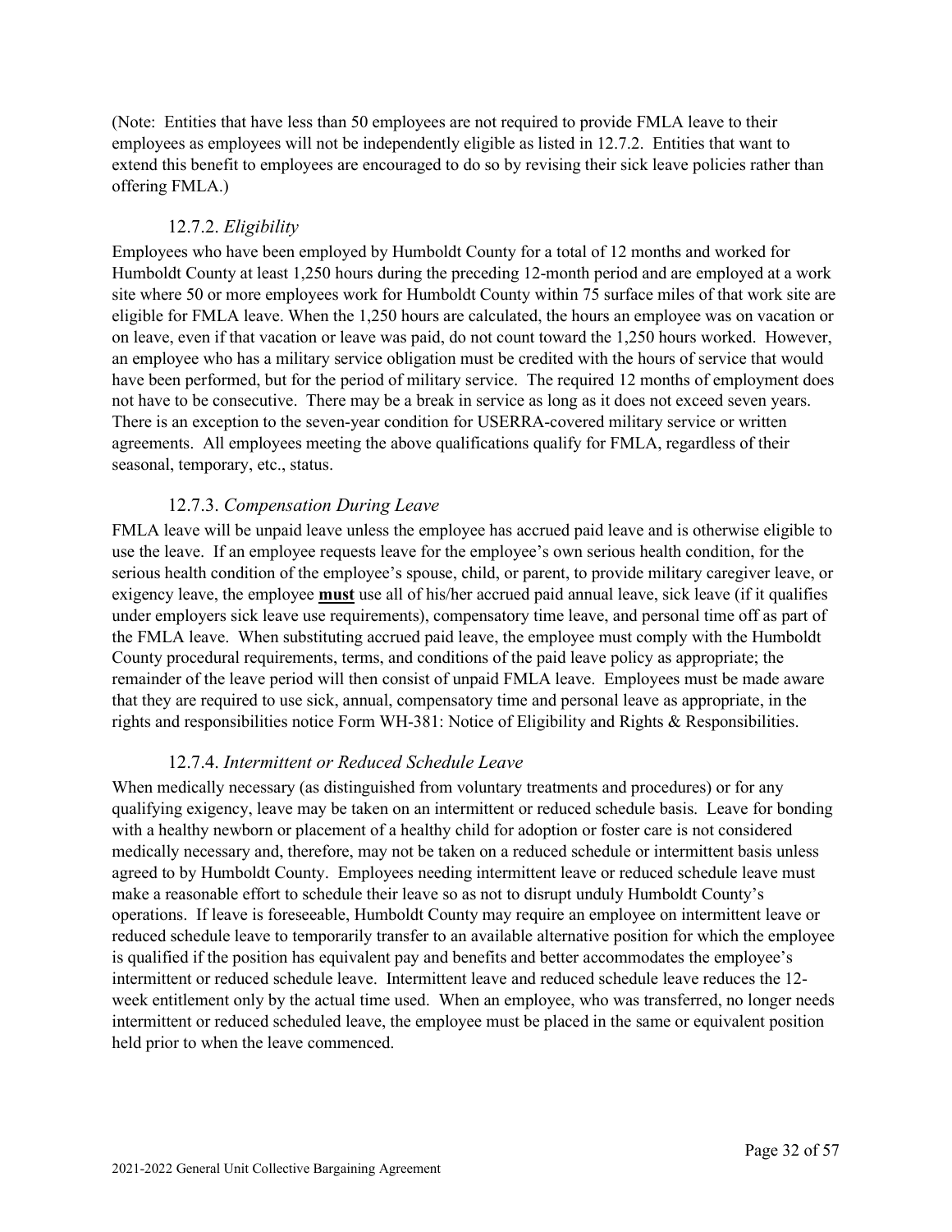(Note: Entities that have less than 50 employees are not required to provide FMLA leave to their employees as employees will not be independently eligible as listed in 12.7.2. Entities that want to extend this benefit to employees are encouraged to do so by revising their sick leave policies rather than offering FMLA.)

### 12.7.2. *Eligibility*

Employees who have been employed by Humboldt County for a total of 12 months and worked for Humboldt County at least 1,250 hours during the preceding 12-month period and are employed at a work site where 50 or more employees work for Humboldt County within 75 surface miles of that work site are eligible for FMLA leave. When the 1,250 hours are calculated, the hours an employee was on vacation or on leave, even if that vacation or leave was paid, do not count toward the 1,250 hours worked. However, an employee who has a military service obligation must be credited with the hours of service that would have been performed, but for the period of military service. The required 12 months of employment does not have to be consecutive. There may be a break in service as long as it does not exceed seven years. There is an exception to the seven-year condition for USERRA-covered military service or written agreements. All employees meeting the above qualifications qualify for FMLA, regardless of their seasonal, temporary, etc., status.

### 12.7.3. *Compensation During Leave*

FMLA leave will be unpaid leave unless the employee has accrued paid leave and is otherwise eligible to use the leave. If an employee requests leave for the employee's own serious health condition, for the serious health condition of the employee's spouse, child, or parent, to provide military caregiver leave, or exigency leave, the employee **must** use all of his/her accrued paid annual leave, sick leave (if it qualifies under employers sick leave use requirements), compensatory time leave, and personal time off as part of the FMLA leave. When substituting accrued paid leave, the employee must comply with the Humboldt County procedural requirements, terms, and conditions of the paid leave policy as appropriate; the remainder of the leave period will then consist of unpaid FMLA leave. Employees must be made aware that they are required to use sick, annual, compensatory time and personal leave as appropriate, in the rights and responsibilities notice Form WH-381: Notice of Eligibility and Rights & Responsibilities.

### 12.7.4. *Intermittent or Reduced Schedule Leave*

When medically necessary (as distinguished from voluntary treatments and procedures) or for any qualifying exigency, leave may be taken on an intermittent or reduced schedule basis. Leave for bonding with a healthy newborn or placement of a healthy child for adoption or foster care is not considered medically necessary and, therefore, may not be taken on a reduced schedule or intermittent basis unless agreed to by Humboldt County. Employees needing intermittent leave or reduced schedule leave must make a reasonable effort to schedule their leave so as not to disrupt unduly Humboldt County's operations. If leave is foreseeable, Humboldt County may require an employee on intermittent leave or reduced schedule leave to temporarily transfer to an available alternative position for which the employee is qualified if the position has equivalent pay and benefits and better accommodates the employee's intermittent or reduced schedule leave. Intermittent leave and reduced schedule leave reduces the 12-week entitlement only by the actual time used. When an employee, who was transferred, no longer needs intermittent or reduced scheduled leave, the employee must be placed in the same or equivalent position held prior to when the leave commenced.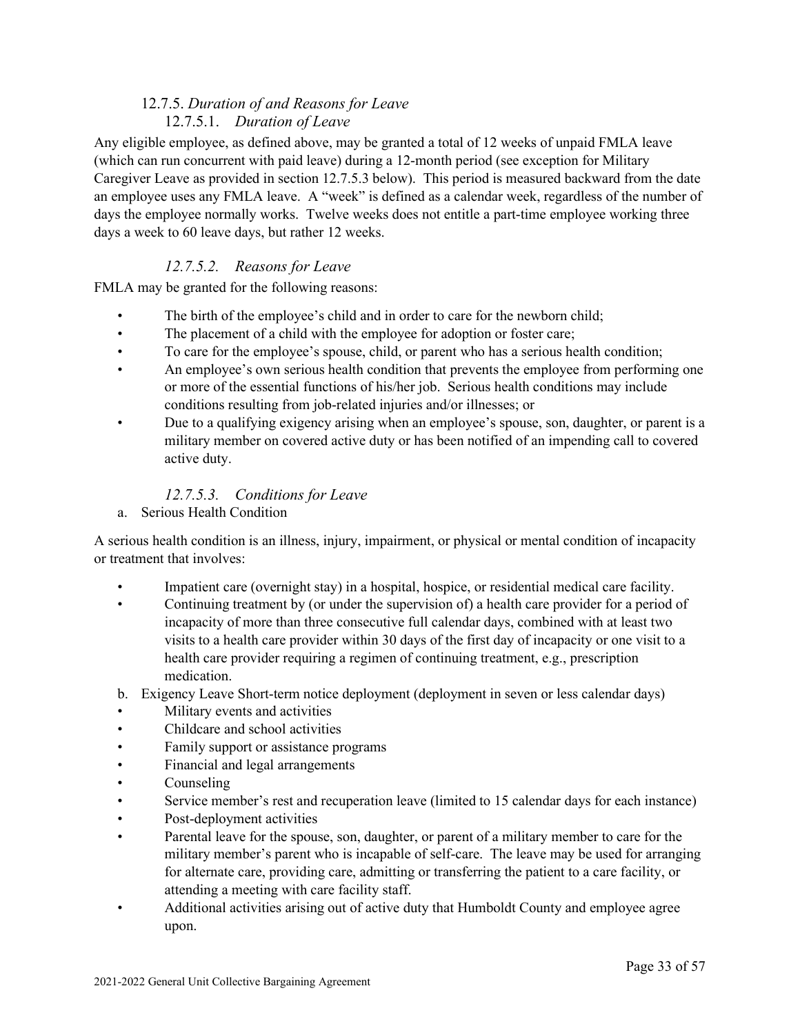### 12.7.5. *Duration of and Reasons for Leave*

#### 12.7.5.1. *Duration of Leave*

Any eligible employee, as defined above, may be granted a total of 12 weeks of unpaid FMLA leave (which can run concurrent with paid leave) during a 12-month period (see exception for Military Caregiver Leave as provided in section 12.7.5.3 below). This period is measured backward from the date an employee uses any FMLA leave. A "week" is defined as a calendar week, regardless of the number of days the employee normally works. Twelve weeks does not entitle a part-time employee working three days a week to 60 leave days, but rather 12 weeks.

#### *12.7.5.2. Reasons for Leave*

FMLA may be granted for the following reasons:

- The birth of the employee's child and in order to care for the newborn child;
- The placement of a child with the employee for adoption or foster care;
- To care for the employee's spouse, child, or parent who has a serious health condition;
- An employee's own serious health condition that prevents the employee from performing one or more of the essential functions of his/her job. Serious health conditions may include conditions resulting from job-related injuries and/or illnesses; or
- Due to a qualifying exigency arising when an employee's spouse, son, daughter, or parent is a military member on covered active duty or has been notified of an impending call to covered active duty.

#### *12.7.5.3. Conditions for Leave*

a. Serious Health Condition

A serious health condition is an illness, injury, impairment, or physical or mental condition of incapacity or treatment that involves:

- Impatient care (overnight stay) in a hospital, hospice, or residential medical care facility.
- Continuing treatment by (or under the supervision of) a health care provider for a period of incapacity of more than three consecutive full calendar days, combined with at least two visits to a health care provider within 30 days of the first day of incapacity or one visit to a health care provider requiring a regimen of continuing treatment, e.g., prescription medication.

b. Exigency Leave Short-term notice deployment (deployment in seven or less calendar days)

- Military events and activities
- Childcare and school activities
- Family support or assistance programs
- Financial and legal arrangements
- Counseling
- Service member's rest and recuperation leave (limited to 15 calendar days for each instance)
- Post-deployment activities
- Parental leave for the spouse, son, daughter, or parent of a military member to care for the military member's parent who is incapable of self-care. The leave may be used for arranging for alternate care, providing care, admitting or transferring the patient to a care facility, or attending a meeting with care facility staff.
- Additional activities arising out of active duty that Humboldt County and employee agree upon.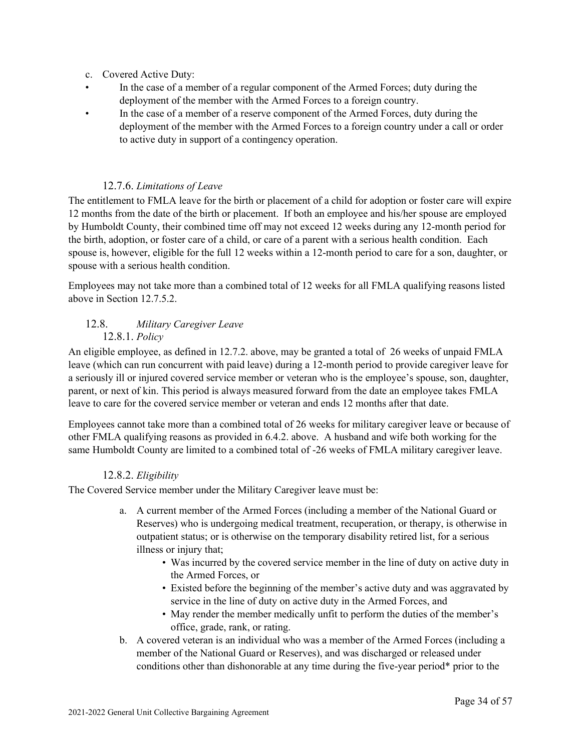c. Covered Active Duty:

- In the case of a member of a regular component of the Armed Forces; duty during the deployment of the member with the Armed Forces to a foreign country.
- In the case of a member of a reserve component of the Armed Forces, duty during the deployment of the member with the Armed Forces to a foreign country under a call or order to active duty in support of a contingency operation.

#### 12.7.6. *Limitations of Leave*

The entitlement to FMLA leave for the birth or placement of a child for adoption or foster care will expire 12 months from the date of the birth or placement. If both an employee and his/her spouse are employed by Humboldt County, their combined time off may not exceed 12 weeks during any 12-month period for the birth, adoption, or foster care of a child, or care of a parent with a serious health condition. Each spouse is, however, eligible for the full 12 weeks within a 12-month period to care for a son, daughter, or spouse with a serious health condition.

Employees may not take more than a combined total of 12 weeks for all FMLA qualifying reasons listed above in Section 12.7.5.2.

### 12.8. *Military Caregiver Leave*

#### 12.8.1. *Policy*

An eligible employee, as defined in 12.7.2. above, may be granted a total of 26 weeks of unpaid FMLA leave (which can run concurrent with paid leave) during a 12-month period to provide caregiver leave for a seriously ill or injured covered service member or veteran who is the employee's spouse, son, daughter, parent, or next of kin. This period is always measured forward from the date an employee takes FMLA leave to care for the covered service member or veteran and ends 12 months after that date.

Employees cannot take more than a combined total of 26 weeks for military caregiver leave or because of other FMLA qualifying reasons as provided in 6.4.2. above. A husband and wife both working for the same Humboldt County are limited to a combined total of -26 weeks of FMLA military caregiver leave.

#### 12.8.2. *Eligibility*

The Covered Service member under the Military Caregiver leave must be:

a. A current member of the Armed Forces (including a member of the National Guard or Reserves) who is undergoing medical treatment, recuperation, or therapy, is otherwise in outpatient status; or is otherwise on the temporary disability retired list, for a serious illness or injury that;
   - Was incurred by the covered service member in the line of duty on active duty in the Armed Forces, or
   - Existed before the beginning of the member's active duty and was aggravated by service in the line of duty on active duty in the Armed Forces, and
   - May render the member medically unfit to perform the duties of the member's office, grade, rank, or rating.

b. A covered veteran is an individual who was a member of the Armed Forces (including a member of the National Guard or Reserves), and was discharged or released under conditions other than dishonorable at any time during the five-year period* prior to the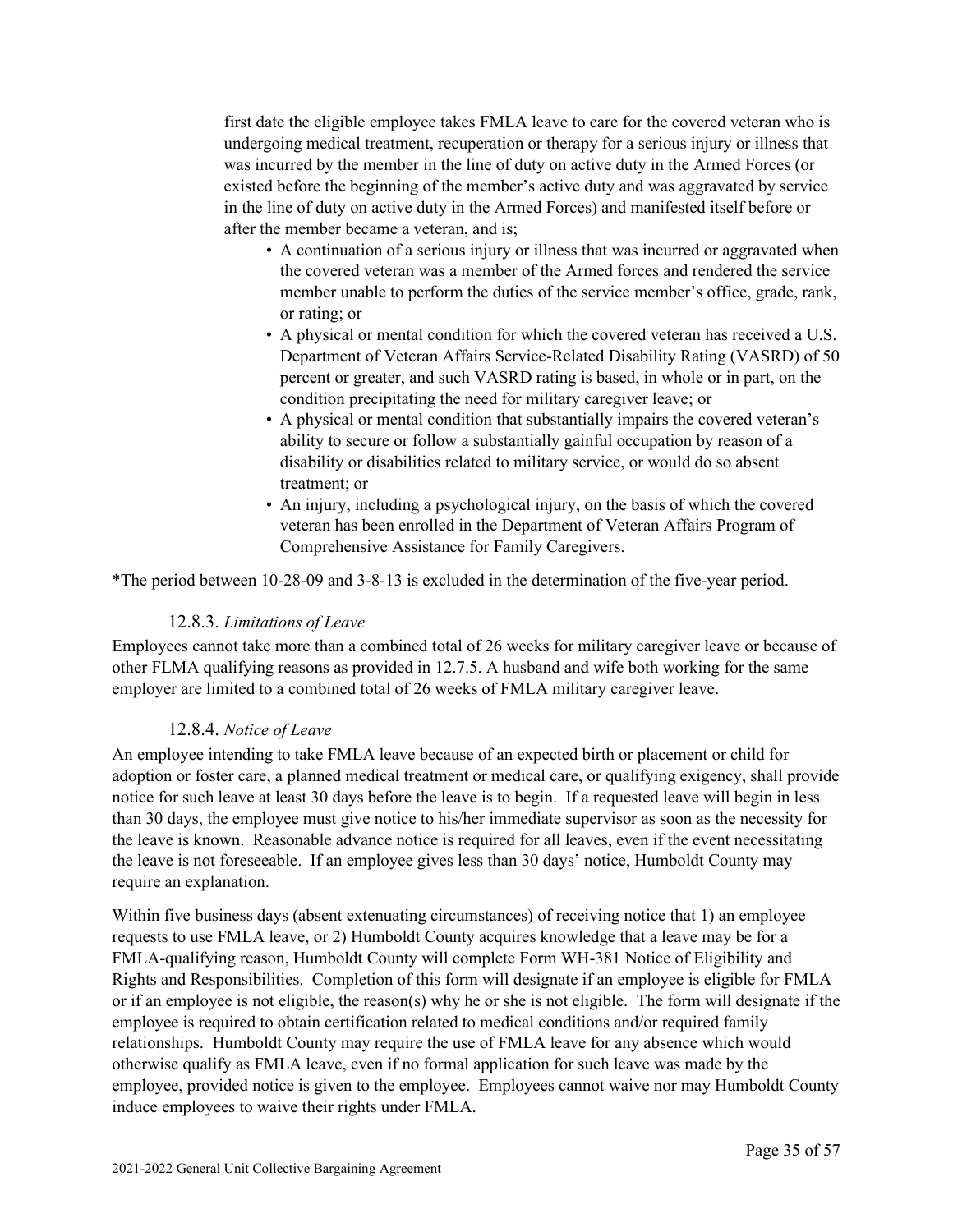first date the eligible employee takes FMLA leave to care for the covered veteran who is undergoing medical treatment, recuperation or therapy for a serious injury or illness that was incurred by the member in the line of duty on active duty in the Armed Forces (or existed before the beginning of the member's active duty and was aggravated by service in the line of duty on active duty in the Armed Forces) and manifested itself before or after the member became a veteran, and is;

- A continuation of a serious injury or illness that was incurred or aggravated when the covered veteran was a member of the Armed forces and rendered the service member unable to perform the duties of the service member's office, grade, rank, or rating; or
- A physical or mental condition for which the covered veteran has received a U.S. Department of Veteran Affairs Service-Related Disability Rating (VASRD) of 50 percent or greater, and such VASRD rating is based, in whole or in part, on the condition precipitating the need for military caregiver leave; or
- A physical or mental condition that substantially impairs the covered veteran's ability to secure or follow a substantially gainful occupation by reason of a disability or disabilities related to military service, or would do so absent treatment; or
- An injury, including a psychological injury, on the basis of which the covered veteran has been enrolled in the Department of Veteran Affairs Program of Comprehensive Assistance for Family Caregivers.

*The period between 10-28-09 and 3-8-13 is excluded in the determination of the five-year period.

#### 12.8.3. *Limitations of Leave*

Employees cannot take more than a combined total of 26 weeks for military caregiver leave or because of other FLMA qualifying reasons as provided in 12.7.5. A husband and wife both working for the same employer are limited to a combined total of 26 weeks of FMLA military caregiver leave.

#### 12.8.4. *Notice of Leave*

An employee intending to take FMLA leave because of an expected birth or placement or child for adoption or foster care, a planned medical treatment or medical care, or qualifying exigency, shall provide notice for such leave at least 30 days before the leave is to begin. If a requested leave will begin in less than 30 days, the employee must give notice to his/her immediate supervisor as soon as the necessity for the leave is known. Reasonable advance notice is required for all leaves, even if the event necessitating the leave is not foreseeable. If an employee gives less than 30 days' notice, Humboldt County may require an explanation.

Within five business days (absent extenuating circumstances) of receiving notice that 1) an employee requests to use FMLA leave, or 2) Humboldt County acquires knowledge that a leave may be for a FMLA-qualifying reason, Humboldt County will complete Form WH-381 Notice of Eligibility and Rights and Responsibilities. Completion of this form will designate if an employee is eligible for FMLA or if an employee is not eligible, the reason(s) why he or she is not eligible. The form will designate if the employee is required to obtain certification related to medical conditions and/or required family relationships. Humboldt County may require the use of FMLA leave for any absence which would otherwise qualify as FMLA leave, even if no formal application for such leave was made by the employee, provided notice is given to the employee. Employees cannot waive nor may Humboldt County induce employees to waive their rights under FMLA.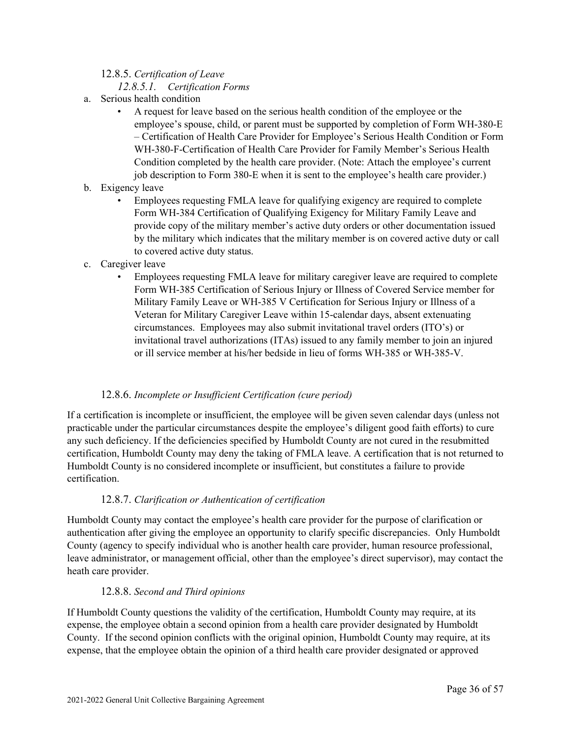### 12.8.5. *Certification of Leave*

#### *12.8.5.1. Certification Forms*

a. Serious health condition
   - A request for leave based on the serious health condition of the employee or the employee's spouse, child, or parent must be supported by completion of Form WH-380-E – Certification of Health Care Provider for Employee's Serious Health Condition or Form WH-380-F-Certification of Health Care Provider for Family Member's Serious Health Condition completed by the health care provider. (Note: Attach the employee's current job description to Form 380-E when it is sent to the employee's health care provider.)

b. Exigency leave
   - Employees requesting FMLA leave for qualifying exigency are required to complete Form WH-384 Certification of Qualifying Exigency for Military Family Leave and provide copy of the military member's active duty orders or other documentation issued by the military which indicates that the military member is on covered active duty or call to covered active duty status.

c. Caregiver leave
   - Employees requesting FMLA leave for military caregiver leave are required to complete Form WH-385 Certification of Serious Injury or Illness of Covered Service member for Military Family Leave or WH-385 V Certification for Serious Injury or Illness of a Veteran for Military Caregiver Leave within 15-calendar days, absent extenuating circumstances. Employees may also submit invitational travel orders (ITO's) or invitational travel authorizations (ITAs) issued to any family member to join an injured or ill service member at his/her bedside in lieu of forms WH-385 or WH-385-V.

### 12.8.6. *Incomplete or Insufficient Certification (cure period)*

If a certification is incomplete or insufficient, the employee will be given seven calendar days (unless not practicable under the particular circumstances despite the employee's diligent good faith efforts) to cure any such deficiency. If the deficiencies specified by Humboldt County are not cured in the resubmitted certification, Humboldt County may deny the taking of FMLA leave. A certification that is not returned to Humboldt County is no considered incomplete or insufficient, but constitutes a failure to provide certification.

### 12.8.7. *Clarification or Authentication of certification*

Humboldt County may contact the employee's health care provider for the purpose of clarification or authentication after giving the employee an opportunity to clarify specific discrepancies. Only Humboldt County (agency to specify individual who is another health care provider, human resource professional, leave administrator, or management official, other than the employee's direct supervisor), may contact the heath care provider.

### 12.8.8. *Second and Third opinions*

If Humboldt County questions the validity of the certification, Humboldt County may require, at its expense, the employee obtain a second opinion from a health care provider designated by Humboldt County. If the second opinion conflicts with the original opinion, Humboldt County may require, at its expense, that the employee obtain the opinion of a third health care provider designated or approved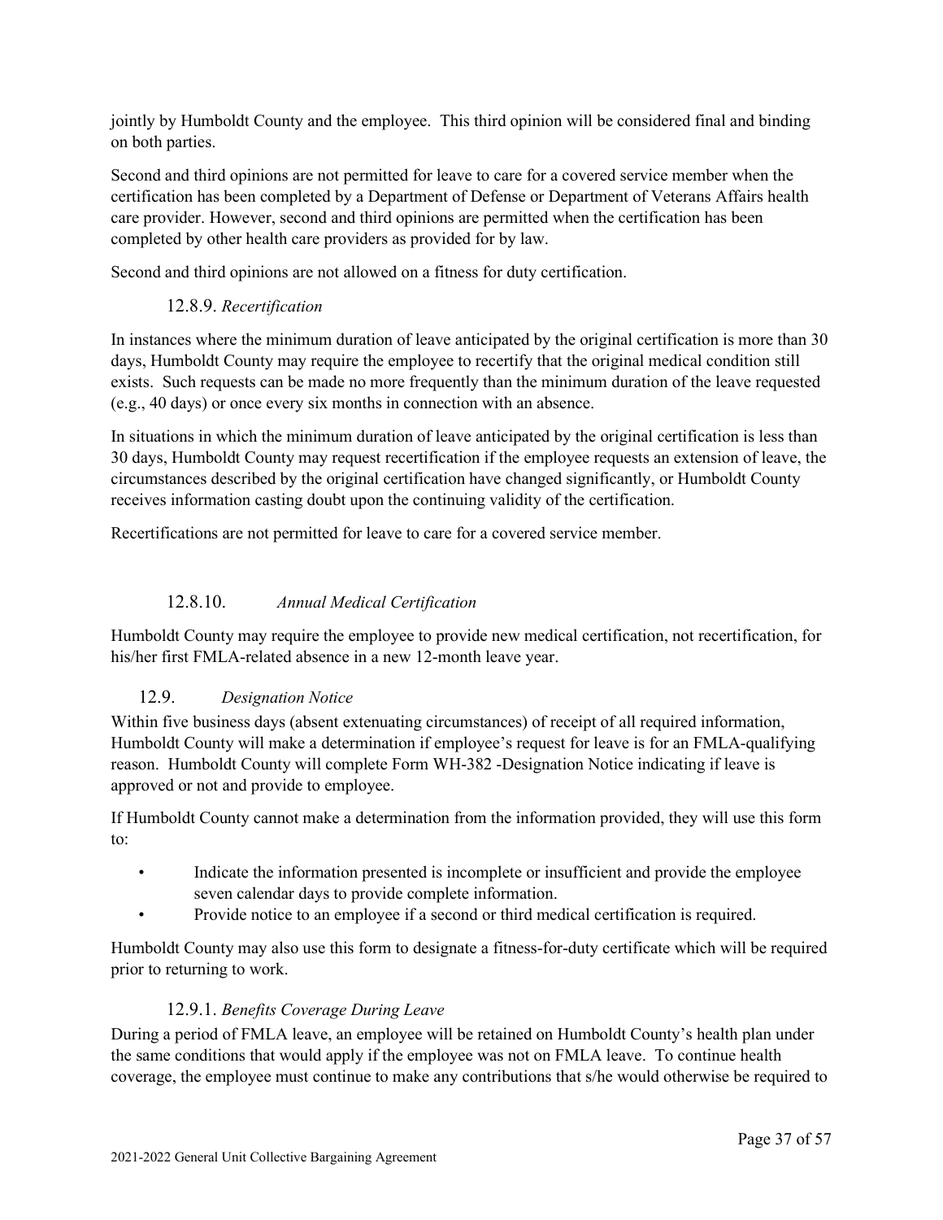jointly by Humboldt County and the employee. This third opinion will be considered final and binding on both parties.

Second and third opinions are not permitted for leave to care for a covered service member when the certification has been completed by a Department of Defense or Department of Veterans Affairs health care provider. However, second and third opinions are permitted when the certification has been completed by other health care providers as provided for by law.

Second and third opinions are not allowed on a fitness for duty certification.

#### 12.8.9. *Recertification*

In instances where the minimum duration of leave anticipated by the original certification is more than 30 days, Humboldt County may require the employee to recertify that the original medical condition still exists. Such requests can be made no more frequently than the minimum duration of the leave requested (e.g., 40 days) or once every six months in connection with an absence.

In situations in which the minimum duration of leave anticipated by the original certification is less than 30 days, Humboldt County may request recertification if the employee requests an extension of leave, the circumstances described by the original certification have changed significantly, or Humboldt County receives information casting doubt upon the continuing validity of the certification.

Recertifications are not permitted for leave to care for a covered service member.

#### 12.8.10. *Annual Medical Certification*

Humboldt County may require the employee to provide new medical certification, not recertification, for his/her first FMLA-related absence in a new 12-month leave year.

### 12.9. *Designation Notice*

Within five business days (absent extenuating circumstances) of receipt of all required information, Humboldt County will make a determination if employee's request for leave is for an FMLA-qualifying reason. Humboldt County will complete Form WH-382 -Designation Notice indicating if leave is approved or not and provide to employee.

If Humboldt County cannot make a determination from the information provided, they will use this form to:

- Indicate the information presented is incomplete or insufficient and provide the employee seven calendar days to provide complete information.
- Provide notice to an employee if a second or third medical certification is required.

Humboldt County may also use this form to designate a fitness-for-duty certificate which will be required prior to returning to work.

#### 12.9.1. *Benefits Coverage During Leave*

During a period of FMLA leave, an employee will be retained on Humboldt County's health plan under the same conditions that would apply if the employee was not on FMLA leave. To continue health coverage, the employee must continue to make any contributions that s/he would otherwise be required to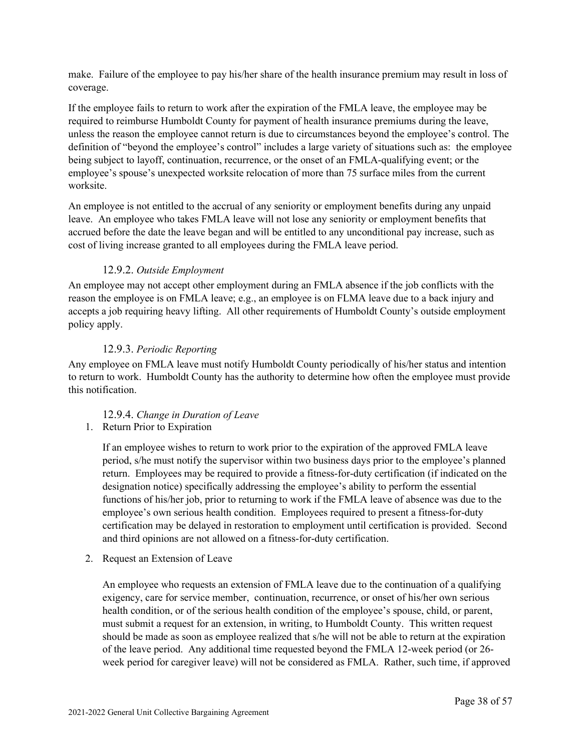make. Failure of the employee to pay his/her share of the health insurance premium may result in loss of coverage.

If the employee fails to return to work after the expiration of the FMLA leave, the employee may be required to reimburse Humboldt County for payment of health insurance premiums during the leave, unless the reason the employee cannot return is due to circumstances beyond the employee's control. The definition of "beyond the employee's control" includes a large variety of situations such as: the employee being subject to layoff, continuation, recurrence, or the onset of an FMLA-qualifying event; or the employee's spouse's unexpected worksite relocation of more than 75 surface miles from the current worksite.

An employee is not entitled to the accrual of any seniority or employment benefits during any unpaid leave. An employee who takes FMLA leave will not lose any seniority or employment benefits that accrued before the date the leave began and will be entitled to any unconditional pay increase, such as cost of living increase granted to all employees during the FMLA leave period.

### 12.9.2. *Outside Employment*

An employee may not accept other employment during an FMLA absence if the job conflicts with the reason the employee is on FMLA leave; e.g., an employee is on FLMA leave due to a back injury and accepts a job requiring heavy lifting. All other requirements of Humboldt County's outside employment policy apply.

### 12.9.3. *Periodic Reporting*

Any employee on FMLA leave must notify Humboldt County periodically of his/her status and intention to return to work. Humboldt County has the authority to determine how often the employee must provide this notification.

### 12.9.4. *Change in Duration of Leave*

1. Return Prior to Expiration

   If an employee wishes to return to work prior to the expiration of the approved FMLA leave period, s/he must notify the supervisor within two business days prior to the employee's planned return. Employees may be required to provide a fitness-for-duty certification (if indicated on the designation notice) specifically addressing the employee's ability to perform the essential functions of his/her job, prior to returning to work if the FMLA leave of absence was due to the employee's own serious health condition. Employees required to present a fitness-for-duty certification may be delayed in restoration to employment until certification is provided. Second and third opinions are not allowed on a fitness-for-duty certification.

2. Request an Extension of Leave

   An employee who requests an extension of FMLA leave due to the continuation of a qualifying exigency, care for service member, continuation, recurrence, or onset of his/her own serious health condition, or of the serious health condition of the employee's spouse, child, or parent, must submit a request for an extension, in writing, to Humboldt County. This written request should be made as soon as employee realized that s/he will not be able to return at the expiration of the leave period. Any additional time requested beyond the FMLA 12-week period (or 26-week period for caregiver leave) will not be considered as FMLA. Rather, such time, if approved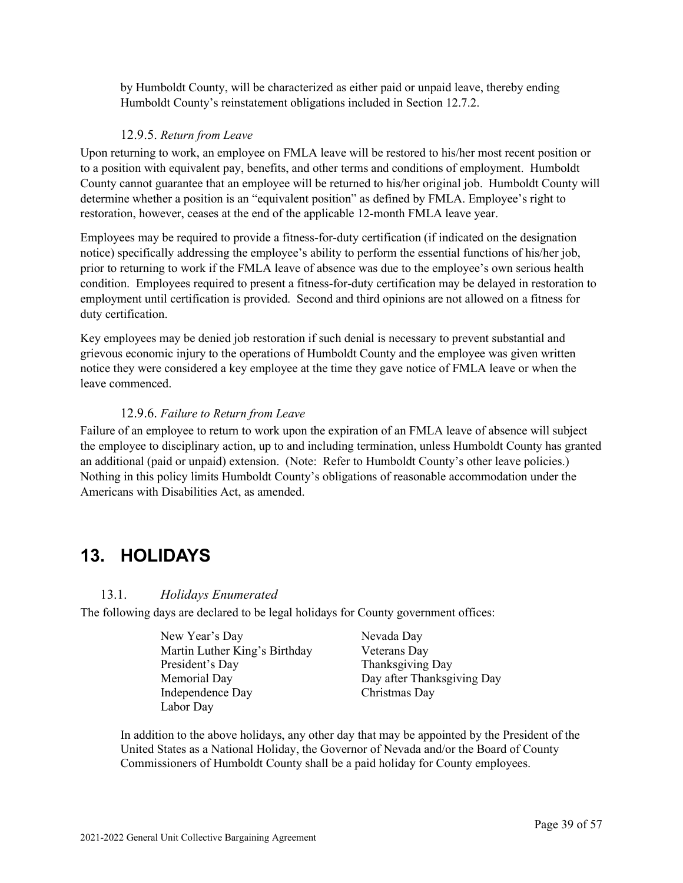by Humboldt County, will be characterized as either paid or unpaid leave, thereby ending Humboldt County's reinstatement obligations included in Section 12.7.2.

#### 12.9.5. *Return from Leave*

Upon returning to work, an employee on FMLA leave will be restored to his/her most recent position or to a position with equivalent pay, benefits, and other terms and conditions of employment. Humboldt County cannot guarantee that an employee will be returned to his/her original job. Humboldt County will determine whether a position is an "equivalent position" as defined by FMLA. Employee's right to restoration, however, ceases at the end of the applicable 12-month FMLA leave year.

Employees may be required to provide a fitness-for-duty certification (if indicated on the designation notice) specifically addressing the employee's ability to perform the essential functions of his/her job, prior to returning to work if the FMLA leave of absence was due to the employee's own serious health condition. Employees required to present a fitness-for-duty certification may be delayed in restoration to employment until certification is provided. Second and third opinions are not allowed on a fitness for duty certification.

Key employees may be denied job restoration if such denial is necessary to prevent substantial and grievous economic injury to the operations of Humboldt County and the employee was given written notice they were considered a key employee at the time they gave notice of FMLA leave or when the leave commenced.

#### 12.9.6. *Failure to Return from Leave*

Failure of an employee to return to work upon the expiration of an FMLA leave of absence will subject the employee to disciplinary action, up to and including termination, unless Humboldt County has granted an additional (paid or unpaid) extension. (Note: Refer to Humboldt County's other leave policies.) Nothing in this policy limits Humboldt County's obligations of reasonable accommodation under the Americans with Disabilities Act, as amended.

# 13. HOLIDAYS

## 13.1. *Holidays Enumerated*

The following days are declared to be legal holidays for County government offices:

- New Year's Day
- Martin Luther King's Birthday
- President's Day
- Memorial Day
- Independence Day
- Labor Day
- Nevada Day
- Veterans Day
- Thanksgiving Day
- Day after Thanksgiving Day
- Christmas Day

In addition to the above holidays, any other day that may be appointed by the President of the United States as a National Holiday, the Governor of Nevada and/or the Board of County Commissioners of Humboldt County shall be a paid holiday for County employees.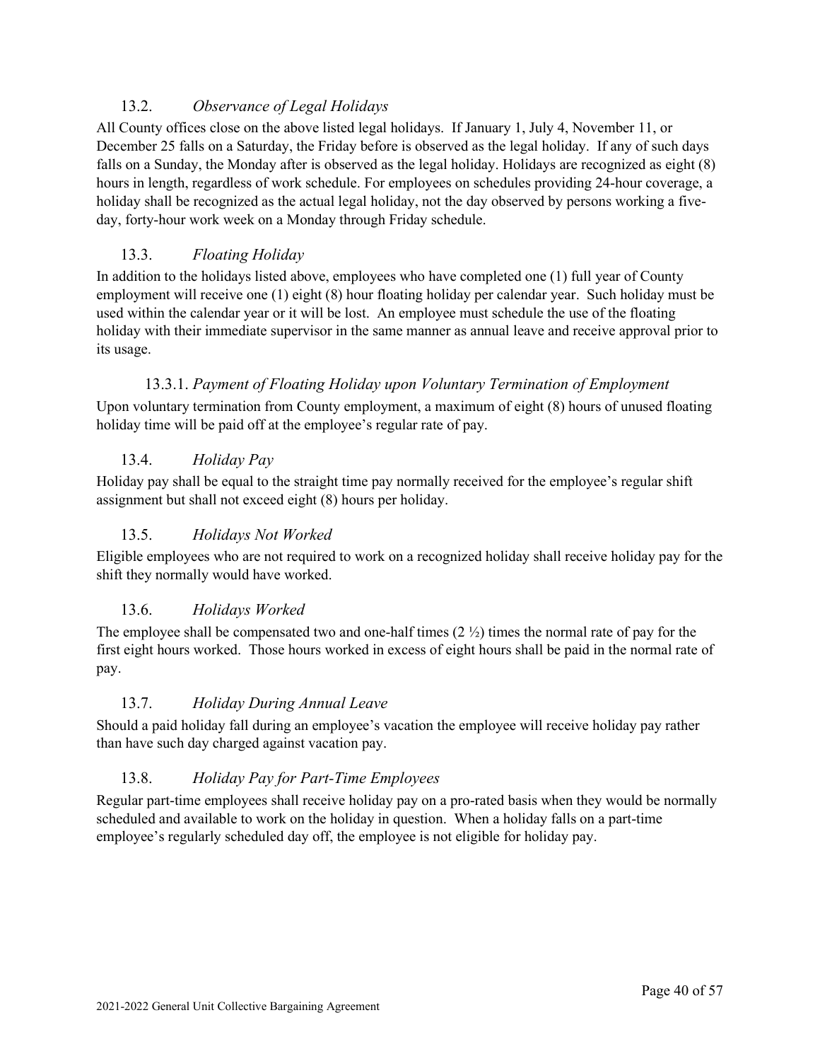### 13.2. *Observance of Legal Holidays*

All County offices close on the above listed legal holidays. If January 1, July 4, November 11, or December 25 falls on a Saturday, the Friday before is observed as the legal holiday. If any of such days falls on a Sunday, the Monday after is observed as the legal holiday. Holidays are recognized as eight (8) hours in length, regardless of work schedule. For employees on schedules providing 24-hour coverage, a holiday shall be recognized as the actual legal holiday, not the day observed by persons working a five-day, forty-hour work week on a Monday through Friday schedule.

### 13.3. *Floating Holiday*

In addition to the holidays listed above, employees who have completed one (1) full year of County employment will receive one (1) eight (8) hour floating holiday per calendar year. Such holiday must be used within the calendar year or it will be lost. An employee must schedule the use of the floating holiday with their immediate supervisor in the same manner as annual leave and receive approval prior to its usage.

#### 13.3.1. *Payment of Floating Holiday upon Voluntary Termination of Employment*

Upon voluntary termination from County employment, a maximum of eight (8) hours of unused floating holiday time will be paid off at the employee's regular rate of pay.

### 13.4. *Holiday Pay*

Holiday pay shall be equal to the straight time pay normally received for the employee's regular shift assignment but shall not exceed eight (8) hours per holiday.

### 13.5. *Holidays Not Worked*

Eligible employees who are not required to work on a recognized holiday shall receive holiday pay for the shift they normally would have worked.

### 13.6. *Holidays Worked*

The employee shall be compensated two and one-half times (2 ½) times the normal rate of pay for the first eight hours worked. Those hours worked in excess of eight hours shall be paid in the normal rate of pay.

### 13.7. *Holiday During Annual Leave*

Should a paid holiday fall during an employee's vacation the employee will receive holiday pay rather than have such day charged against vacation pay.

### 13.8. *Holiday Pay for Part-Time Employees*

Regular part-time employees shall receive holiday pay on a pro-rated basis when they would be normally scheduled and available to work on the holiday in question. When a holiday falls on a part-time employee's regularly scheduled day off, the employee is not eligible for holiday pay.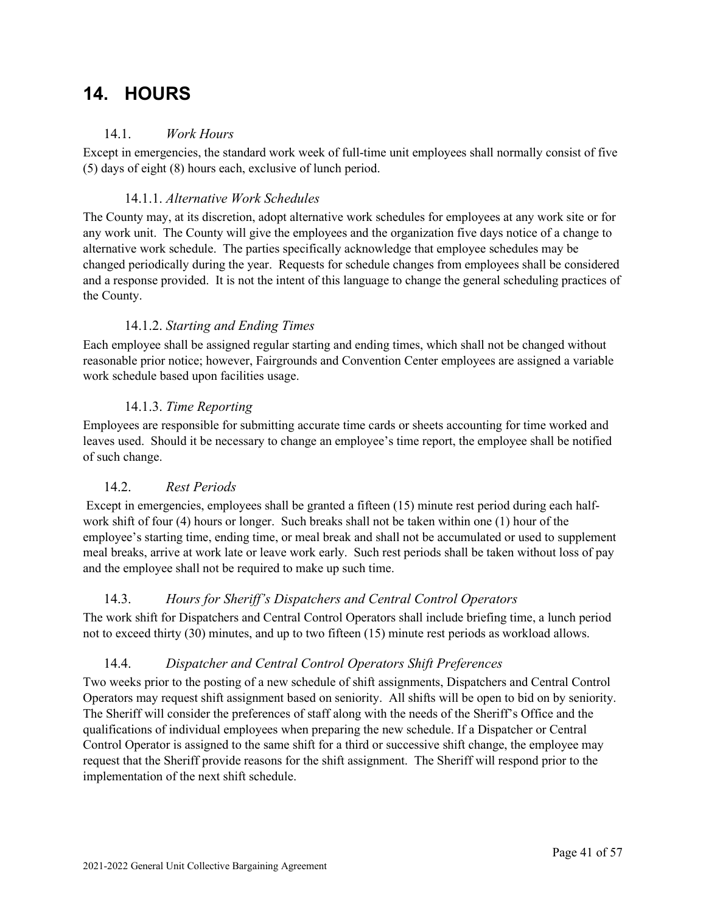# 14. HOURS

## 14.1. *Work Hours*

Except in emergencies, the standard work week of full-time unit employees shall normally consist of five (5) days of eight (8) hours each, exclusive of lunch period.

### 14.1.1. *Alternative Work Schedules*

The County may, at its discretion, adopt alternative work schedules for employees at any work site or for any work unit. The County will give the employees and the organization five days notice of a change to alternative work schedule. The parties specifically acknowledge that employee schedules may be changed periodically during the year. Requests for schedule changes from employees shall be considered and a response provided. It is not the intent of this language to change the general scheduling practices of the County.

### 14.1.2. *Starting and Ending Times*

Each employee shall be assigned regular starting and ending times, which shall not be changed without reasonable prior notice; however, Fairgrounds and Convention Center employees are assigned a variable work schedule based upon facilities usage.

### 14.1.3. *Time Reporting*

Employees are responsible for submitting accurate time cards or sheets accounting for time worked and leaves used. Should it be necessary to change an employee's time report, the employee shall be notified of such change.

## 14.2. *Rest Periods*

Except in emergencies, employees shall be granted a fifteen (15) minute rest period during each half-work shift of four (4) hours or longer. Such breaks shall not be taken within one (1) hour of the employee's starting time, ending time, or meal break and shall not be accumulated or used to supplement meal breaks, arrive at work late or leave work early. Such rest periods shall be taken without loss of pay and the employee shall not be required to make up such time.

## 14.3. *Hours for Sheriff's Dispatchers and Central Control Operators*

The work shift for Dispatchers and Central Control Operators shall include briefing time, a lunch period not to exceed thirty (30) minutes, and up to two fifteen (15) minute rest periods as workload allows.

## 14.4. *Dispatcher and Central Control Operators Shift Preferences*

Two weeks prior to the posting of a new schedule of shift assignments, Dispatchers and Central Control Operators may request shift assignment based on seniority. All shifts will be open to bid on by seniority. The Sheriff will consider the preferences of staff along with the needs of the Sheriff's Office and the qualifications of individual employees when preparing the new schedule. If a Dispatcher or Central Control Operator is assigned to the same shift for a third or successive shift change, the employee may request that the Sheriff provide reasons for the shift assignment. The Sheriff will respond prior to the implementation of the next shift schedule.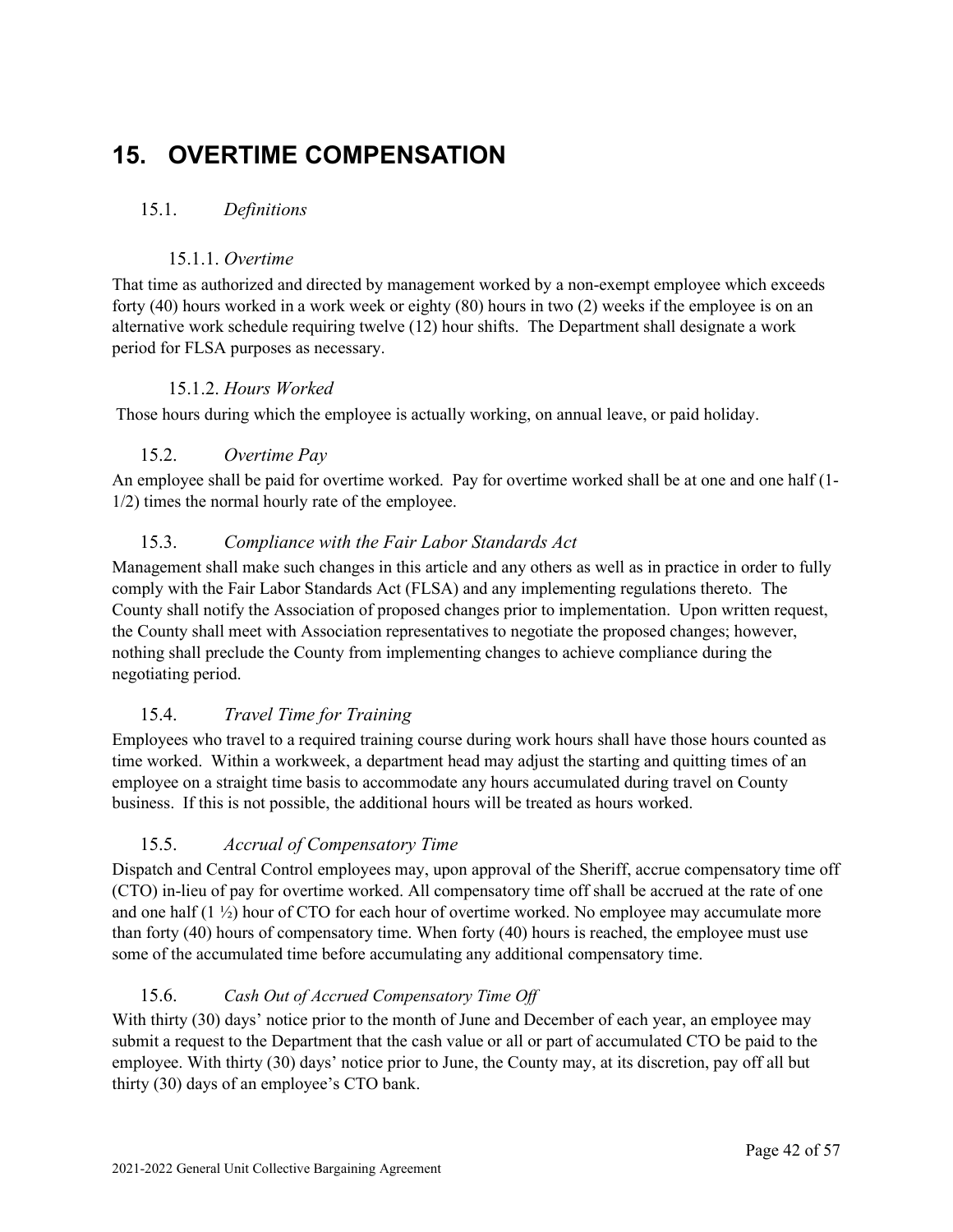# 15. OVERTIME COMPENSATION

## 15.1. *Definitions*

### 15.1.1. *Overtime*

That time as authorized and directed by management worked by a non-exempt employee which exceeds forty (40) hours worked in a work week or eighty (80) hours in two (2) weeks if the employee is on an alternative work schedule requiring twelve (12) hour shifts. The Department shall designate a work period for FLSA purposes as necessary.

### 15.1.2. *Hours Worked*

Those hours during which the employee is actually working, on annual leave, or paid holiday.

## 15.2. *Overtime Pay*

An employee shall be paid for overtime worked. Pay for overtime worked shall be at one and one half (1-1/2) times the normal hourly rate of the employee.

## 15.3. *Compliance with the Fair Labor Standards Act*

Management shall make such changes in this article and any others as well as in practice in order to fully comply with the Fair Labor Standards Act (FLSA) and any implementing regulations thereto. The County shall notify the Association of proposed changes prior to implementation. Upon written request, the County shall meet with Association representatives to negotiate the proposed changes; however, nothing shall preclude the County from implementing changes to achieve compliance during the negotiating period.

## 15.4. *Travel Time for Training*

Employees who travel to a required training course during work hours shall have those hours counted as time worked. Within a workweek, a department head may adjust the starting and quitting times of an employee on a straight time basis to accommodate any hours accumulated during travel on County business. If this is not possible, the additional hours will be treated as hours worked.

## 15.5. *Accrual of Compensatory Time*

Dispatch and Central Control employees may, upon approval of the Sheriff, accrue compensatory time off (CTO) in-lieu of pay for overtime worked. All compensatory time off shall be accrued at the rate of one and one half (1 ½) hour of CTO for each hour of overtime worked. No employee may accumulate more than forty (40) hours of compensatory time. When forty (40) hours is reached, the employee must use some of the accumulated time before accumulating any additional compensatory time.

## 15.6. *Cash Out of Accrued Compensatory Time Off*

With thirty (30) days' notice prior to the month of June and December of each year, an employee may submit a request to the Department that the cash value or all or part of accumulated CTO be paid to the employee. With thirty (30) days' notice prior to June, the County may, at its discretion, pay off all but thirty (30) days of an employee's CTO bank.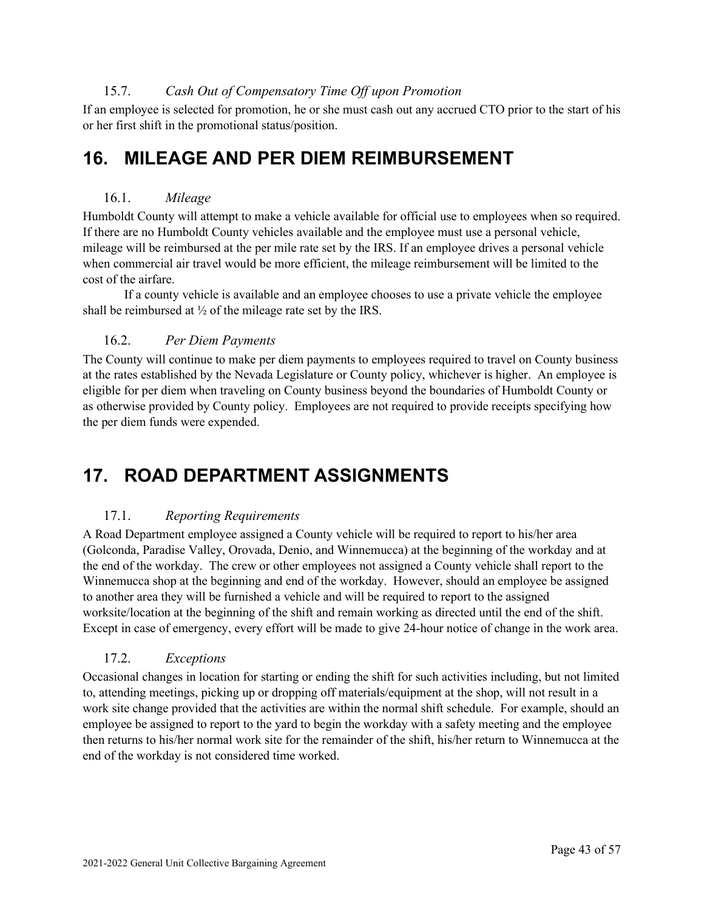### 15.7. *Cash Out of Compensatory Time Off upon Promotion*

If an employee is selected for promotion, he or she must cash out any accrued CTO prior to the start of his or her first shift in the promotional status/position.

## 16. MILEAGE AND PER DIEM REIMBURSEMENT

### 16.1. *Mileage*

Humboldt County will attempt to make a vehicle available for official use to employees when so required. If there are no Humboldt County vehicles available and the employee must use a personal vehicle, mileage will be reimbursed at the per mile rate set by the IRS. If an employee drives a personal vehicle when commercial air travel would be more efficient, the mileage reimbursement will be limited to the cost of the airfare.

If a county vehicle is available and an employee chooses to use a private vehicle the employee shall be reimbursed at ½ of the mileage rate set by the IRS.

### 16.2. *Per Diem Payments*

The County will continue to make per diem payments to employees required to travel on County business at the rates established by the Nevada Legislature or County policy, whichever is higher. An employee is eligible for per diem when traveling on County business beyond the boundaries of Humboldt County or as otherwise provided by County policy. Employees are not required to provide receipts specifying how the per diem funds were expended.

## 17. ROAD DEPARTMENT ASSIGNMENTS

### 17.1. *Reporting Requirements*

A Road Department employee assigned a County vehicle will be required to report to his/her area (Golconda, Paradise Valley, Orovada, Denio, and Winnemucca) at the beginning of the workday and at the end of the workday. The crew or other employees not assigned a County vehicle shall report to the Winnemucca shop at the beginning and end of the workday. However, should an employee be assigned to another area they will be furnished a vehicle and will be required to report to the assigned worksite/location at the beginning of the shift and remain working as directed until the end of the shift. Except in case of emergency, every effort will be made to give 24-hour notice of change in the work area.

### 17.2. *Exceptions*

Occasional changes in location for starting or ending the shift for such activities including, but not limited to, attending meetings, picking up or dropping off materials/equipment at the shop, will not result in a work site change provided that the activities are within the normal shift schedule. For example, should an employee be assigned to report to the yard to begin the workday with a safety meeting and the employee then returns to his/her normal work site for the remainder of the shift, his/her return to Winnemucca at the end of the workday is not considered time worked.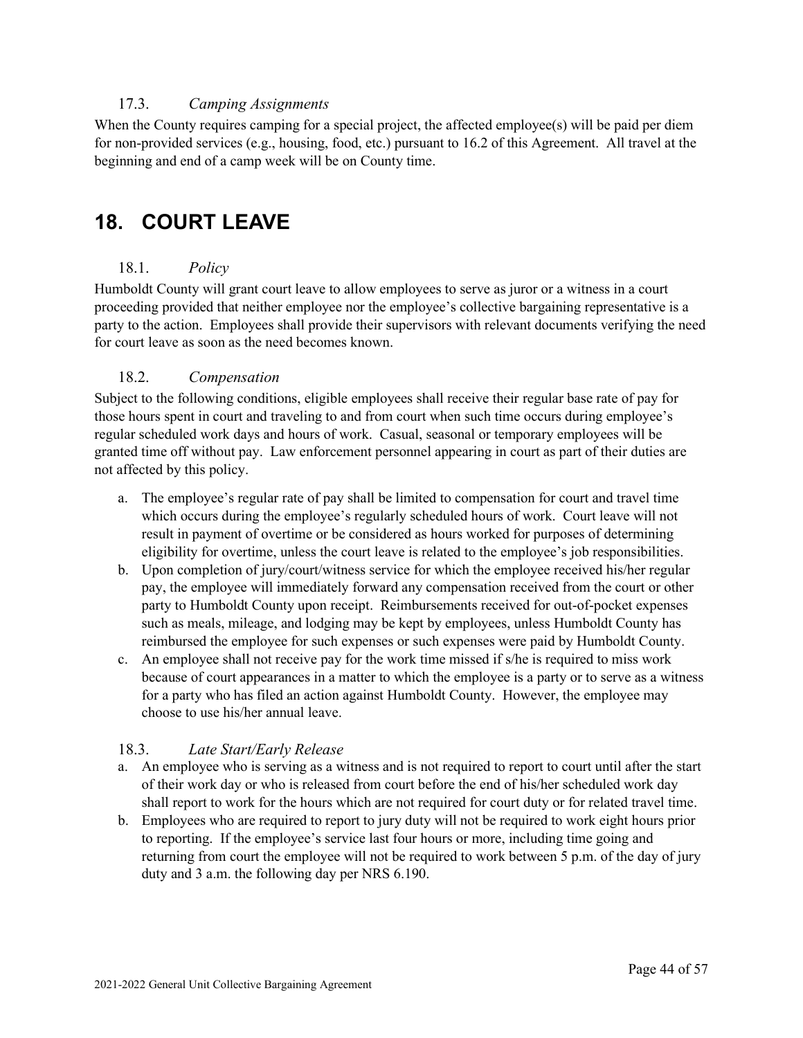### 17.3. *Camping Assignments*

When the County requires camping for a special project, the affected employee(s) will be paid per diem for non-provided services (e.g., housing, food, etc.) pursuant to 16.2 of this Agreement. All travel at the beginning and end of a camp week will be on County time.

# 18. COURT LEAVE

### 18.1. *Policy*

Humboldt County will grant court leave to allow employees to serve as juror or a witness in a court proceeding provided that neither employee nor the employee's collective bargaining representative is a party to the action. Employees shall provide their supervisors with relevant documents verifying the need for court leave as soon as the need becomes known.

### 18.2. *Compensation*

Subject to the following conditions, eligible employees shall receive their regular base rate of pay for those hours spent in court and traveling to and from court when such time occurs during employee's regular scheduled work days and hours of work. Casual, seasonal or temporary employees will be granted time off without pay. Law enforcement personnel appearing in court as part of their duties are not affected by this policy.

a. The employee's regular rate of pay shall be limited to compensation for court and travel time which occurs during the employee's regularly scheduled hours of work. Court leave will not result in payment of overtime or be considered as hours worked for purposes of determining eligibility for overtime, unless the court leave is related to the employee's job responsibilities.
b. Upon completion of jury/court/witness service for which the employee received his/her regular pay, the employee will immediately forward any compensation received from the court or other party to Humboldt County upon receipt. Reimbursements received for out-of-pocket expenses such as meals, mileage, and lodging may be kept by employees, unless Humboldt County has reimbursed the employee for such expenses or such expenses were paid by Humboldt County.
c. An employee shall not receive pay for the work time missed if s/he is required to miss work because of court appearances in a matter to which the employee is a party or to serve as a witness for a party who has filed an action against Humboldt County. However, the employee may choose to use his/her annual leave.

### 18.3. *Late Start/Early Release*

a. An employee who is serving as a witness and is not required to report to court until after the start of their work day or who is released from court before the end of his/her scheduled work day shall report to work for the hours which are not required for court duty or for related travel time.
b. Employees who are required to report to jury duty will not be required to work eight hours prior to reporting. If the employee's service last four hours or more, including time going and returning from court the employee will not be required to work between 5 p.m. of the day of jury duty and 3 a.m. the following day per NRS 6.190.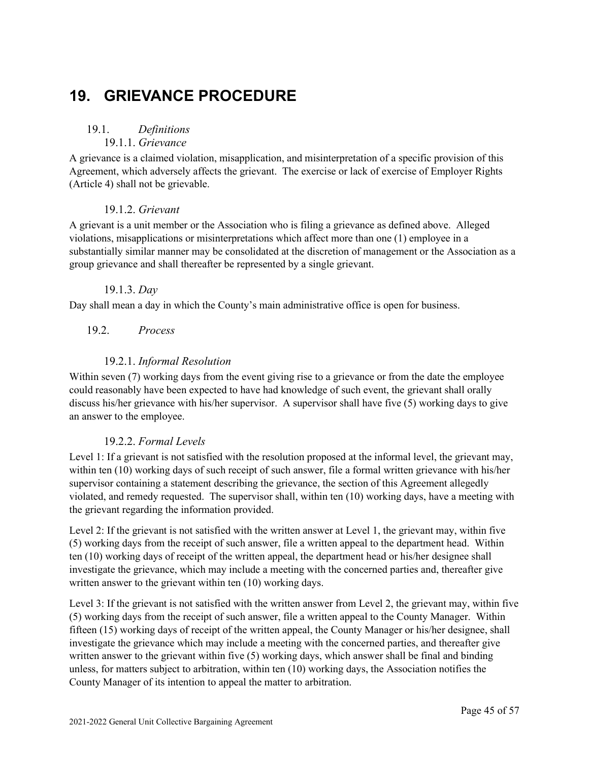# 19. GRIEVANCE PROCEDURE

## 19.1. *Definitions*

### 19.1.1. *Grievance*

A grievance is a claimed violation, misapplication, and misinterpretation of a specific provision of this Agreement, which adversely affects the grievant. The exercise or lack of exercise of Employer Rights (Article 4) shall not be grievable.

### 19.1.2. *Grievant*

A grievant is a unit member or the Association who is filing a grievance as defined above. Alleged violations, misapplications or misinterpretations which affect more than one (1) employee in a substantially similar manner may be consolidated at the discretion of management or the Association as a group grievance and shall thereafter be represented by a single grievant.

### 19.1.3. *Day*

Day shall mean a day in which the County's main administrative office is open for business.

## 19.2. *Process*

### 19.2.1. *Informal Resolution*

Within seven (7) working days from the event giving rise to a grievance or from the date the employee could reasonably have been expected to have had knowledge of such event, the grievant shall orally discuss his/her grievance with his/her supervisor. A supervisor shall have five (5) working days to give an answer to the employee.

### 19.2.2. *Formal Levels*

Level 1: If a grievant is not satisfied with the resolution proposed at the informal level, the grievant may, within ten (10) working days of such receipt of such answer, file a formal written grievance with his/her supervisor containing a statement describing the grievance, the section of this Agreement allegedly violated, and remedy requested. The supervisor shall, within ten (10) working days, have a meeting with the grievant regarding the information provided.

Level 2: If the grievant is not satisfied with the written answer at Level 1, the grievant may, within five (5) working days from the receipt of such answer, file a written appeal to the department head. Within ten (10) working days of receipt of the written appeal, the department head or his/her designee shall investigate the grievance, which may include a meeting with the concerned parties and, thereafter give written answer to the grievant within ten (10) working days.

Level 3: If the grievant is not satisfied with the written answer from Level 2, the grievant may, within five (5) working days from the receipt of such answer, file a written appeal to the County Manager. Within fifteen (15) working days of receipt of the written appeal, the County Manager or his/her designee, shall investigate the grievance which may include a meeting with the concerned parties, and thereafter give written answer to the grievant within five (5) working days, which answer shall be final and binding unless, for matters subject to arbitration, within ten (10) working days, the Association notifies the County Manager of its intention to appeal the matter to arbitration.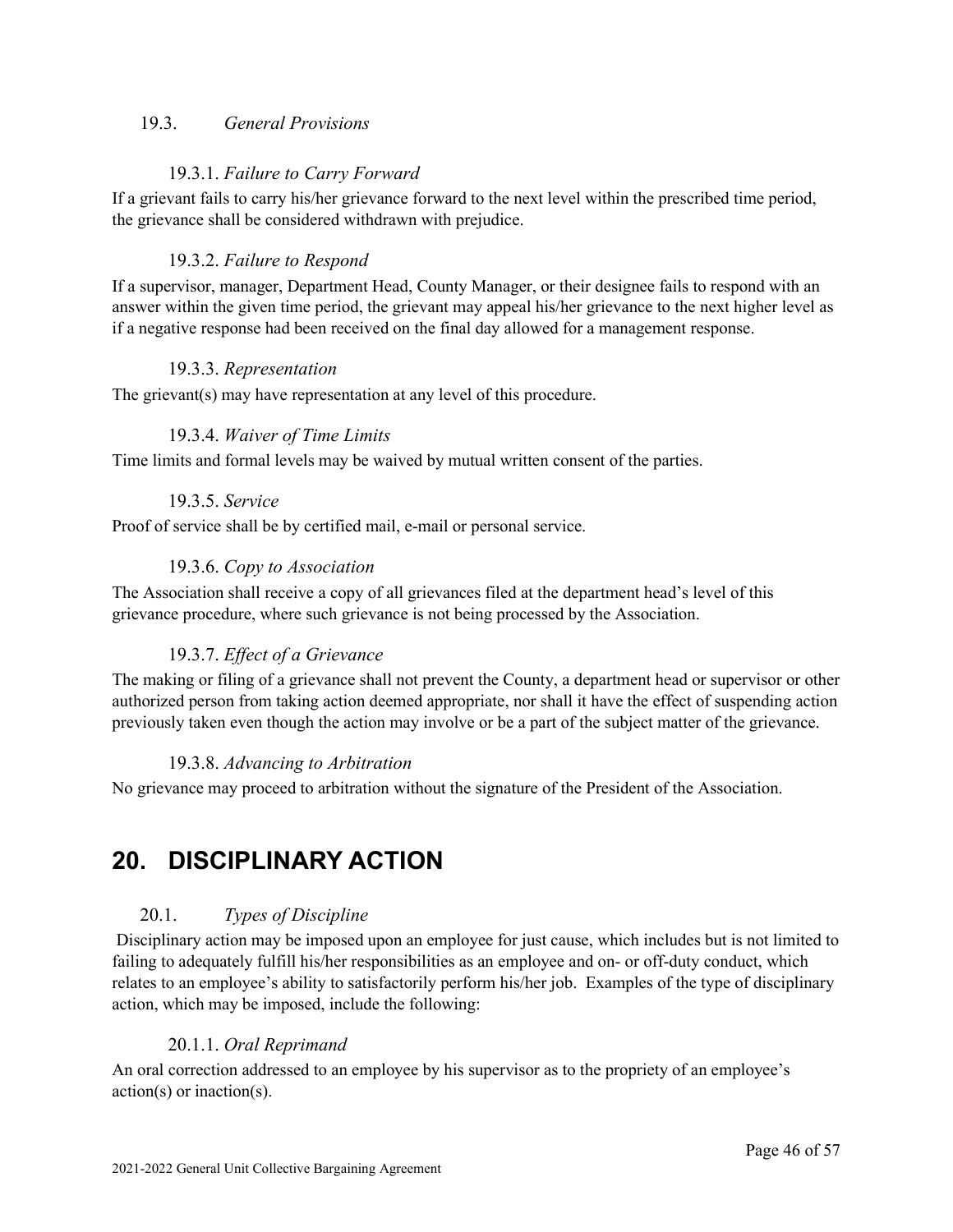### 19.3. *General Provisions*

#### 19.3.1. *Failure to Carry Forward*

If a grievant fails to carry his/her grievance forward to the next level within the prescribed time period, the grievance shall be considered withdrawn with prejudice.

#### 19.3.2. *Failure to Respond*

If a supervisor, manager, Department Head, County Manager, or their designee fails to respond with an answer within the given time period, the grievant may appeal his/her grievance to the next higher level as if a negative response had been received on the final day allowed for a management response.

#### 19.3.3. *Representation*

The grievant(s) may have representation at any level of this procedure.

#### 19.3.4. *Waiver of Time Limits*

Time limits and formal levels may be waived by mutual written consent of the parties.

#### 19.3.5. *Service*

Proof of service shall be by certified mail, e-mail or personal service.

#### 19.3.6. *Copy to Association*

The Association shall receive a copy of all grievances filed at the department head's level of this grievance procedure, where such grievance is not being processed by the Association.

#### 19.3.7. *Effect of a Grievance*

The making or filing of a grievance shall not prevent the County, a department head or supervisor or other authorized person from taking action deemed appropriate, nor shall it have the effect of suspending action previously taken even though the action may involve or be a part of the subject matter of the grievance.

#### 19.3.8. *Advancing to Arbitration*

No grievance may proceed to arbitration without the signature of the President of the Association.

## 20. DISCIPLINARY ACTION

### 20.1. *Types of Discipline*

Disciplinary action may be imposed upon an employee for just cause, which includes but is not limited to failing to adequately fulfill his/her responsibilities as an employee and on- or off-duty conduct, which relates to an employee's ability to satisfactorily perform his/her job. Examples of the type of disciplinary action, which may be imposed, include the following:

#### 20.1.1. *Oral Reprimand*

An oral correction addressed to an employee by his supervisor as to the propriety of an employee's action(s) or inaction(s).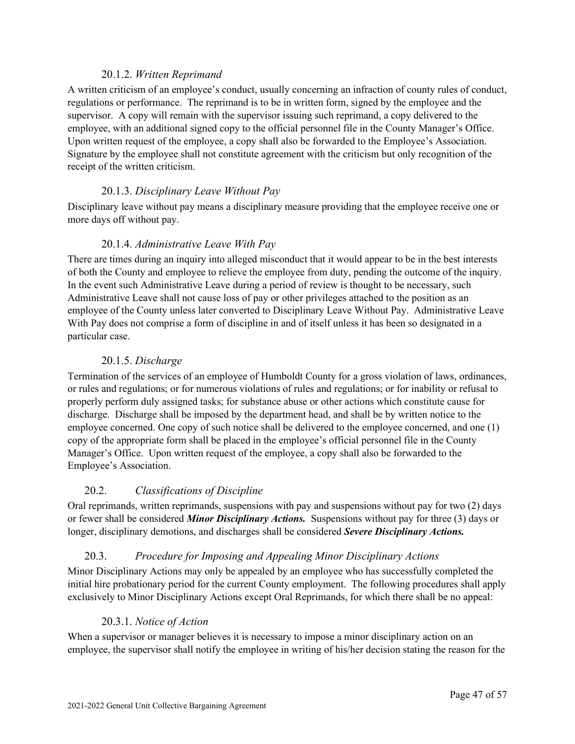#### 20.1.2. *Written Reprimand*

A written criticism of an employee's conduct, usually concerning an infraction of county rules of conduct, regulations or performance. The reprimand is to be in written form, signed by the employee and the supervisor. A copy will remain with the supervisor issuing such reprimand, a copy delivered to the employee, with an additional signed copy to the official personnel file in the County Manager's Office. Upon written request of the employee, a copy shall also be forwarded to the Employee's Association. Signature by the employee shall not constitute agreement with the criticism but only recognition of the receipt of the written criticism.

#### 20.1.3. *Disciplinary Leave Without Pay*

Disciplinary leave without pay means a disciplinary measure providing that the employee receive one or more days off without pay.

#### 20.1.4. *Administrative Leave With Pay*

There are times during an inquiry into alleged misconduct that it would appear to be in the best interests of both the County and employee to relieve the employee from duty, pending the outcome of the inquiry. In the event such Administrative Leave during a period of review is thought to be necessary, such Administrative Leave shall not cause loss of pay or other privileges attached to the position as an employee of the County unless later converted to Disciplinary Leave Without Pay. Administrative Leave With Pay does not comprise a form of discipline in and of itself unless it has been so designated in a particular case.

#### 20.1.5. *Discharge*

Termination of the services of an employee of Humboldt County for a gross violation of laws, ordinances, or rules and regulations; or for numerous violations of rules and regulations; or for inability or refusal to properly perform duly assigned tasks; for substance abuse or other actions which constitute cause for discharge. Discharge shall be imposed by the department head, and shall be by written notice to the employee concerned. One copy of such notice shall be delivered to the employee concerned, and one (1) copy of the appropriate form shall be placed in the employee's official personnel file in the County Manager's Office. Upon written request of the employee, a copy shall also be forwarded to the Employee's Association.

### 20.2. *Classifications of Discipline*

Oral reprimands, written reprimands, suspensions with pay and suspensions without pay for two (2) days or fewer shall be considered ***Minor Disciplinary Actions.*** Suspensions without pay for three (3) days or longer, disciplinary demotions, and discharges shall be considered ***Severe Disciplinary Actions.***

### 20.3. *Procedure for Imposing and Appealing Minor Disciplinary Actions*

Minor Disciplinary Actions may only be appealed by an employee who has successfully completed the initial hire probationary period for the current County employment. The following procedures shall apply exclusively to Minor Disciplinary Actions except Oral Reprimands, for which there shall be no appeal:

#### 20.3.1. *Notice of Action*

When a supervisor or manager believes it is necessary to impose a minor disciplinary action on an employee, the supervisor shall notify the employee in writing of his/her decision stating the reason for the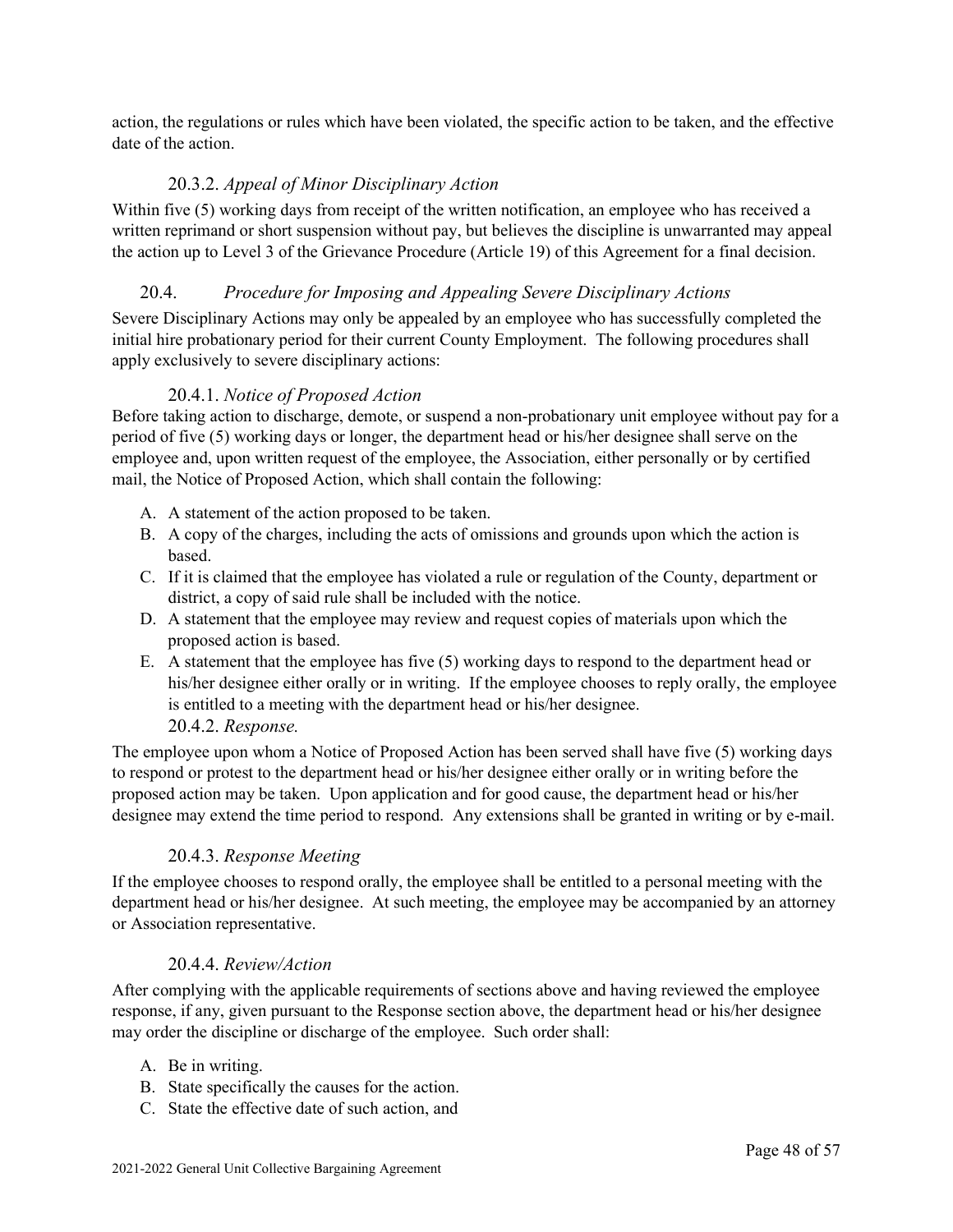action, the regulations or rules which have been violated, the specific action to be taken, and the effective date of the action.

#### 20.3.2. *Appeal of Minor Disciplinary Action*

Within five (5) working days from receipt of the written notification, an employee who has received a written reprimand or short suspension without pay, but believes the discipline is unwarranted may appeal the action up to Level 3 of the Grievance Procedure (Article 19) of this Agreement for a final decision.

### 20.4. *Procedure for Imposing and Appealing Severe Disciplinary Actions*

Severe Disciplinary Actions may only be appealed by an employee who has successfully completed the initial hire probationary period for their current County Employment. The following procedures shall apply exclusively to severe disciplinary actions:

#### 20.4.1. *Notice of Proposed Action*

Before taking action to discharge, demote, or suspend a non-probationary unit employee without pay for a period of five (5) working days or longer, the department head or his/her designee shall serve on the employee and, upon written request of the employee, the Association, either personally or by certified mail, the Notice of Proposed Action, which shall contain the following:

A. A statement of the action proposed to be taken.
B. A copy of the charges, including the acts of omissions and grounds upon which the action is based.
C. If it is claimed that the employee has violated a rule or regulation of the County, department or district, a copy of said rule shall be included with the notice.
D. A statement that the employee may review and request copies of materials upon which the proposed action is based.
E. A statement that the employee has five (5) working days to respond to the department head or his/her designee either orally or in writing. If the employee chooses to reply orally, the employee is entitled to a meeting with the department head or his/her designee.

#### 20.4.2. *Response.*

The employee upon whom a Notice of Proposed Action has been served shall have five (5) working days to respond or protest to the department head or his/her designee either orally or in writing before the proposed action may be taken. Upon application and for good cause, the department head or his/her designee may extend the time period to respond. Any extensions shall be granted in writing or by e-mail.

#### 20.4.3. *Response Meeting*

If the employee chooses to respond orally, the employee shall be entitled to a personal meeting with the department head or his/her designee. At such meeting, the employee may be accompanied by an attorney or Association representative.

#### 20.4.4. *Review/Action*

After complying with the applicable requirements of sections above and having reviewed the employee response, if any, given pursuant to the Response section above, the department head or his/her designee may order the discipline or discharge of the employee. Such order shall:

A. Be in writing.
B. State specifically the causes for the action.
C. State the effective date of such action, and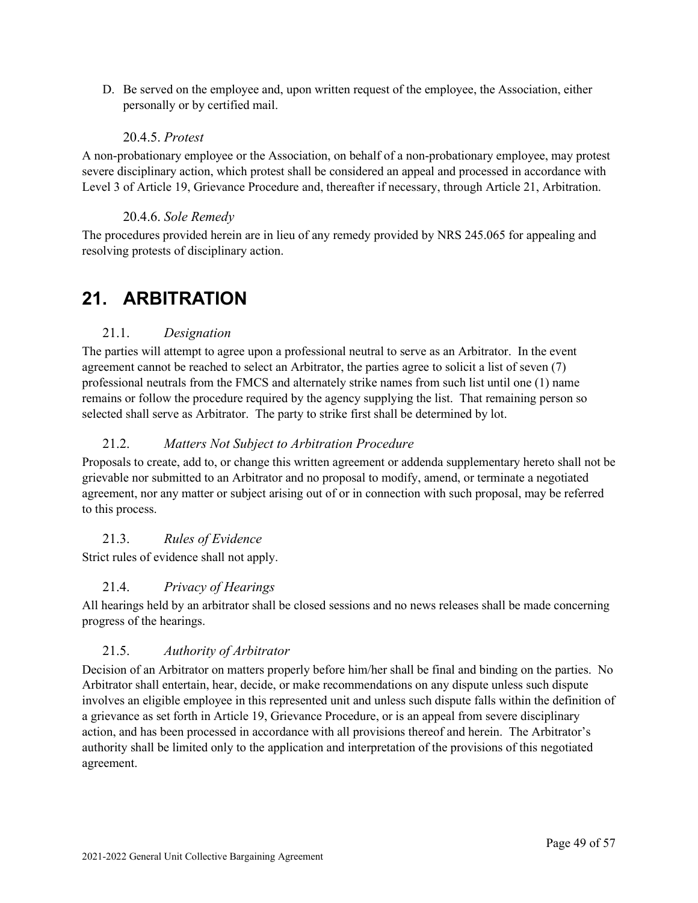D. Be served on the employee and, upon written request of the employee, the Association, either personally or by certified mail.

#### 20.4.5. *Protest*

A non-probationary employee or the Association, on behalf of a non-probationary employee, may protest severe disciplinary action, which protest shall be considered an appeal and processed in accordance with Level 3 of Article 19, Grievance Procedure and, thereafter if necessary, through Article 21, Arbitration.

#### 20.4.6. *Sole Remedy*

The procedures provided herein are in lieu of any remedy provided by NRS 245.065 for appealing and resolving protests of disciplinary action.

# 21. ARBITRATION

### 21.1. *Designation*

The parties will attempt to agree upon a professional neutral to serve as an Arbitrator. In the event agreement cannot be reached to select an Arbitrator, the parties agree to solicit a list of seven (7) professional neutrals from the FMCS and alternately strike names from such list until one (1) name remains or follow the procedure required by the agency supplying the list. That remaining person so selected shall serve as Arbitrator. The party to strike first shall be determined by lot.

### 21.2. *Matters Not Subject to Arbitration Procedure*

Proposals to create, add to, or change this written agreement or addenda supplementary hereto shall not be grievable nor submitted to an Arbitrator and no proposal to modify, amend, or terminate a negotiated agreement, nor any matter or subject arising out of or in connection with such proposal, may be referred to this process.

### 21.3. *Rules of Evidence*

Strict rules of evidence shall not apply.

### 21.4. *Privacy of Hearings*

All hearings held by an arbitrator shall be closed sessions and no news releases shall be made concerning progress of the hearings.

### 21.5. *Authority of Arbitrator*

Decision of an Arbitrator on matters properly before him/her shall be final and binding on the parties. No Arbitrator shall entertain, hear, decide, or make recommendations on any dispute unless such dispute involves an eligible employee in this represented unit and unless such dispute falls within the definition of a grievance as set forth in Article 19, Grievance Procedure, or is an appeal from severe disciplinary action, and has been processed in accordance with all provisions thereof and herein. The Arbitrator's authority shall be limited only to the application and interpretation of the provisions of this negotiated agreement.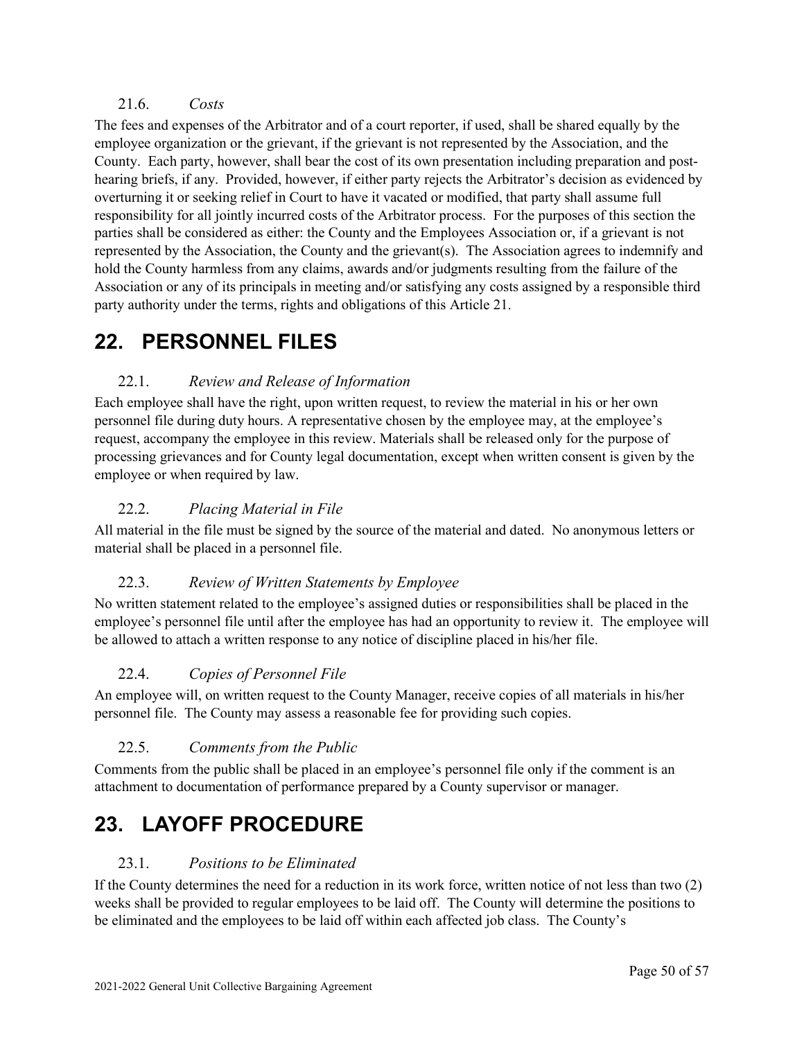### 21.6. *Costs*

The fees and expenses of the Arbitrator and of a court reporter, if used, shall be shared equally by the employee organization or the grievant, if the grievant is not represented by the Association, and the County. Each party, however, shall bear the cost of its own presentation including preparation and post-hearing briefs, if any. Provided, however, if either party rejects the Arbitrator's decision as evidenced by overturning it or seeking relief in Court to have it vacated or modified, that party shall assume full responsibility for all jointly incurred costs of the Arbitrator process. For the purposes of this section the parties shall be considered as either: the County and the Employees Association or, if a grievant is not represented by the Association, the County and the grievant(s). The Association agrees to indemnify and hold the County harmless from any claims, awards and/or judgments resulting from the failure of the Association or any of its principals in meeting and/or satisfying any costs assigned by a responsible third party authority under the terms, rights and obligations of this Article 21.

# 22. PERSONNEL FILES

### 22.1. *Review and Release of Information*

Each employee shall have the right, upon written request, to review the material in his or her own personnel file during duty hours. A representative chosen by the employee may, at the employee's request, accompany the employee in this review. Materials shall be released only for the purpose of processing grievances and for County legal documentation, except when written consent is given by the employee or when required by law.

### 22.2. *Placing Material in File*

All material in the file must be signed by the source of the material and dated. No anonymous letters or material shall be placed in a personnel file.

### 22.3. *Review of Written Statements by Employee*

No written statement related to the employee's assigned duties or responsibilities shall be placed in the employee's personnel file until after the employee has had an opportunity to review it. The employee will be allowed to attach a written response to any notice of discipline placed in his/her file.

### 22.4. *Copies of Personnel File*

An employee will, on written request to the County Manager, receive copies of all materials in his/her personnel file. The County may assess a reasonable fee for providing such copies.

### 22.5. *Comments from the Public*

Comments from the public shall be placed in an employee's personnel file only if the comment is an attachment to documentation of performance prepared by a County supervisor or manager.

# 23. LAYOFF PROCEDURE

### 23.1. *Positions to be Eliminated*

If the County determines the need for a reduction in its work force, written notice of not less than two (2) weeks shall be provided to regular employees to be laid off. The County will determine the positions to be eliminated and the employees to be laid off within each affected job class. The County's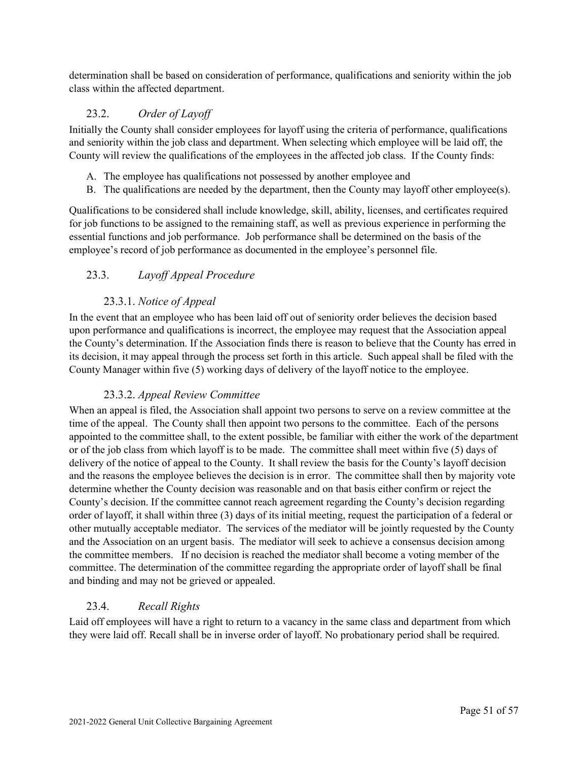determination shall be based on consideration of performance, qualifications and seniority within the job class within the affected department.

### 23.2. *Order of Layoff*

Initially the County shall consider employees for layoff using the criteria of performance, qualifications and seniority within the job class and department. When selecting which employee will be laid off, the County will review the qualifications of the employees in the affected job class. If the County finds:

A. The employee has qualifications not possessed by another employee and
B. The qualifications are needed by the department, then the County may layoff other employee(s).

Qualifications to be considered shall include knowledge, skill, ability, licenses, and certificates required for job functions to be assigned to the remaining staff, as well as previous experience in performing the essential functions and job performance. Job performance shall be determined on the basis of the employee's record of job performance as documented in the employee's personnel file.

### 23.3. *Layoff Appeal Procedure*

#### 23.3.1. *Notice of Appeal*

In the event that an employee who has been laid off out of seniority order believes the decision based upon performance and qualifications is incorrect, the employee may request that the Association appeal the County's determination. If the Association finds there is reason to believe that the County has erred in its decision, it may appeal through the process set forth in this article. Such appeal shall be filed with the County Manager within five (5) working days of delivery of the layoff notice to the employee.

#### 23.3.2. *Appeal Review Committee*

When an appeal is filed, the Association shall appoint two persons to serve on a review committee at the time of the appeal. The County shall then appoint two persons to the committee. Each of the persons appointed to the committee shall, to the extent possible, be familiar with either the work of the department or of the job class from which layoff is to be made. The committee shall meet within five (5) days of delivery of the notice of appeal to the County. It shall review the basis for the County's layoff decision and the reasons the employee believes the decision is in error. The committee shall then by majority vote determine whether the County decision was reasonable and on that basis either confirm or reject the County's decision. If the committee cannot reach agreement regarding the County's decision regarding order of layoff, it shall within three (3) days of its initial meeting, request the participation of a federal or other mutually acceptable mediator. The services of the mediator will be jointly requested by the County and the Association on an urgent basis. The mediator will seek to achieve a consensus decision among the committee members. If no decision is reached the mediator shall become a voting member of the committee. The determination of the committee regarding the appropriate order of layoff shall be final and binding and may not be grieved or appealed.

### 23.4. *Recall Rights*

Laid off employees will have a right to return to a vacancy in the same class and department from which they were laid off. Recall shall be in inverse order of layoff. No probationary period shall be required.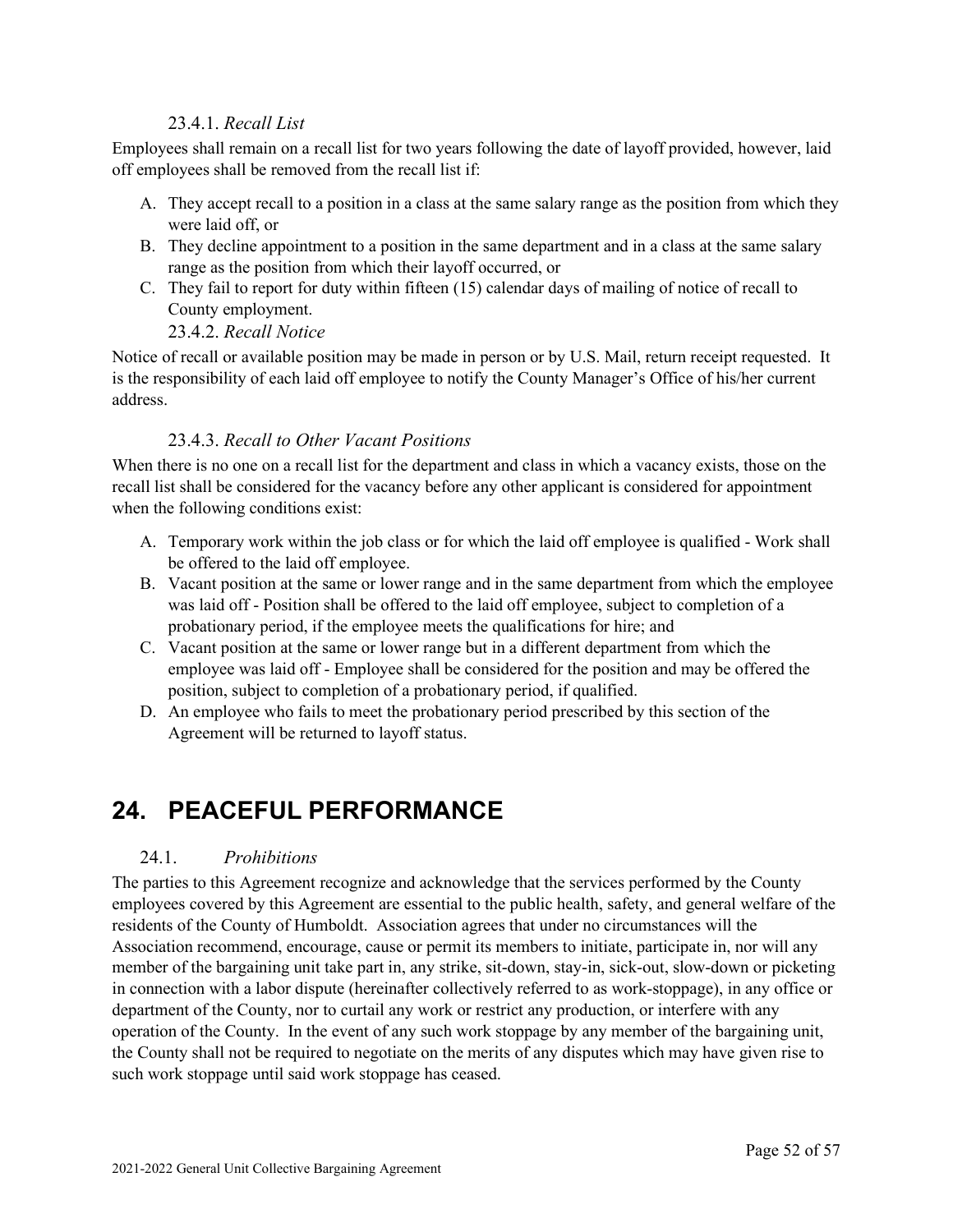#### 23.4.1. *Recall List*

Employees shall remain on a recall list for two years following the date of layoff provided, however, laid off employees shall be removed from the recall list if:

A. They accept recall to a position in a class at the same salary range as the position from which they were laid off, or
B. They decline appointment to a position in the same department and in a class at the same salary range as the position from which their layoff occurred, or
C. They fail to report for duty within fifteen (15) calendar days of mailing of notice of recall to County employment.

#### 23.4.2. *Recall Notice*

Notice of recall or available position may be made in person or by U.S. Mail, return receipt requested. It is the responsibility of each laid off employee to notify the County Manager's Office of his/her current address.

#### 23.4.3. *Recall to Other Vacant Positions*

When there is no one on a recall list for the department and class in which a vacancy exists, those on the recall list shall be considered for the vacancy before any other applicant is considered for appointment when the following conditions exist:

A. Temporary work within the job class or for which the laid off employee is qualified - Work shall be offered to the laid off employee.
B. Vacant position at the same or lower range and in the same department from which the employee was laid off - Position shall be offered to the laid off employee, subject to completion of a probationary period, if the employee meets the qualifications for hire; and
C. Vacant position at the same or lower range but in a different department from which the employee was laid off - Employee shall be considered for the position and may be offered the position, subject to completion of a probationary period, if qualified.
D. An employee who fails to meet the probationary period prescribed by this section of the Agreement will be returned to layoff status.

# 24. PEACEFUL PERFORMANCE

## 24.1. *Prohibitions*

The parties to this Agreement recognize and acknowledge that the services performed by the County employees covered by this Agreement are essential to the public health, safety, and general welfare of the residents of the County of Humboldt. Association agrees that under no circumstances will the Association recommend, encourage, cause or permit its members to initiate, participate in, nor will any member of the bargaining unit take part in, any strike, sit-down, stay-in, sick-out, slow-down or picketing in connection with a labor dispute (hereinafter collectively referred to as work-stoppage), in any office or department of the County, nor to curtail any work or restrict any production, or interfere with any operation of the County. In the event of any such work stoppage by any member of the bargaining unit, the County shall not be required to negotiate on the merits of any disputes which may have given rise to such work stoppage until said work stoppage has ceased.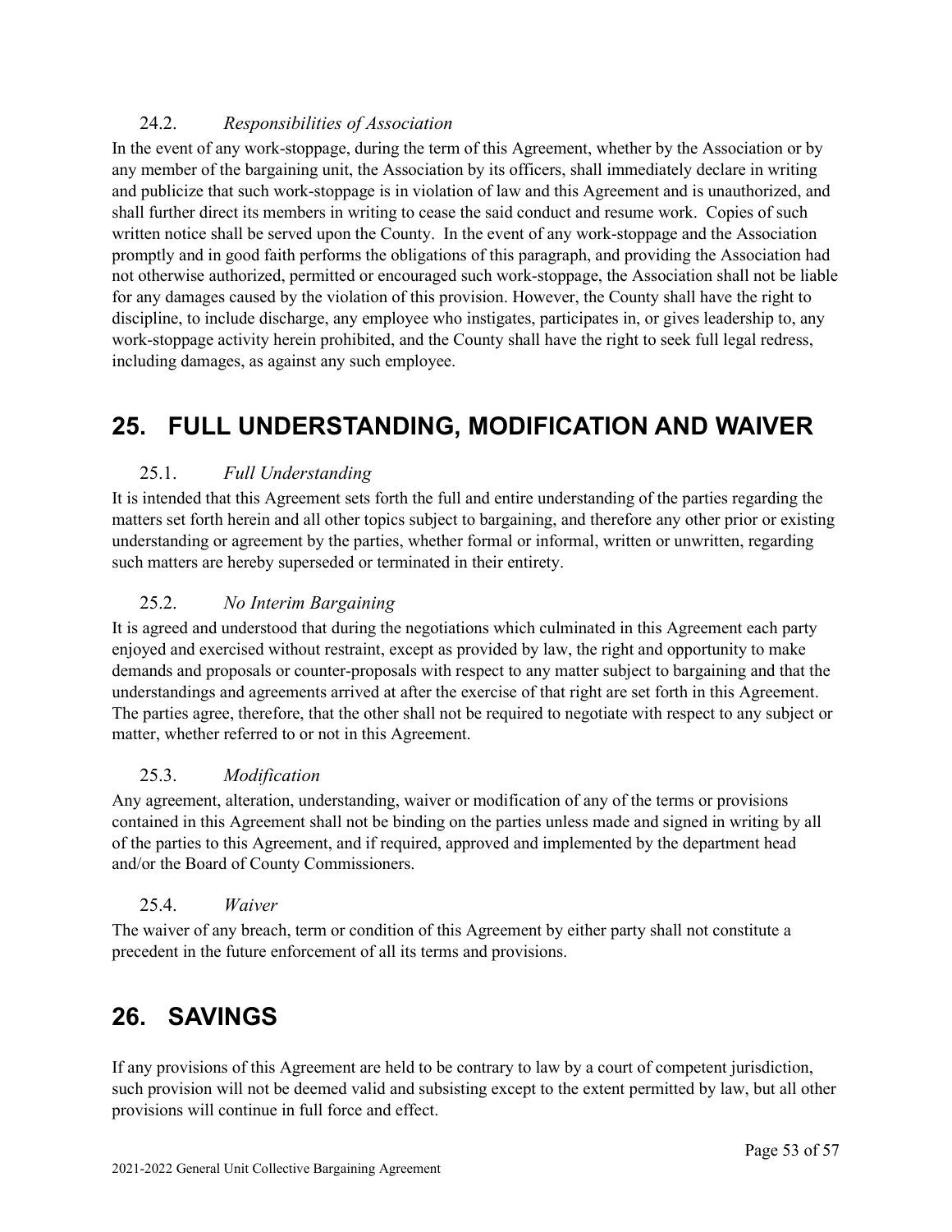### 24.2. *Responsibilities of Association*

In the event of any work-stoppage, during the term of this Agreement, whether by the Association or by any member of the bargaining unit, the Association by its officers, shall immediately declare in writing and publicize that such work-stoppage is in violation of law and this Agreement and is unauthorized, and shall further direct its members in writing to cease the said conduct and resume work. Copies of such written notice shall be served upon the County. In the event of any work-stoppage and the Association promptly and in good faith performs the obligations of this paragraph, and providing the Association had not otherwise authorized, permitted or encouraged such work-stoppage, the Association shall not be liable for any damages caused by the violation of this provision. However, the County shall have the right to discipline, to include discharge, any employee who instigates, participates in, or gives leadership to, any work-stoppage activity herein prohibited, and the County shall have the right to seek full legal redress, including damages, as against any such employee.

## 25. FULL UNDERSTANDING, MODIFICATION AND WAIVER

### 25.1. *Full Understanding*

It is intended that this Agreement sets forth the full and entire understanding of the parties regarding the matters set forth herein and all other topics subject to bargaining, and therefore any other prior or existing understanding or agreement by the parties, whether formal or informal, written or unwritten, regarding such matters are hereby superseded or terminated in their entirety.

### 25.2. *No Interim Bargaining*

It is agreed and understood that during the negotiations which culminated in this Agreement each party enjoyed and exercised without restraint, except as provided by law, the right and opportunity to make demands and proposals or counter-proposals with respect to any matter subject to bargaining and that the understandings and agreements arrived at after the exercise of that right are set forth in this Agreement. The parties agree, therefore, that the other shall not be required to negotiate with respect to any subject or matter, whether referred to or not in this Agreement.

### 25.3. *Modification*

Any agreement, alteration, understanding, waiver or modification of any of the terms or provisions contained in this Agreement shall not be binding on the parties unless made and signed in writing by all of the parties to this Agreement, and if required, approved and implemented by the department head and/or the Board of County Commissioners.

### 25.4. *Waiver*

The waiver of any breach, term or condition of this Agreement by either party shall not constitute a precedent in the future enforcement of all its terms and provisions.

## 26. SAVINGS

If any provisions of this Agreement are held to be contrary to law by a court of competent jurisdiction, such provision will not be deemed valid and subsisting except to the extent permitted by law, but all other provisions will continue in full force and effect.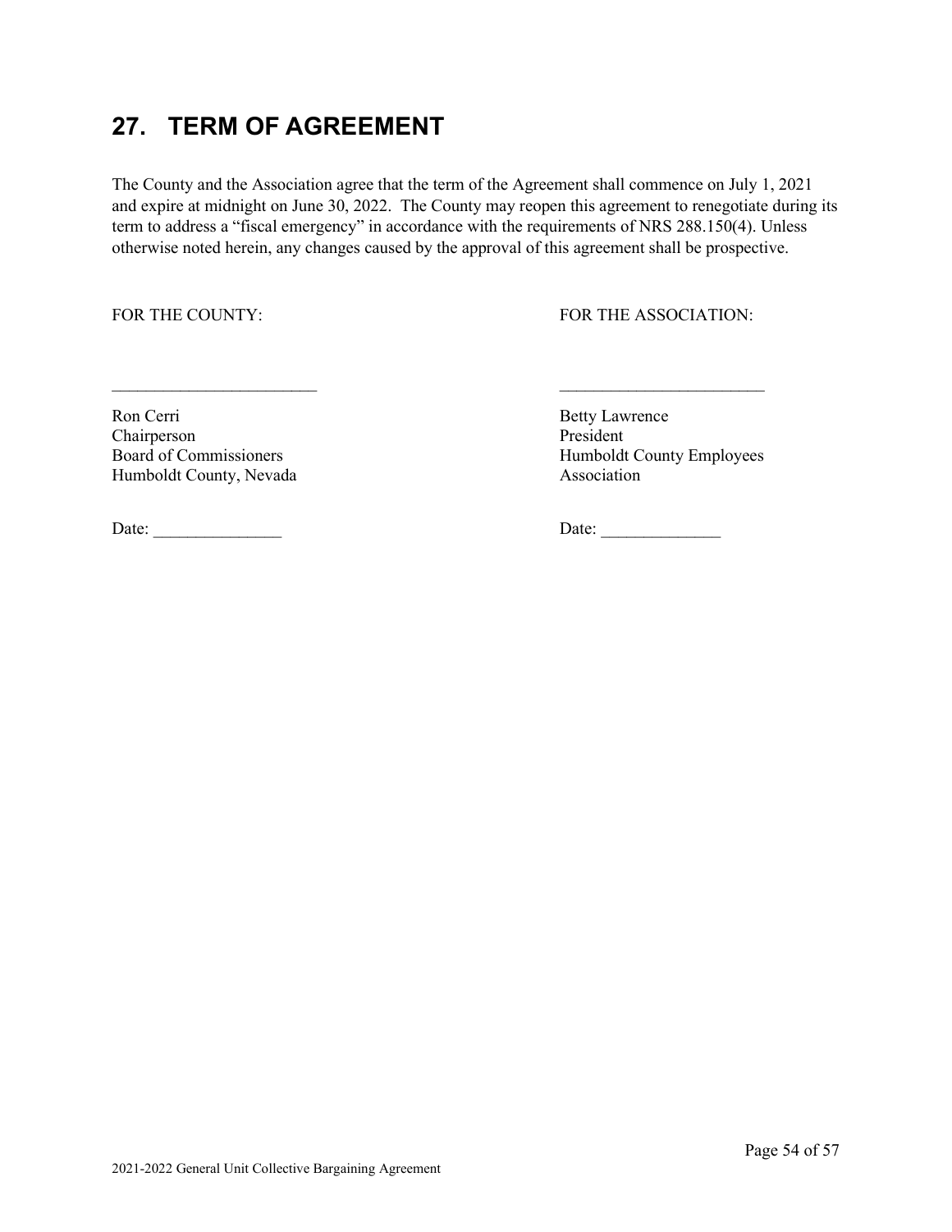# 27. TERM OF AGREEMENT

The County and the Association agree that the term of the Agreement shall commence on July 1, 2021 and expire at midnight on June 30, 2022. The County may reopen this agreement to renegotiate during its term to address a "fiscal emergency" in accordance with the requirements of NRS 288.150(4). Unless otherwise noted herein, any changes caused by the approval of this agreement shall be prospective.

FOR THE COUNTY:

________________________

Ron Cerri
Chairperson
Board of Commissioners
Humboldt County, Nevada

Date: _______________

FOR THE ASSOCIATION:

________________________

Betty Lawrence
President
Humboldt County Employees
Association

Date: ______________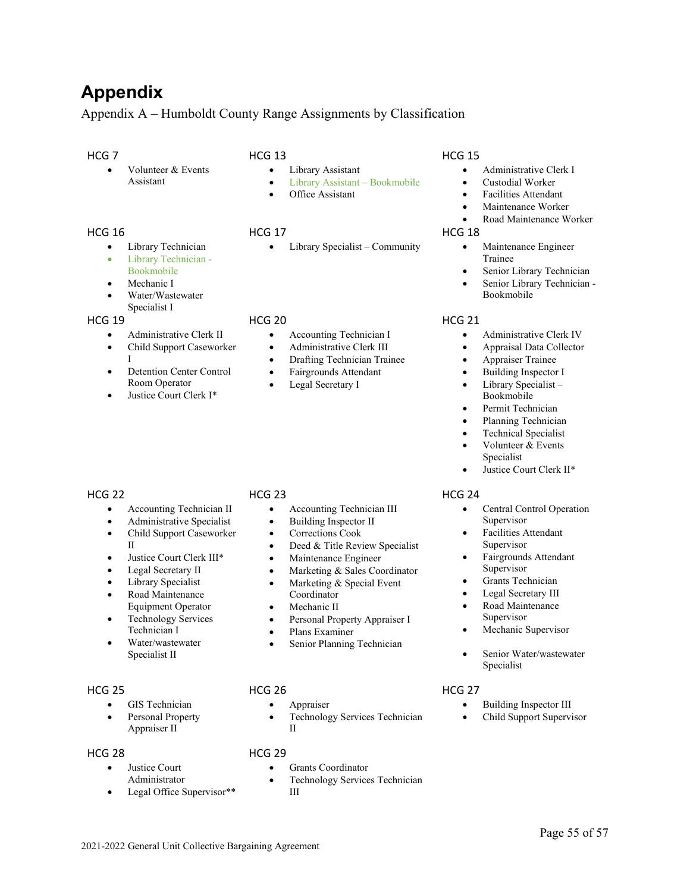# Appendix

Appendix A – Humboldt County Range Assignments by Classification

HCG 7

- Volunteer & Events Assistant

HCG 13

- Library Assistant
- Library Assistant – Bookmobile
- Office Assistant

HCG 15

- Administrative Clerk I
- Custodial Worker
- Facilities Attendant
- Maintenance Worker
- Road Maintenance Worker

HCG 16

- Library Technician
- Library Technician - Bookmobile
- Mechanic I
- Water/Wastewater Specialist I

HCG 17

- Library Specialist – Community

HCG 18

- Maintenance Engineer Trainee
- Senior Library Technician
- Senior Library Technician - Bookmobile

HCG 19

- Administrative Clerk II
- Child Support Caseworker I
- Detention Center Control Room Operator
- Justice Court Clerk I*

HCG 20

- Accounting Technician I
- Administrative Clerk III
- Drafting Technician Trainee
- Fairgrounds Attendant
- Legal Secretary I

HCG 21

- Administrative Clerk IV
- Appraisal Data Collector
- Appraiser Trainee
- Building Inspector I
- Library Specialist – Bookmobile
- Permit Technician
- Planning Technician
- Technical Specialist
- Volunteer & Events Specialist
- Justice Court Clerk II*

HCG 22

- Accounting Technician II
- Administrative Specialist
- Child Support Caseworker II
- Justice Court Clerk III*
- Legal Secretary II
- Library Specialist
- Road Maintenance Equipment Operator
- Technology Services Technician I
- Water/wastewater Specialist II

HCG 23

- Accounting Technician III
- Building Inspector II
- Corrections Cook
- Deed & Title Review Specialist
- Maintenance Engineer
- Marketing & Sales Coordinator
- Marketing & Special Event Coordinator
- Mechanic II
- Personal Property Appraiser I
- Plans Examiner
- Senior Planning Technician

HCG 24

- Central Control Operation Supervisor
- Facilities Attendant Supervisor
- Fairgrounds Attendant Supervisor
- Grants Technician
- Legal Secretary III
- Road Maintenance Supervisor
- Mechanic Supervisor
- Senior Water/wastewater Specialist

HCG 25

- GIS Technician
- Personal Property Appraiser II

HCG 26

- Appraiser
- Technology Services Technician II

HCG 27

- Building Inspector III
- Child Support Supervisor

HCG 28

- Justice Court Administrator
- Legal Office Supervisor**

HCG 29

- Grants Coordinator
- Technology Services Technician III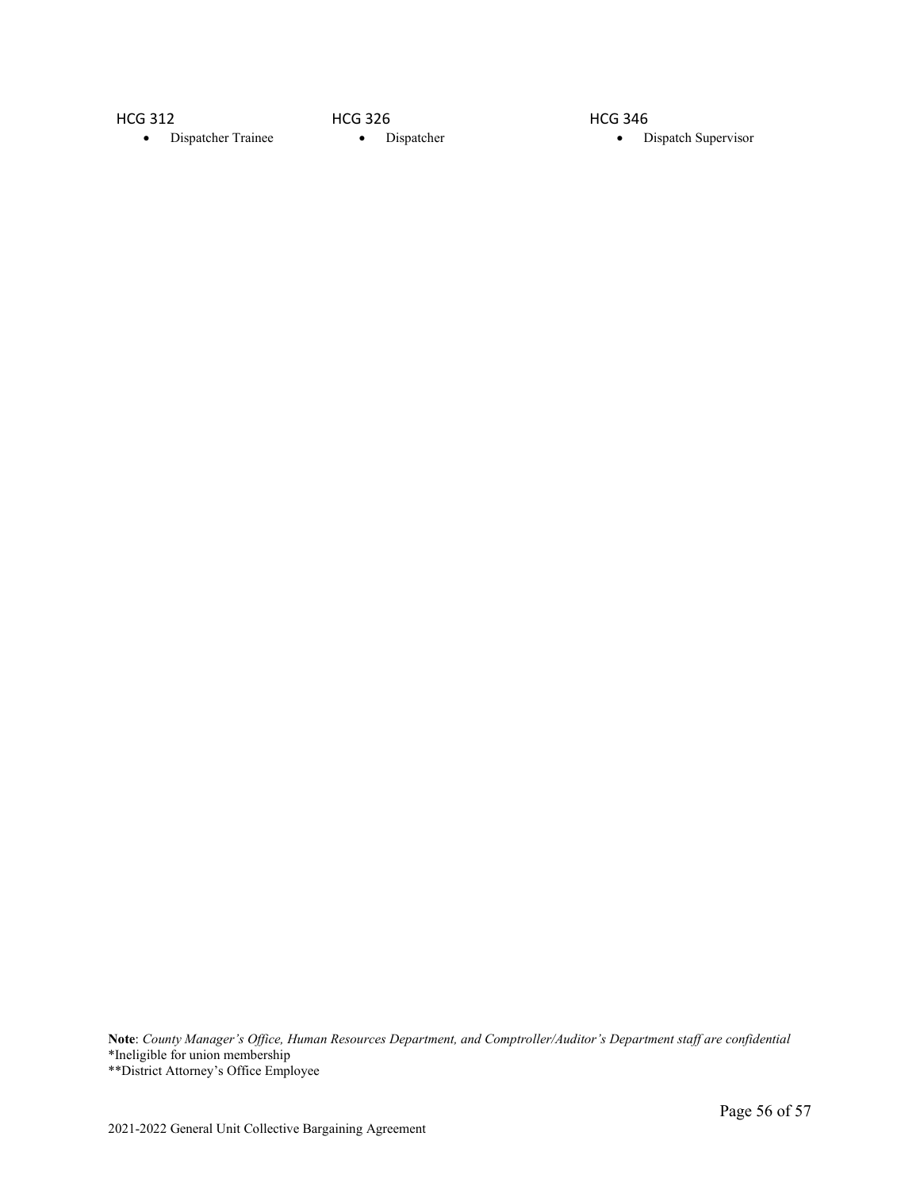HCG 312

- Dispatcher Trainee

HCG 326

- Dispatcher

HCG 346

- Dispatch Supervisor

**Note**: *County Manager's Office, Human Resources Department, and Comptroller/Auditor's Department staff are confidential*
*Ineligible for union membership
**District Attorney's Office Employee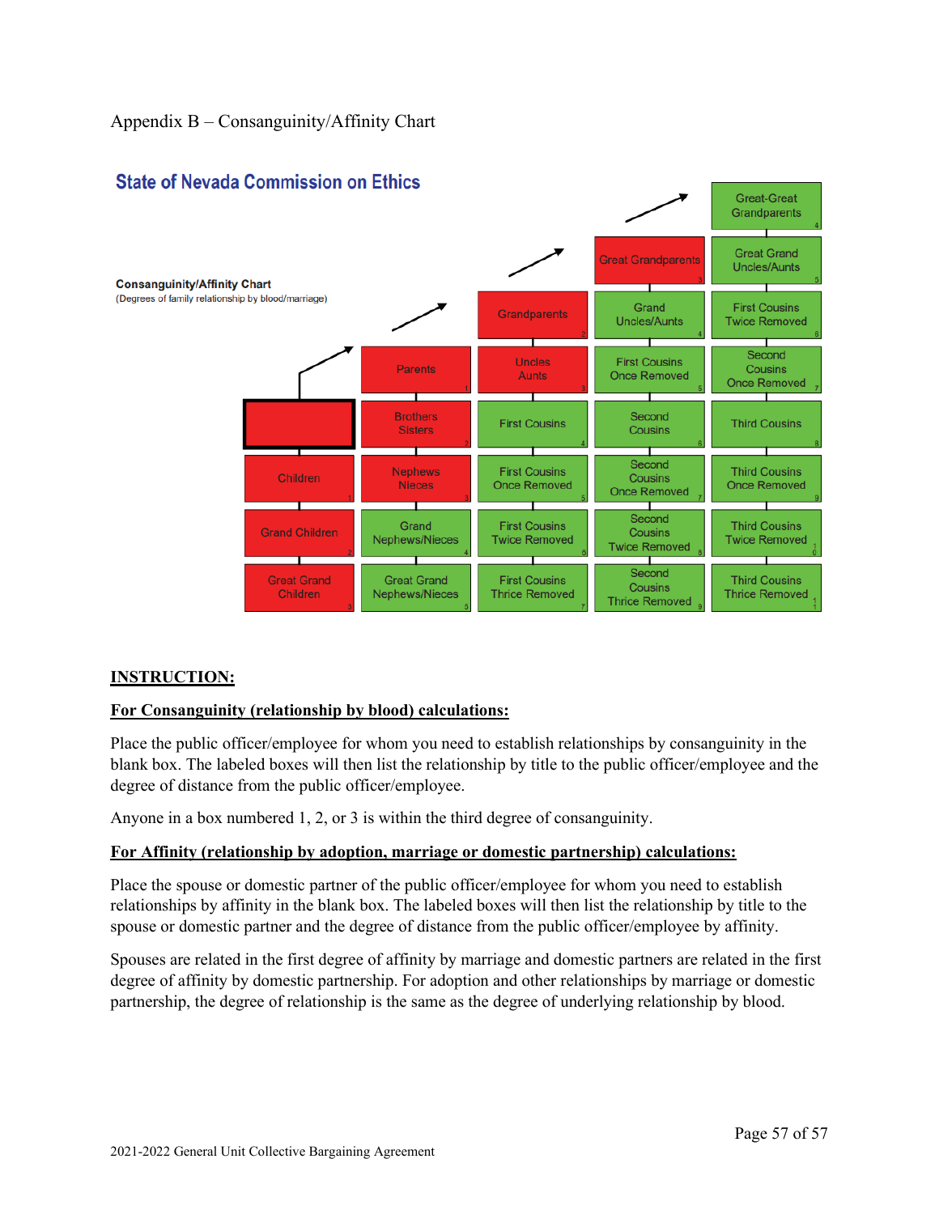Appendix B – Consanguinity/Affinity Chart

State of Nevada Commission on Ethics

Consanguinity/Affinity Chart
(Degrees of family relationship by blood/marriage)

Great-Great Grandparents 4
Great Grandparents 3
Great Grand Uncles/Aunts 5
Grandparents 2
Grand Uncles/Aunts 4
First Cousins Twice Removed 6
Parents 1
Uncles Aunts 3
First Cousins Once Removed 5
Second Cousins Once Removed 7
Brothers Sisters 2
First Cousins 4
Second Cousins 6
Third Cousins 8
Children 1
Nephews Nieces 3
First Cousins Once Removed 5
Second Cousins Once Removed 7
Third Cousins Once Removed 9
Grand Children 2
Grand Nephews/Nieces 4
First Cousins Twice Removed 6
Second Cousins Twice Removed 8
Third Cousins Twice Removed 10
Great Grand Children 3
Great Grand Nephews/Nieces 5
First Cousins Thrice Removed 7
Second Cousins Thrice Removed 9
Third Cousins Thrice Removed 11

**INSTRUCTION:**

**For Consanguinity (relationship by blood) calculations:**

Place the public officer/employee for whom you need to establish relationships by consanguinity in the blank box. The labeled boxes will then list the relationship by title to the public officer/employee and the degree of distance from the public officer/employee.

Anyone in a box numbered 1, 2, or 3 is within the third degree of consanguinity.

**For Affinity (relationship by adoption, marriage or domestic partnership) calculations:**

Place the spouse or domestic partner of the public officer/employee for whom you need to establish relationships by affinity in the blank box. The labeled boxes will then list the relationship by title to the spouse or domestic partner and the degree of distance from the public officer/employee by affinity.

Spouses are related in the first degree of affinity by marriage and domestic partners are related in the first degree of affinity by domestic partnership. For adoption and other relationships by marriage or domestic partnership, the degree of relationship is the same as the degree of underlying relationship by blood.